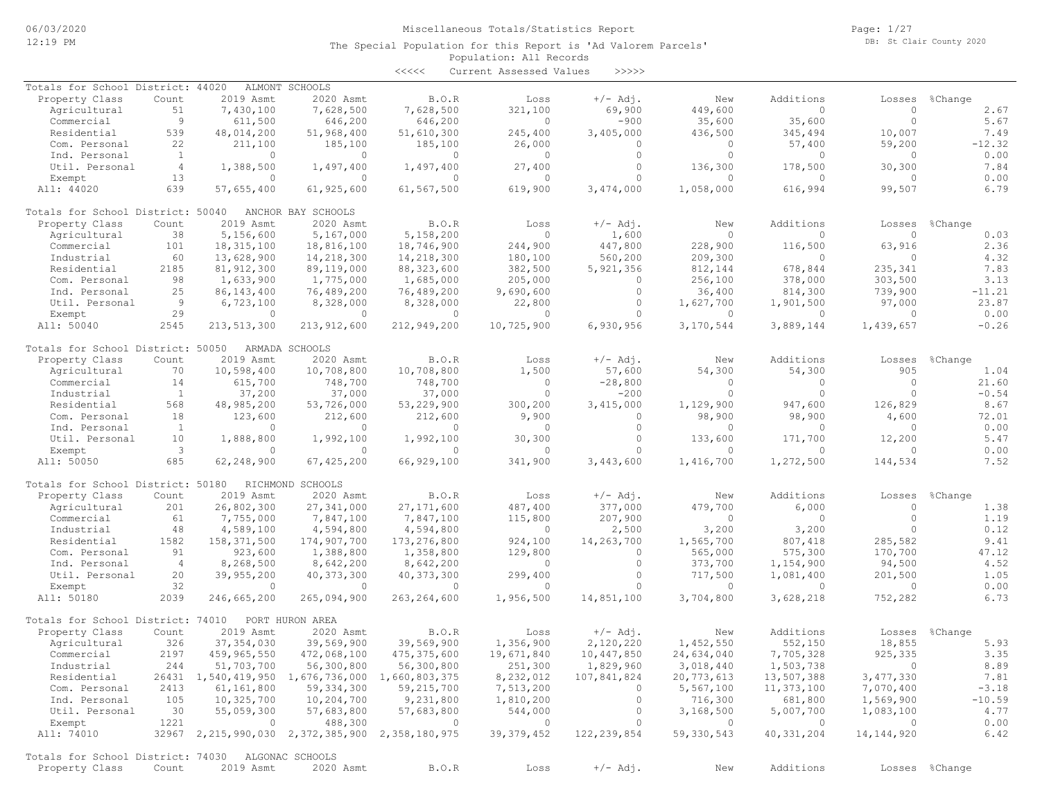# Miscellaneous Totals/Statistics Report

06/03/2020 12:19 PM

DB: St Clair County 2020

The Special Population for this Report is 'Ad Valorem Parcels'

Population: All Records

<<<<< Current Assessed Values >>>>>

## Totals for School District: 44020 ALMONT SCHOOLS

| Property Class | Count | 2019 Asmt | 2020 Asmt | B.O.R | Loss | +/- Adj. | New | Additions | Losses | %Change |
|---|---|---|---|---|---|---|---|---|---|---|
| Agricultural | 51 | 7,430,100 | 7,628,500 | 7,628,500 | 321,100 | 69,900 | 449,600 | 0 | 0 | 2.67 |
| Commercial | 9 | 611,500 | 646,200 | 646,200 | 0 | -900 | 35,600 | 35,600 | 0 | 5.67 |
| Residential | 539 | 48,014,200 | 51,968,400 | 51,610,300 | 245,400 | 3,405,000 | 436,500 | 345,494 | 10,007 | 7.49 |
| Com. Personal | 22 | 211,100 | 185,100 | 185,100 | 26,000 | 0 | 0 | 57,400 | 59,200 | -12.32 |
| Ind. Personal | 1 | 0 | 0 | 0 | 0 | 0 | 0 | 0 | 0 | 0.00 |
| Util. Personal | 4 | 1,388,500 | 1,497,400 | 1,497,400 | 27,400 | 0 | 136,300 | 178,500 | 30,300 | 7.84 |
| Exempt | 13 | 0 | 0 | 0 | 0 | 0 | 0 | 0 | 0 | 0.00 |
| All: 44020 | 639 | 57,655,400 | 61,925,600 | 61,567,500 | 619,900 | 3,474,000 | 1,058,000 | 616,994 | 99,507 | 6.79 |

## Totals for School District: 50040 ANCHOR BAY SCHOOLS

| Property Class | Count | 2019 Asmt | 2020 Asmt | B.O.R | Loss | +/- Adj. | New | Additions | Losses | %Change |
|---|---|---|---|---|---|---|---|---|---|---|
| Agricultural | 38 | 5,156,600 | 5,167,000 | 5,158,200 | 0 | 1,600 | 0 | 0 | 0 | 0.03 |
| Commercial | 101 | 18,315,100 | 18,816,100 | 18,746,900 | 244,900 | 447,800 | 228,900 | 116,500 | 63,916 | 2.36 |
| Industrial | 60 | 13,628,900 | 14,218,300 | 14,218,300 | 180,100 | 560,200 | 209,300 | 0 | 0 | 4.32 |
| Residential | 2185 | 81,912,300 | 89,119,000 | 88,323,600 | 382,500 | 5,921,356 | 812,144 | 678,844 | 235,341 | 7.83 |
| Com. Personal | 98 | 1,633,900 | 1,775,000 | 1,685,000 | 205,000 | 0 | 256,100 | 378,000 | 303,500 | 3.13 |
| Ind. Personal | 25 | 86,143,400 | 76,489,200 | 76,489,200 | 9,690,600 | 0 | 36,400 | 814,300 | 739,900 | -11.21 |
| Util. Personal | 9 | 6,723,100 | 8,328,000 | 8,328,000 | 22,800 | 0 | 1,627,700 | 1,901,500 | 97,000 | 23.87 |
| Exempt | 29 | 0 | 0 | 0 | 0 | 0 | 0 | 0 | 0 | 0.00 |
| All: 50040 | 2545 | 213,513,300 | 213,912,600 | 212,949,200 | 10,725,900 | 6,930,956 | 3,170,544 | 3,889,144 | 1,439,657 | -0.26 |

## Totals for School District: 50050 ARMADA SCHOOLS

| Property Class | Count | 2019 Asmt | 2020 Asmt | B.O.R | Loss | +/- Adj. | New | Additions | Losses | %Change |
|---|---|---|---|---|---|---|---|---|---|---|
| Agricultural | 70 | 10,598,400 | 10,708,800 | 10,708,800 | 1,500 | 57,600 | 54,300 | 54,300 | 905 | 1.04 |
| Commercial | 14 | 615,700 | 748,700 | 748,700 | 0 | -28,800 | 0 | 0 | 0 | 21.60 |
| Industrial | 1 | 37,200 | 37,000 | 37,000 | 0 | -200 | 0 | 0 | 0 | -0.54 |
| Residential | 568 | 48,985,200 | 53,726,000 | 53,229,900 | 300,200 | 3,415,000 | 1,129,900 | 947,600 | 126,829 | 8.67 |
| Com. Personal | 18 | 123,600 | 212,600 | 212,600 | 9,900 | 0 | 98,900 | 98,900 | 4,600 | 72.01 |
| Ind. Personal | 1 | 0 | 0 | 0 | 0 | 0 | 0 | 0 | 0 | 0.00 |
| Util. Personal | 10 | 1,888,800 | 1,992,100 | 1,992,100 | 30,300 | 0 | 133,600 | 171,700 | 12,200 | 5.47 |
| Exempt | 3 | 0 | 0 | 0 | 0 | 0 | 0 | 0 | 0 | 0.00 |
| All: 50050 | 685 | 62,248,900 | 67,425,200 | 66,929,100 | 341,900 | 3,443,600 | 1,416,700 | 1,272,500 | 144,534 | 7.52 |

## Totals for School District: 50180 RICHMOND SCHOOLS

| Property Class | Count | 2019 Asmt | 2020 Asmt | B.O.R | Loss | +/- Adj. | New | Additions | Losses | %Change |
|---|---|---|---|---|---|---|---|---|---|---|
| Agricultural | 201 | 26,802,300 | 27,341,000 | 27,171,600 | 487,400 | 377,000 | 479,700 | 6,000 | 0 | 1.38 |
| Commercial | 61 | 7,755,000 | 7,847,100 | 7,847,100 | 115,800 | 207,900 | 0 | 0 | 0 | 1.19 |
| Industrial | 48 | 4,589,100 | 4,594,800 | 4,594,800 | 0 | 2,500 | 3,200 | 3,200 | 0 | 0.12 |
| Residential | 1582 | 158,371,500 | 174,907,700 | 173,276,800 | 924,100 | 14,263,700 | 1,565,700 | 807,418 | 285,582 | 9.41 |
| Com. Personal | 91 | 923,600 | 1,388,800 | 1,358,800 | 129,800 | 0 | 565,000 | 575,300 | 170,700 | 47.12 |
| Ind. Personal | 4 | 8,268,500 | 8,642,200 | 8,642,200 | 0 | 0 | 373,700 | 1,154,900 | 94,500 | 4.52 |
| Util. Personal | 20 | 39,955,200 | 40,373,300 | 40,373,300 | 299,400 | 0 | 717,500 | 1,081,400 | 201,500 | 1.05 |
| Exempt | 32 | 0 | 0 | 0 | 0 | 0 | 0 | 0 | 0 | 0.00 |
| All: 50180 | 2039 | 246,665,200 | 265,094,900 | 263,264,600 | 1,956,500 | 14,851,100 | 3,704,800 | 3,628,218 | 752,282 | 6.73 |

## Totals for School District: 74010 PORT HURON AREA

| Property Class | Count | 2019 Asmt | 2020 Asmt | B.O.R | Loss | +/- Adj. | New | Additions | Losses | %Change |
|---|---|---|---|---|---|---|---|---|---|---|
| Agricultural | 326 | 37,354,030 | 39,569,900 | 39,569,900 | 1,356,900 | 2,120,220 | 1,452,550 | 552,150 | 18,855 | 5.93 |
| Commercial | 2197 | 459,965,550 | 472,068,100 | 475,375,600 | 19,671,840 | 10,447,850 | 24,634,040 | 7,705,328 | 925,335 | 3.35 |
| Industrial | 244 | 51,703,700 | 56,300,800 | 56,300,800 | 251,300 | 1,829,960 | 3,018,440 | 1,503,738 | 0 | 8.89 |
| Residential | 26431 | 1,540,419,950 | 1,676,736,000 | 1,660,803,375 | 8,232,012 | 107,841,824 | 20,773,613 | 13,507,388 | 3,477,330 | 7.81 |
| Com. Personal | 2413 | 61,161,800 | 59,334,300 | 59,215,700 | 7,513,200 | 0 | 5,567,100 | 11,373,100 | 7,070,400 | -3.18 |
| Ind. Personal | 105 | 10,325,700 | 10,204,700 | 9,231,800 | 1,810,200 | 0 | 716,300 | 681,800 | 1,569,900 | -10.59 |
| Util. Personal | 30 | 55,059,300 | 57,683,800 | 57,683,800 | 544,000 | 0 | 3,168,500 | 5,007,700 | 1,083,100 | 4.77 |
| Exempt | 1221 | 0 | 488,300 | 0 | 0 | 0 | 0 | 0 | 0 | 0.00 |
| All: 74010 | 32967 | 2,215,990,030 | 2,372,385,900 | 2,358,180,975 | 39,379,452 | 122,239,854 | 59,330,543 | 40,331,204 | 14,144,920 | 6.42 |

## Totals for School District: 74030 ALGONAC SCHOOLS

| Property Class | Count | 2019 Asmt | 2020 Asmt | B.O.R | Loss | +/- Adj. | New | Additions | Losses | %Change |
|---|---|---|---|---|---|---|---|---|---|---|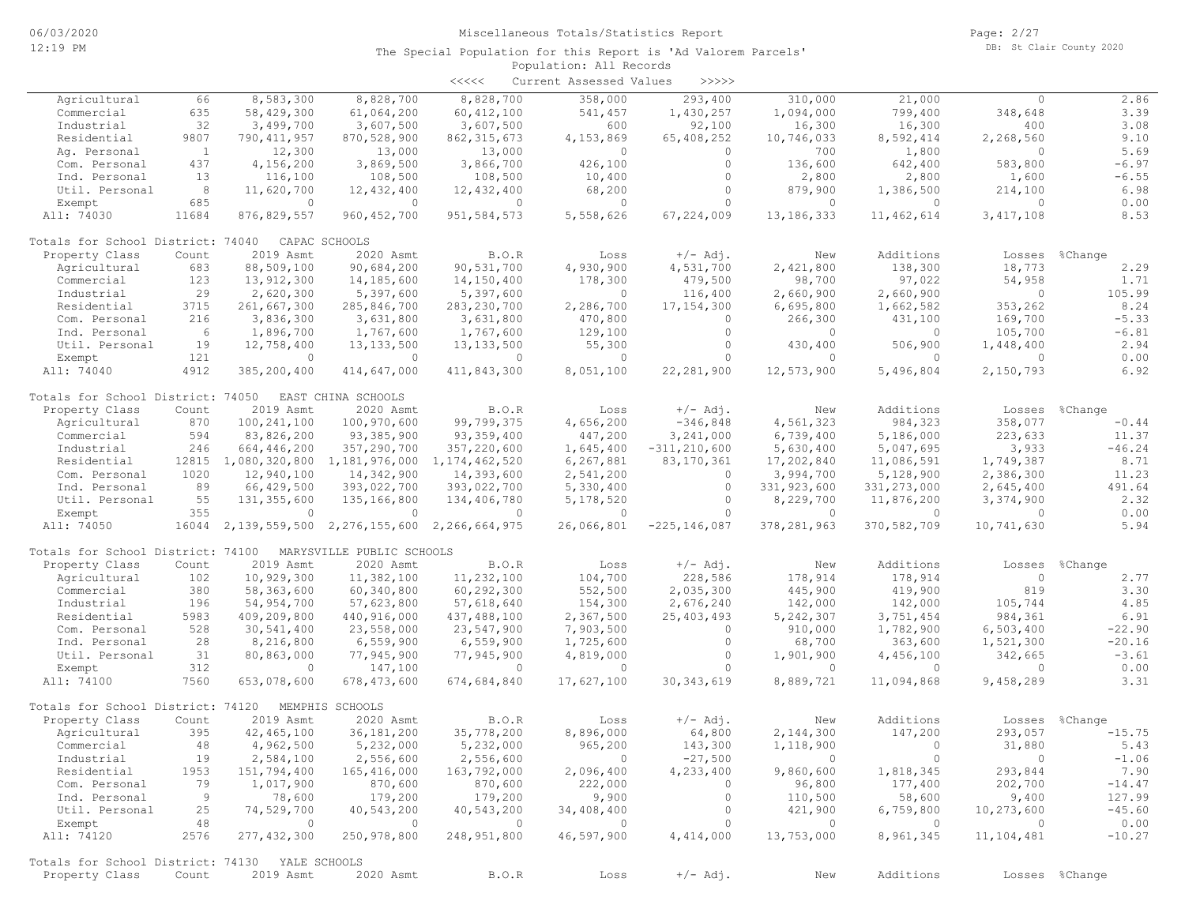Miscellaneous Totals/Statistics Report

The Special Population for this Report is 'Ad Valorem Parcels'
Population: All Records
<<<<< Current Assessed Values >>>>>

| Property Class | Count | 2019 Asmt | 2020 Asmt | B.O.R | Loss | +/- Adj. | New | Additions | Losses | %Change |
|---|---|---|---|---|---|---|---|---|---|---|
| Agricultural | 66 | 8,583,300 | 8,828,700 | 8,828,700 | 358,000 | 293,400 | 310,000 | 21,000 | 0 | 2.86 |
| Commercial | 635 | 58,429,300 | 61,064,200 | 60,412,100 | 541,457 | 1,430,257 | 1,094,000 | 799,400 | 348,648 | 3.39 |
| Industrial | 32 | 3,499,700 | 3,607,500 | 3,607,500 | 600 | 92,100 | 16,300 | 16,300 | 400 | 3.08 |
| Residential | 9807 | 790,411,957 | 870,528,900 | 862,315,673 | 4,153,869 | 65,408,252 | 10,746,033 | 8,592,414 | 2,268,560 | 9.10 |
| Ag. Personal | 1 | 12,300 | 13,000 | 13,000 | 0 | 0 | 700 | 1,800 | 0 | 5.69 |
| Com. Personal | 437 | 4,156,200 | 3,869,500 | 3,866,700 | 426,100 | 0 | 136,600 | 642,400 | 583,800 | -6.97 |
| Ind. Personal | 13 | 116,100 | 108,500 | 108,500 | 10,400 | 0 | 2,800 | 2,800 | 1,600 | -6.55 |
| Util. Personal | 8 | 11,620,700 | 12,432,400 | 12,432,400 | 68,200 | 0 | 879,900 | 1,386,500 | 214,100 | 6.98 |
| Exempt | 685 | 0 | 0 | 0 | 0 | 0 | 0 | 0 | 0 | 0.00 |
| All: 74030 | 11684 | 876,829,557 | 960,452,700 | 951,584,573 | 5,558,626 | 67,224,009 | 13,186,333 | 11,462,614 | 3,417,108 | 8.53 |

Totals for School District: 74040 CAPAC SCHOOLS

| Property Class | Count | 2019 Asmt | 2020 Asmt | B.O.R | Loss | +/- Adj. | New | Additions | Losses | %Change |
|---|---|---|---|---|---|---|---|---|---|---|
| Agricultural | 683 | 88,509,100 | 90,684,200 | 90,531,700 | 4,930,900 | 4,531,700 | 2,421,800 | 138,300 | 18,773 | 2.29 |
| Commercial | 123 | 13,912,300 | 14,185,600 | 14,150,400 | 178,300 | 479,500 | 98,700 | 97,022 | 54,958 | 1.71 |
| Industrial | 29 | 2,620,300 | 5,397,600 | 5,397,600 | 0 | 116,400 | 2,660,900 | 2,660,900 | 0 | 105.99 |
| Residential | 3715 | 261,667,300 | 285,846,700 | 283,230,700 | 2,286,700 | 17,154,300 | 6,695,800 | 1,662,582 | 353,262 | 8.24 |
| Com. Personal | 216 | 3,836,300 | 3,631,800 | 3,631,800 | 470,800 | 0 | 266,300 | 431,100 | 169,700 | -5.33 |
| Ind. Personal | 6 | 1,896,700 | 1,767,600 | 1,767,600 | 129,100 | 0 | 0 | 0 | 105,700 | -6.81 |
| Util. Personal | 19 | 12,758,400 | 13,133,500 | 13,133,500 | 55,300 | 0 | 430,400 | 506,900 | 1,448,400 | 2.94 |
| Exempt | 121 | 0 | 0 | 0 | 0 | 0 | 0 | 0 | 0 | 0.00 |
| All: 74040 | 4912 | 385,200,400 | 414,647,000 | 411,843,300 | 8,051,100 | 22,281,900 | 12,573,900 | 5,496,804 | 2,150,793 | 6.92 |

Totals for School District: 74050 EAST CHINA SCHOOLS

| Property Class | Count | 2019 Asmt | 2020 Asmt | B.O.R | Loss | +/- Adj. | New | Additions | Losses | %Change |
|---|---|---|---|---|---|---|---|---|---|---|
| Agricultural | 870 | 100,241,100 | 100,970,600 | 99,799,375 | 4,656,200 | -346,848 | 4,561,323 | 984,323 | 358,077 | -0.44 |
| Commercial | 594 | 83,826,200 | 93,385,900 | 93,359,400 | 447,200 | 3,241,000 | 6,739,400 | 5,186,000 | 223,633 | 11.37 |
| Industrial | 246 | 664,446,200 | 357,290,700 | 357,220,600 | 1,645,400 | -311,210,600 | 5,630,400 | 5,047,695 | 3,933 | -46.24 |
| Residential | 12815 | 1,080,320,800 | 1,181,976,000 | 1,174,462,520 | 6,267,881 | 83,170,361 | 17,202,840 | 11,086,591 | 1,749,387 | 8.71 |
| Com. Personal | 1020 | 12,940,100 | 14,342,900 | 14,393,600 | 2,541,200 | 0 | 3,994,700 | 5,128,900 | 2,386,300 | 11.23 |
| Ind. Personal | 89 | 66,429,500 | 393,022,700 | 393,022,700 | 5,330,400 | 0 | 331,923,600 | 331,273,000 | 2,645,400 | 491.64 |
| Util. Personal | 55 | 131,355,600 | 135,166,800 | 134,406,780 | 5,178,520 | 0 | 8,229,700 | 11,876,200 | 3,374,900 | 2.32 |
| Exempt | 355 | 0 | 0 | 0 | 0 | 0 | 0 | 0 | 0 | 0.00 |
| All: 74050 | 16044 | 2,139,559,500 | 2,276,155,600 | 2,266,664,975 | 26,066,801 | -225,146,087 | 378,281,963 | 370,582,709 | 10,741,630 | 5.94 |

Totals for School District: 74100 MARYSVILLE PUBLIC SCHOOLS

| Property Class | Count | 2019 Asmt | 2020 Asmt | B.O.R | Loss | +/- Adj. | New | Additions | Losses | %Change |
|---|---|---|---|---|---|---|---|---|---|---|
| Agricultural | 102 | 10,929,300 | 11,382,100 | 11,232,100 | 104,700 | 228,586 | 178,914 | 178,914 | 0 | 2.77 |
| Commercial | 380 | 58,363,600 | 60,340,800 | 60,292,300 | 552,500 | 2,035,300 | 445,900 | 419,900 | 819 | 3.30 |
| Industrial | 196 | 54,954,700 | 57,623,800 | 57,618,640 | 154,300 | 2,676,240 | 142,000 | 142,000 | 105,744 | 4.85 |
| Residential | 5983 | 409,209,800 | 440,916,000 | 437,488,100 | 2,367,500 | 25,403,493 | 5,242,307 | 3,751,454 | 984,361 | 6.91 |
| Com. Personal | 528 | 30,541,400 | 23,558,000 | 23,547,900 | 7,903,500 | 0 | 910,000 | 1,782,900 | 6,503,400 | -22.90 |
| Ind. Personal | 28 | 8,216,800 | 6,559,900 | 6,559,900 | 1,725,600 | 0 | 68,700 | 363,600 | 1,521,300 | -20.16 |
| Util. Personal | 31 | 80,863,000 | 77,945,900 | 77,945,900 | 4,819,000 | 0 | 1,901,900 | 4,456,100 | 342,665 | -3.61 |
| Exempt | 312 | 0 | 147,100 | 0 | 0 | 0 | 0 | 0 | 0 | 0.00 |
| All: 74100 | 7560 | 653,078,600 | 678,473,600 | 674,684,840 | 17,627,100 | 30,343,619 | 8,889,721 | 11,094,868 | 9,458,289 | 3.31 |

Totals for School District: 74120 MEMPHIS SCHOOLS

| Property Class | Count | 2019 Asmt | 2020 Asmt | B.O.R | Loss | +/- Adj. | New | Additions | Losses | %Change |
|---|---|---|---|---|---|---|---|---|---|---|
| Agricultural | 395 | 42,465,100 | 36,181,200 | 35,778,200 | 8,896,000 | 64,800 | 2,144,300 | 147,200 | 293,057 | -15.75 |
| Commercial | 48 | 4,962,500 | 5,232,000 | 5,232,000 | 965,200 | 143,300 | 1,118,900 | 0 | 31,880 | 5.43 |
| Industrial | 19 | 2,584,100 | 2,556,600 | 2,556,600 | 0 | -27,500 | 0 | 0 | 0 | -1.06 |
| Residential | 1953 | 151,794,400 | 165,416,000 | 163,792,000 | 2,096,400 | 4,233,400 | 9,860,600 | 1,818,345 | 293,844 | 7.90 |
| Com. Personal | 79 | 1,017,900 | 870,600 | 870,600 | 222,000 | 0 | 96,800 | 177,400 | 202,700 | -14.47 |
| Ind. Personal | 9 | 78,600 | 179,200 | 179,200 | 9,900 | 0 | 110,500 | 58,600 | 9,400 | 127.99 |
| Util. Personal | 25 | 74,529,700 | 40,543,200 | 40,543,200 | 34,408,400 | 0 | 421,900 | 6,759,800 | 10,273,600 | -45.60 |
| Exempt | 48 | 0 | 0 | 0 | 0 | 0 | 0 | 0 | 0 | 0.00 |
| All: 74120 | 2576 | 277,432,300 | 250,978,800 | 248,951,800 | 46,597,900 | 4,414,000 | 13,753,000 | 8,961,345 | 11,104,481 | -10.27 |

Totals for School District: 74130 YALE SCHOOLS

| Property Class | Count | 2019 Asmt | 2020 Asmt | B.O.R | Loss | +/- Adj. | New | Additions | Losses | %Change |
|---|---|---|---|---|---|---|---|---|---|---|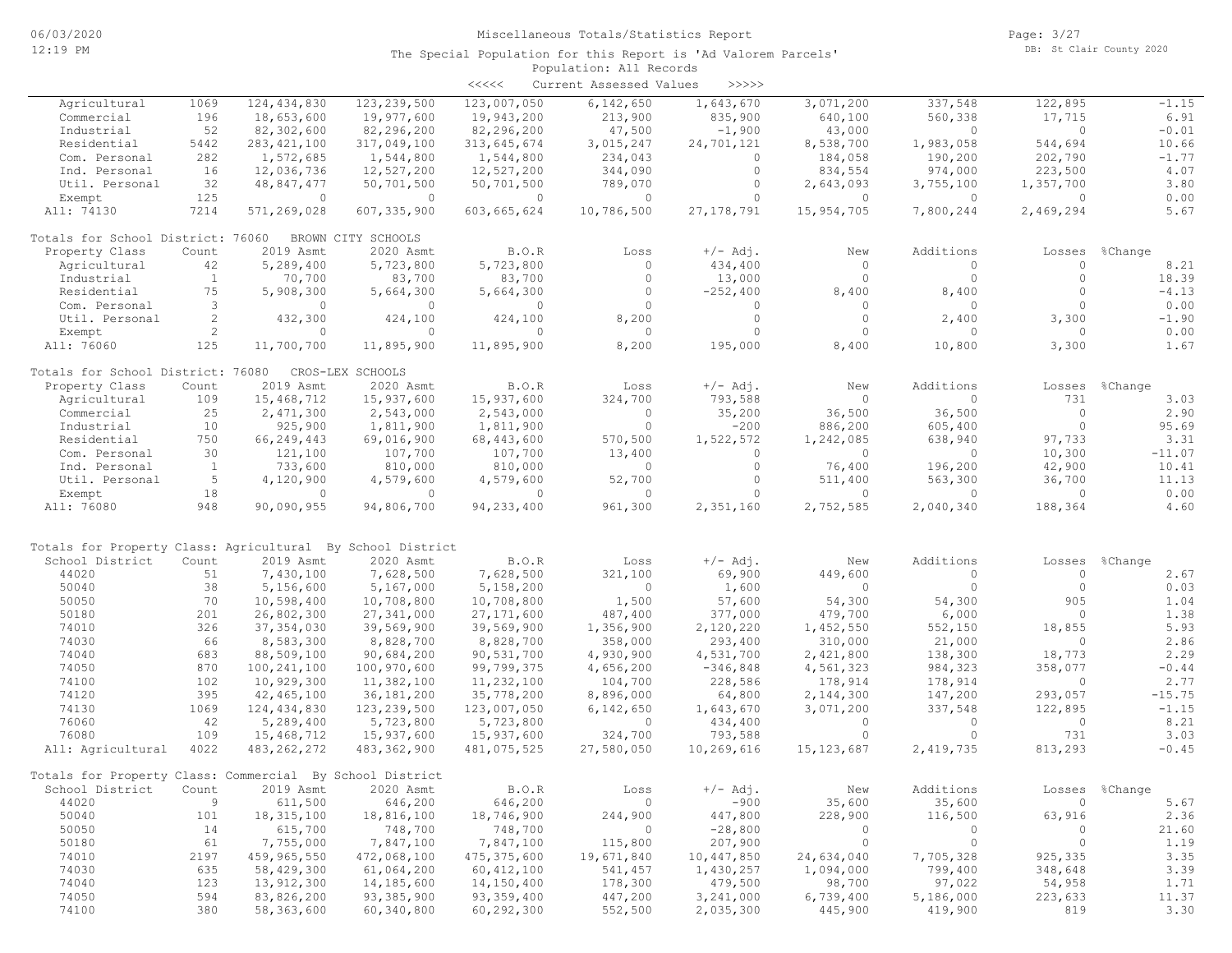Miscellaneous Totals/Statistics Report

The Special Population for this Report is 'Ad Valorem Parcels'

Population: All Records

<<<<< Current Assessed Values >>>>>

| Property Class | Count | 2019 Asmt | 2020 Asmt | B.O.R | Loss | +/- Adj. | New | Additions | Losses | %Change |
|---|---|---|---|---|---|---|---|---|---|---|
| Agricultural | 1069 | 124,434,830 | 123,239,500 | 123,007,050 | 6,142,650 | 1,643,670 | 3,071,200 | 337,548 | 122,895 | -1.15 |
| Commercial | 196 | 18,653,600 | 19,977,600 | 19,943,200 | 213,900 | 835,900 | 640,100 | 560,338 | 17,715 | 6.91 |
| Industrial | 52 | 82,302,600 | 82,296,200 | 82,296,200 | 47,500 | -1,900 | 43,000 | 0 | 0 | -0.01 |
| Residential | 5442 | 283,421,100 | 317,049,100 | 313,645,674 | 3,015,247 | 24,701,121 | 8,538,700 | 1,983,058 | 544,694 | 10.66 |
| Com. Personal | 282 | 1,572,685 | 1,544,800 | 1,544,800 | 234,043 | 0 | 184,058 | 190,200 | 202,790 | -1.77 |
| Ind. Personal | 16 | 12,036,736 | 12,527,200 | 12,527,200 | 344,090 | 0 | 834,554 | 974,000 | 223,500 | 4.07 |
| Util. Personal | 32 | 48,847,477 | 50,701,500 | 50,701,500 | 789,070 | 0 | 2,643,093 | 3,755,100 | 1,357,700 | 3.80 |
| Exempt | 125 | 0 | 0 | 0 | 0 | 0 | 0 | 0 | 0 | 0.00 |
| All: 74130 | 7214 | 571,269,028 | 607,335,900 | 603,665,624 | 10,786,500 | 27,178,791 | 15,954,705 | 7,800,244 | 2,469,294 | 5.67 |

Totals for School District: 76060 BROWN CITY SCHOOLS

| Property Class | Count | 2019 Asmt | 2020 Asmt | B.O.R | Loss | +/- Adj. | New | Additions | Losses | %Change |
|---|---|---|---|---|---|---|---|---|---|---|
| Agricultural | 42 | 5,289,400 | 5,723,800 | 5,723,800 | 0 | 434,400 | 0 | 0 | 0 | 8.21 |
| Industrial | 1 | 70,700 | 83,700 | 83,700 | 0 | 13,000 | 0 | 0 | 0 | 18.39 |
| Residential | 75 | 5,908,300 | 5,664,300 | 5,664,300 | 0 | -252,400 | 8,400 | 8,400 | 0 | -4.13 |
| Com. Personal | 3 | 0 | 0 | 0 | 0 | 0 | 0 | 0 | 0 | 0.00 |
| Util. Personal | 2 | 432,300 | 424,100 | 424,100 | 8,200 | 0 | 0 | 2,400 | 3,300 | -1.90 |
| Exempt | 2 | 0 | 0 | 0 | 0 | 0 | 0 | 0 | 0 | 0.00 |
| All: 76060 | 125 | 11,700,700 | 11,895,900 | 11,895,900 | 8,200 | 195,000 | 8,400 | 10,800 | 3,300 | 1.67 |

Totals for School District: 76080 CROS-LEX SCHOOLS

| Property Class | Count | 2019 Asmt | 2020 Asmt | B.O.R | Loss | +/- Adj. | New | Additions | Losses | %Change |
|---|---|---|---|---|---|---|---|---|---|---|
| Agricultural | 109 | 15,468,712 | 15,937,600 | 15,937,600 | 324,700 | 793,588 | 0 | 0 | 731 | 3.03 |
| Commercial | 25 | 2,471,300 | 2,543,000 | 2,543,000 | 0 | 35,200 | 36,500 | 36,500 | 0 | 2.90 |
| Industrial | 10 | 925,900 | 1,811,900 | 1,811,900 | 0 | -200 | 886,200 | 605,400 | 0 | 95.69 |
| Residential | 750 | 66,249,443 | 69,016,900 | 68,443,600 | 570,500 | 1,522,572 | 1,242,085 | 638,940 | 97,733 | 3.31 |
| Com. Personal | 30 | 121,100 | 107,700 | 107,700 | 13,400 | 0 | 0 | 0 | 10,300 | -11.07 |
| Ind. Personal | 1 | 733,600 | 810,000 | 810,000 | 0 | 0 | 76,400 | 196,200 | 42,900 | 10.41 |
| Util. Personal | 5 | 4,120,900 | 4,579,600 | 4,579,600 | 52,700 | 0 | 511,400 | 563,300 | 36,700 | 11.13 |
| Exempt | 18 | 0 | 0 | 0 | 0 | 0 | 0 | 0 | 0 | 0.00 |
| All: 76080 | 948 | 90,090,955 | 94,806,700 | 94,233,400 | 961,300 | 2,351,160 | 2,752,585 | 2,040,340 | 188,364 | 4.60 |

Totals for Property Class: Agricultural By School District

| School District | Count | 2019 Asmt | 2020 Asmt | B.O.R | Loss | +/- Adj. | New | Additions | Losses | %Change |
|---|---|---|---|---|---|---|---|---|---|---|
| 44020 | 51 | 7,430,100 | 7,628,500 | 7,628,500 | 321,100 | 69,900 | 449,600 | 0 | 0 | 2.67 |
| 50040 | 38 | 5,156,600 | 5,167,000 | 5,158,200 | 0 | 1,600 | 0 | 0 | 0 | 0.03 |
| 50050 | 70 | 10,598,400 | 10,708,800 | 10,708,800 | 1,500 | 57,600 | 54,300 | 54,300 | 905 | 1.04 |
| 50180 | 201 | 26,802,300 | 27,341,000 | 27,171,600 | 487,400 | 377,000 | 479,700 | 6,000 | 0 | 1.38 |
| 74010 | 326 | 37,354,030 | 39,569,900 | 39,569,900 | 1,356,900 | 2,120,220 | 1,452,550 | 552,150 | 18,855 | 5.93 |
| 74030 | 66 | 8,583,300 | 8,828,700 | 8,828,700 | 358,000 | 293,400 | 310,000 | 21,000 | 0 | 2.86 |
| 74040 | 683 | 88,509,100 | 90,684,200 | 90,531,700 | 4,930,900 | 4,531,700 | 2,421,800 | 138,300 | 18,773 | 2.29 |
| 74050 | 870 | 100,241,100 | 100,970,600 | 99,799,375 | 4,656,200 | -346,848 | 4,561,323 | 984,323 | 358,077 | -0.44 |
| 74100 | 102 | 10,929,300 | 11,382,100 | 11,232,100 | 104,700 | 228,586 | 178,914 | 178,914 | 0 | 2.77 |
| 74120 | 395 | 42,465,100 | 36,181,200 | 35,778,200 | 8,896,000 | 64,800 | 2,144,300 | 147,200 | 293,057 | -15.75 |
| 74130 | 1069 | 124,434,830 | 123,239,500 | 123,007,050 | 6,142,650 | 1,643,670 | 3,071,200 | 337,548 | 122,895 | -1.15 |
| 76060 | 42 | 5,289,400 | 5,723,800 | 5,723,800 | 0 | 434,400 | 0 | 0 | 0 | 8.21 |
| 76080 | 109 | 15,468,712 | 15,937,600 | 15,937,600 | 324,700 | 793,588 | 0 | 0 | 731 | 3.03 |
| All: Agricultural | 4022 | 483,262,272 | 483,362,900 | 481,075,525 | 27,580,050 | 10,269,616 | 15,123,687 | 2,419,735 | 813,293 | -0.45 |

Totals for Property Class: Commercial By School District

| School District | Count | 2019 Asmt | 2020 Asmt | B.O.R | Loss | +/- Adj. | New | Additions | Losses | %Change |
|---|---|---|---|---|---|---|---|---|---|---|
| 44020 | 9 | 611,500 | 646,200 | 646,200 | 0 | -900 | 35,600 | 35,600 | 0 | 5.67 |
| 50040 | 101 | 18,315,100 | 18,816,100 | 18,746,900 | 244,900 | 447,800 | 228,900 | 116,500 | 63,916 | 2.36 |
| 50050 | 14 | 615,700 | 748,700 | 748,700 | 0 | -28,800 | 0 | 0 | 0 | 21.60 |
| 50180 | 61 | 7,755,000 | 7,847,100 | 7,847,100 | 115,800 | 207,900 | 0 | 0 | 0 | 1.19 |
| 74010 | 2197 | 459,965,550 | 472,068,100 | 475,375,600 | 19,671,840 | 10,447,850 | 24,634,040 | 7,705,328 | 925,335 | 3.35 |
| 74030 | 635 | 58,429,300 | 61,064,200 | 60,412,100 | 541,457 | 1,430,257 | 1,094,000 | 799,400 | 348,648 | 3.39 |
| 74040 | 123 | 13,912,300 | 14,185,600 | 14,150,400 | 178,300 | 479,500 | 98,700 | 97,022 | 54,958 | 1.71 |
| 74050 | 594 | 83,826,200 | 93,385,900 | 93,359,400 | 447,200 | 3,241,000 | 6,739,400 | 5,186,000 | 223,633 | 11.37 |
| 74100 | 380 | 58,363,600 | 60,340,800 | 60,292,300 | 552,500 | 2,035,300 | 445,900 | 419,900 | 819 | 3.30 |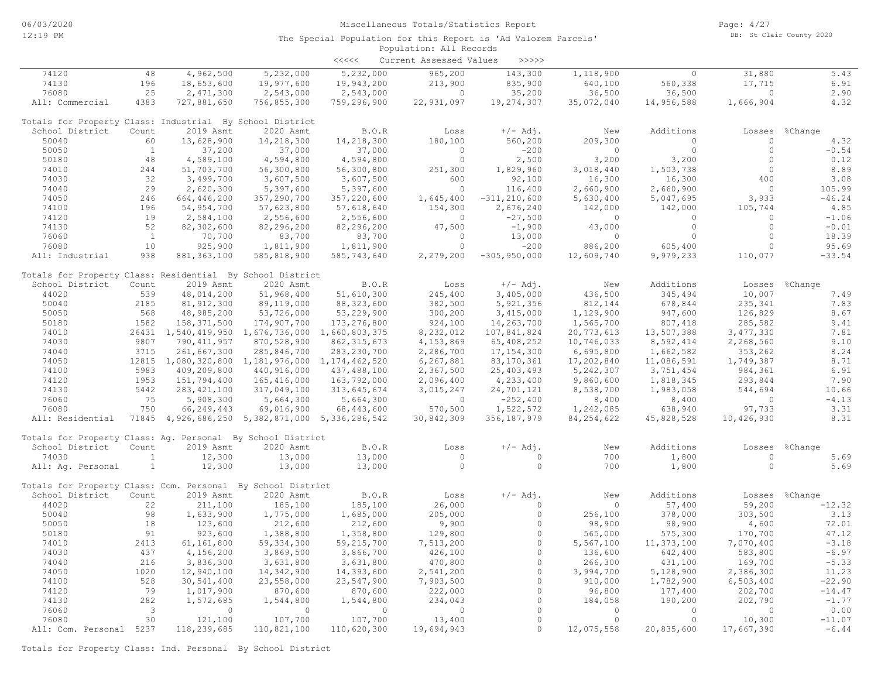Miscellaneous Totals/Statistics Report

The Special Population for this Report is 'Ad Valorem Parcels'
Population: All Records

<<<<< Current Assessed Values >>>>>

| | | | | | | | | | | |
|---|---|---|---|---|---|---|---|---|---|---|
| 74120 | 48 | 4,962,500 | 5,232,000 | 5,232,000 | 965,200 | 143,300 | 1,118,900 | 0 | 31,880 | 5.43 |
| 74130 | 196 | 18,653,600 | 19,977,600 | 19,943,200 | 213,900 | 835,900 | 640,100 | 560,338 | 17,715 | 6.91 |
| 76080 | 25 | 2,471,300 | 2,543,000 | 2,543,000 | 0 | 35,200 | 36,500 | 36,500 | 0 | 2.90 |
| All: Commercial | 4383 | 727,881,650 | 756,855,300 | 759,296,900 | 22,931,097 | 19,274,307 | 35,072,040 | 14,956,588 | 1,666,904 | 4.32 |

Totals for Property Class: Industrial By School District

| School District | Count | 2019 Asmt | 2020 Asmt | B.O.R | Loss | +/- Adj. | New | Additions | Losses | %Change |
|---|---|---|---|---|---|---|---|---|---|---|
| 50040 | 60 | 13,628,900 | 14,218,300 | 14,218,300 | 180,100 | 560,200 | 209,300 | 0 | 0 | 4.32 |
| 50050 | 1 | 37,200 | 37,000 | 37,000 | 0 | -200 | 0 | 0 | 0 | -0.54 |
| 50180 | 48 | 4,589,100 | 4,594,800 | 4,594,800 | 0 | 2,500 | 3,200 | 3,200 | 0 | 0.12 |
| 74010 | 244 | 51,703,700 | 56,300,800 | 56,300,800 | 251,300 | 1,829,960 | 3,018,440 | 1,503,738 | 0 | 8.89 |
| 74030 | 32 | 3,499,700 | 3,607,500 | 3,607,500 | 600 | 92,100 | 16,300 | 16,300 | 400 | 3.08 |
| 74040 | 29 | 2,620,300 | 5,397,600 | 5,397,600 | 0 | 116,400 | 2,660,900 | 2,660,900 | 0 | 105.99 |
| 74050 | 246 | 664,446,200 | 357,290,700 | 357,220,600 | 1,645,400 | -311,210,600 | 5,630,400 | 5,047,695 | 3,933 | -46.24 |
| 74100 | 196 | 54,954,700 | 57,623,800 | 57,618,640 | 154,300 | 2,676,240 | 142,000 | 142,000 | 105,744 | 4.85 |
| 74120 | 19 | 2,584,100 | 2,556,600 | 2,556,600 | 0 | -27,500 | 0 | 0 | 0 | -1.06 |
| 74130 | 52 | 82,302,600 | 82,296,200 | 82,296,200 | 47,500 | -1,900 | 43,000 | 0 | 0 | -0.01 |
| 76060 | 1 | 70,700 | 83,700 | 83,700 | 0 | 13,000 | 0 | 0 | 0 | 18.39 |
| 76080 | 10 | 925,900 | 1,811,900 | 1,811,900 | 0 | -200 | 886,200 | 605,400 | 0 | 95.69 |
| All: Industrial | 938 | 881,363,100 | 585,818,900 | 585,743,640 | 2,279,200 | -305,950,000 | 12,609,740 | 9,979,233 | 110,077 | -33.54 |

Totals for Property Class: Residential By School District

| School District | Count | 2019 Asmt | 2020 Asmt | B.O.R | Loss | +/- Adj. | New | Additions | Losses | %Change |
|---|---|---|---|---|---|---|---|---|---|---|
| 44020 | 539 | 48,014,200 | 51,968,400 | 51,610,300 | 245,400 | 3,405,000 | 436,500 | 345,494 | 10,007 | 7.49 |
| 50040 | 2185 | 81,912,300 | 89,119,000 | 88,323,600 | 382,500 | 5,921,356 | 812,144 | 678,844 | 235,341 | 7.83 |
| 50050 | 568 | 48,985,200 | 53,726,000 | 53,229,900 | 300,200 | 3,415,000 | 1,129,900 | 947,600 | 126,829 | 8.67 |
| 50180 | 1582 | 158,371,500 | 174,907,700 | 173,276,800 | 924,100 | 14,263,700 | 1,565,700 | 807,418 | 285,582 | 9.41 |
| 74010 | 26431 | 1,540,419,950 | 1,676,736,000 | 1,660,803,375 | 8,232,012 | 107,841,824 | 20,773,613 | 13,507,388 | 3,477,330 | 7.81 |
| 74030 | 9807 | 790,411,957 | 870,528,900 | 862,315,673 | 4,153,869 | 65,408,252 | 10,746,033 | 8,592,414 | 2,268,560 | 9.10 |
| 74040 | 3715 | 261,667,300 | 285,846,700 | 283,230,700 | 2,286,700 | 17,154,300 | 6,695,800 | 1,662,582 | 353,262 | 8.24 |
| 74050 | 12815 | 1,080,320,800 | 1,181,976,000 | 1,174,462,520 | 6,267,881 | 83,170,361 | 17,202,840 | 11,086,591 | 1,749,387 | 8.71 |
| 74100 | 5983 | 409,209,800 | 440,916,000 | 437,488,100 | 2,367,500 | 25,403,493 | 5,242,307 | 3,751,454 | 984,361 | 6.91 |
| 74120 | 1953 | 151,794,400 | 165,416,000 | 163,792,000 | 2,096,400 | 4,233,400 | 9,860,600 | 1,818,345 | 293,844 | 7.90 |
| 74130 | 5442 | 283,421,100 | 317,049,100 | 313,645,674 | 3,015,247 | 24,701,121 | 8,538,700 | 1,983,058 | 544,694 | 10.66 |
| 76060 | 75 | 5,908,300 | 5,664,300 | 5,664,300 | 0 | -252,400 | 8,400 | 8,400 | 0 | -4.13 |
| 76080 | 750 | 66,249,443 | 69,016,900 | 68,443,600 | 570,500 | 1,522,572 | 1,242,085 | 638,940 | 97,733 | 3.31 |
| All: Residential | 71845 | 4,926,686,250 | 5,382,871,000 | 5,336,286,542 | 30,842,309 | 356,187,979 | 84,254,622 | 45,828,528 | 10,426,930 | 8.31 |

Totals for Property Class: Ag. Personal By School District

| School District | Count | 2019 Asmt | 2020 Asmt | B.O.R | Loss | +/- Adj. | New | Additions | Losses | %Change |
|---|---|---|---|---|---|---|---|---|---|---|
| 74030 | 1 | 12,300 | 13,000 | 13,000 | 0 | 0 | 700 | 1,800 | 0 | 5.69 |
| All: Ag. Personal | 1 | 12,300 | 13,000 | 13,000 | 0 | 0 | 700 | 1,800 | 0 | 5.69 |

Totals for Property Class: Com. Personal By School District

| School District | Count | 2019 Asmt | 2020 Asmt | B.O.R | Loss | +/- Adj. | New | Additions | Losses | %Change |
|---|---|---|---|---|---|---|---|---|---|---|
| 44020 | 22 | 211,100 | 185,100 | 185,100 | 26,000 | 0 | 0 | 57,400 | 59,200 | -12.32 |
| 50040 | 98 | 1,633,900 | 1,775,000 | 1,685,000 | 205,000 | 0 | 256,100 | 378,000 | 303,500 | 3.13 |
| 50050 | 18 | 123,600 | 212,600 | 212,600 | 9,900 | 0 | 98,900 | 98,900 | 4,600 | 72.01 |
| 50180 | 91 | 923,600 | 1,388,800 | 1,358,800 | 129,800 | 0 | 565,000 | 575,300 | 170,700 | 47.12 |
| 74010 | 2413 | 61,161,800 | 59,334,300 | 59,215,700 | 7,513,200 | 0 | 5,567,100 | 11,373,100 | 7,070,400 | -3.18 |
| 74030 | 437 | 4,156,200 | 3,869,500 | 3,866,700 | 426,100 | 0 | 136,600 | 642,400 | 583,800 | -6.97 |
| 74040 | 216 | 3,836,300 | 3,631,800 | 3,631,800 | 470,800 | 0 | 266,300 | 431,100 | 169,700 | -5.33 |
| 74050 | 1020 | 12,940,100 | 14,342,900 | 14,393,600 | 2,541,200 | 0 | 3,994,700 | 5,128,900 | 2,386,300 | 11.23 |
| 74100 | 528 | 30,541,400 | 23,558,000 | 23,547,900 | 7,903,500 | 0 | 910,000 | 1,782,900 | 6,503,400 | -22.90 |
| 74120 | 79 | 1,017,900 | 870,600 | 870,600 | 222,000 | 0 | 96,800 | 177,400 | 202,700 | -14.47 |
| 74130 | 282 | 1,572,685 | 1,544,800 | 1,544,800 | 234,043 | 0 | 184,058 | 190,200 | 202,790 | -1.77 |
| 76060 | 3 | 0 | 0 | 0 | 0 | 0 | 0 | 0 | 0 | 0.00 |
| 76080 | 30 | 121,100 | 107,700 | 107,700 | 13,400 | 0 | 0 | 0 | 10,300 | -11.07 |
| All: Com. Personal | 5237 | 118,239,685 | 110,821,100 | 110,620,300 | 19,694,943 | 0 | 12,075,558 | 20,835,600 | 17,667,390 | -6.44 |

Totals for Property Class: Ind. Personal By School District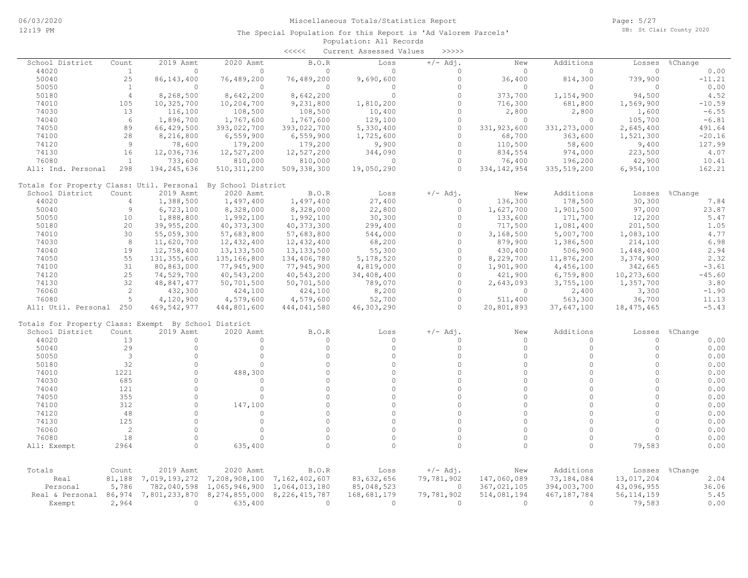Miscellaneous Totals/Statistics Report

The Special Population for this Report is 'Ad Valorem Parcels'

Population: All Records

<<<<< Current Assessed Values >>>>>

| School District | Count | 2019 Asmt | 2020 Asmt | B.O.R | Loss | +/- Adj. | New | Additions | Losses | %Change |
|---|---|---|---|---|---|---|---|---|---|---|
| 44020 | 1 | 0 | 0 | 0 | 0 | 0 | 0 | 0 | 0 | 0.00 |
| 50040 | 25 | 86,143,400 | 76,489,200 | 76,489,200 | 9,690,600 | 0 | 36,400 | 814,300 | 739,900 | -11.21 |
| 50050 | 1 | 0 | 0 | 0 | 0 | 0 | 0 | 0 | 0 | 0.00 |
| 50180 | 4 | 8,268,500 | 8,642,200 | 8,642,200 | 0 | 0 | 373,700 | 1,154,900 | 94,500 | 4.52 |
| 74010 | 105 | 10,325,700 | 10,204,700 | 9,231,800 | 1,810,200 | 0 | 716,300 | 681,800 | 1,569,900 | -10.59 |
| 74030 | 13 | 116,100 | 108,500 | 108,500 | 10,400 | 0 | 2,800 | 2,800 | 1,600 | -6.55 |
| 74040 | 6 | 1,896,700 | 1,767,600 | 1,767,600 | 129,100 | 0 | 0 | 0 | 105,700 | -6.81 |
| 74050 | 89 | 66,429,500 | 393,022,700 | 393,022,700 | 5,330,400 | 0 | 331,923,600 | 331,273,000 | 2,645,400 | 491.64 |
| 74100 | 28 | 8,216,800 | 6,559,900 | 6,559,900 | 1,725,600 | 0 | 68,700 | 363,600 | 1,521,300 | -20.16 |
| 74120 | 9 | 78,600 | 179,200 | 179,200 | 9,900 | 0 | 110,500 | 58,600 | 9,400 | 127.99 |
| 74130 | 16 | 12,036,736 | 12,527,200 | 12,527,200 | 344,090 | 0 | 834,554 | 974,000 | 223,500 | 4.07 |
| 76080 | 1 | 733,600 | 810,000 | 810,000 | 0 | 0 | 76,400 | 196,200 | 42,900 | 10.41 |
| All: Ind. Personal | 298 | 194,245,636 | 510,311,200 | 509,338,300 | 19,050,290 | 0 | 334,142,954 | 335,519,200 | 6,954,100 | 162.21 |

Totals for Property Class: Util. Personal By School District

| School District | Count | 2019 Asmt | 2020 Asmt | B.O.R | Loss | +/- Adj. | New | Additions | Losses | %Change |
|---|---|---|---|---|---|---|---|---|---|---|
| 44020 | 4 | 1,388,500 | 1,497,400 | 1,497,400 | 27,400 | 0 | 136,300 | 178,500 | 30,300 | 7.84 |
| 50040 | 9 | 6,723,100 | 8,328,000 | 8,328,000 | 22,800 | 0 | 1,627,700 | 1,901,500 | 97,000 | 23.87 |
| 50050 | 10 | 1,888,800 | 1,992,100 | 1,992,100 | 30,300 | 0 | 133,600 | 171,700 | 12,200 | 5.47 |
| 50180 | 20 | 39,955,200 | 40,373,300 | 40,373,300 | 299,400 | 0 | 717,500 | 1,081,400 | 201,500 | 1.05 |
| 74010 | 30 | 55,059,300 | 57,683,800 | 57,683,800 | 544,000 | 0 | 3,168,500 | 5,007,700 | 1,083,100 | 4.77 |
| 74030 | 8 | 11,620,700 | 12,432,400 | 12,432,400 | 68,200 | 0 | 879,900 | 1,386,500 | 214,100 | 6.98 |
| 74040 | 19 | 12,758,400 | 13,133,500 | 13,133,500 | 55,300 | 0 | 430,400 | 506,900 | 1,448,400 | 2.94 |
| 74050 | 55 | 131,355,600 | 135,166,800 | 134,406,780 | 5,178,520 | 0 | 8,229,700 | 11,876,200 | 3,374,900 | 2.32 |
| 74100 | 31 | 80,863,000 | 77,945,900 | 77,945,900 | 4,819,000 | 0 | 1,901,900 | 4,456,100 | 342,665 | -3.61 |
| 74120 | 25 | 74,529,700 | 40,543,200 | 40,543,200 | 34,408,400 | 0 | 421,900 | 6,759,800 | 10,273,600 | -45.60 |
| 74130 | 32 | 48,847,477 | 50,701,500 | 50,701,500 | 789,070 | 0 | 2,643,093 | 3,755,100 | 1,357,700 | 3.80 |
| 76060 | 2 | 432,300 | 424,100 | 424,100 | 8,200 | 0 | 0 | 2,400 | 3,300 | -1.90 |
| 76080 | 5 | 4,120,900 | 4,579,600 | 4,579,600 | 52,700 | 0 | 511,400 | 563,300 | 36,700 | 11.13 |
| All: Util. Personal | 250 | 469,542,977 | 444,801,600 | 444,041,580 | 46,303,290 | 0 | 20,801,893 | 37,647,100 | 18,475,465 | -5.43 |

Totals for Property Class: Exempt By School District

| School District | Count | 2019 Asmt | 2020 Asmt | B.O.R | Loss | +/- Adj. | New | Additions | Losses | %Change |
|---|---|---|---|---|---|---|---|---|---|---|
| 44020 | 13 | 0 | 0 | 0 | 0 | 0 | 0 | 0 | 0 | 0.00 |
| 50040 | 29 | 0 | 0 | 0 | 0 | 0 | 0 | 0 | 0 | 0.00 |
| 50050 | 3 | 0 | 0 | 0 | 0 | 0 | 0 | 0 | 0 | 0.00 |
| 50180 | 32 | 0 | 0 | 0 | 0 | 0 | 0 | 0 | 0 | 0.00 |
| 74010 | 1221 | 0 | 488,300 | 0 | 0 | 0 | 0 | 0 | 0 | 0.00 |
| 74030 | 685 | 0 | 0 | 0 | 0 | 0 | 0 | 0 | 0 | 0.00 |
| 74040 | 121 | 0 | 0 | 0 | 0 | 0 | 0 | 0 | 0 | 0.00 |
| 74050 | 355 | 0 | 0 | 0 | 0 | 0 | 0 | 0 | 0 | 0.00 |
| 74100 | 312 | 0 | 147,100 | 0 | 0 | 0 | 0 | 0 | 0 | 0.00 |
| 74120 | 48 | 0 | 0 | 0 | 0 | 0 | 0 | 0 | 0 | 0.00 |
| 74130 | 125 | 0 | 0 | 0 | 0 | 0 | 0 | 0 | 0 | 0.00 |
| 76060 | 2 | 0 | 0 | 0 | 0 | 0 | 0 | 0 | 0 | 0.00 |
| 76080 | 18 | 0 | 0 | 0 | 0 | 0 | 0 | 0 | 0 | 0.00 |
| All: Exempt | 2964 | 0 | 635,400 | 0 | 0 | 0 | 0 | 0 | 79,583 | 0.00 |

| Totals | Count | 2019 Asmt | 2020 Asmt | B.O.R | Loss | +/- Adj. | New | Additions | Losses | %Change |
|---|---|---|---|---|---|---|---|---|---|---|
| Real | 81,188 | 7,019,193,272 | 7,208,908,100 | 7,162,402,607 | 83,632,656 | 79,781,902 | 147,060,089 | 73,184,084 | 13,017,204 | 2.04 |
| Personal | 5,786 | 782,040,598 | 1,065,946,900 | 1,064,013,180 | 85,048,523 | 0 | 367,021,105 | 394,003,700 | 43,096,955 | 36.06 |
| Real & Personal | 86,974 | 7,801,233,870 | 8,274,855,000 | 8,226,415,787 | 168,681,179 | 79,781,902 | 514,081,194 | 467,187,784 | 56,114,159 | 5.45 |
| Exempt | 2,964 | 0 | 635,400 | 0 | 0 | 0 | 0 | 0 | 79,583 | 0.00 |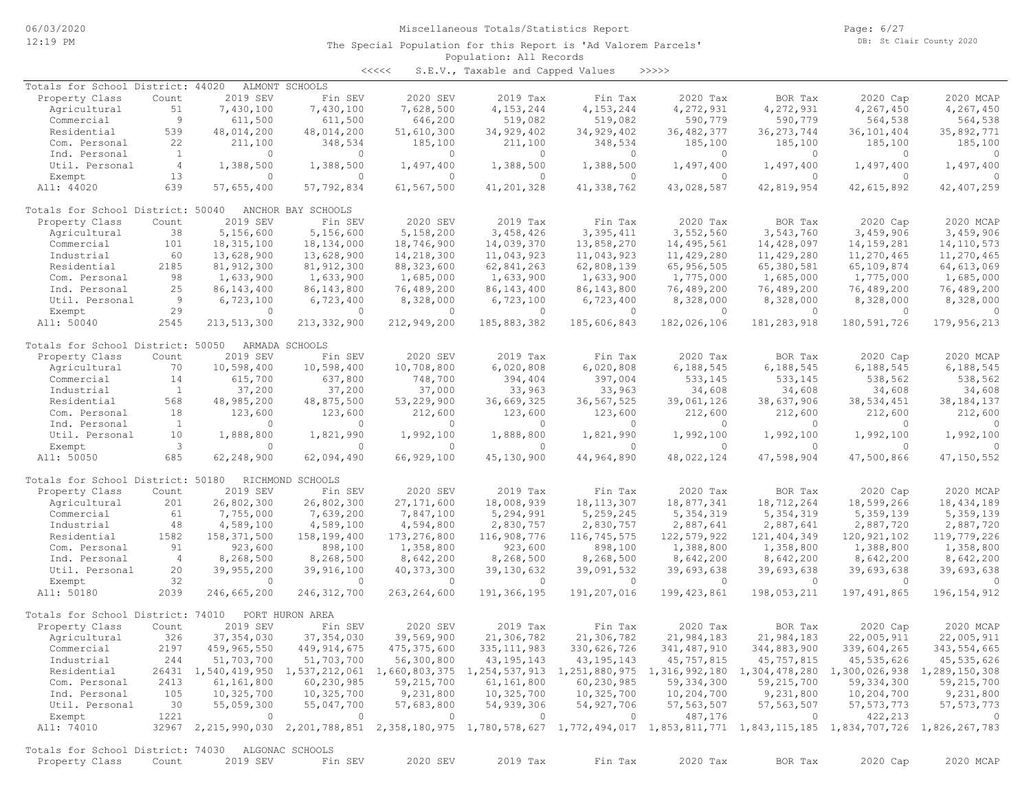# Miscellaneous Totals/Statistics Report

The Special Population for this Report is 'Ad Valorem Parcels'
Population: All Records

<<<<< S.E.V., Taxable and Capped Values >>>>>

## Totals for School District: 44020 ALMONT SCHOOLS

| Property Class | Count | 2019 SEV | Fin SEV | 2020 SEV | 2019 Tax | Fin Tax | 2020 Tax | BOR Tax | 2020 Cap | 2020 MCAP |
|---|---|---|---|---|---|---|---|---|---|---|
| Agricultural | 51 | 7,430,100 | 7,430,100 | 7,628,500 | 4,153,244 | 4,153,244 | 4,272,931 | 4,272,931 | 4,267,450 | 4,267,450 |
| Commercial | 9 | 611,500 | 611,500 | 646,200 | 519,082 | 519,082 | 590,779 | 590,779 | 564,538 | 564,538 |
| Residential | 539 | 48,014,200 | 48,014,200 | 51,610,300 | 34,929,402 | 34,929,402 | 36,482,377 | 36,273,744 | 36,101,404 | 35,892,771 |
| Com. Personal | 22 | 211,100 | 348,534 | 185,100 | 211,100 | 348,534 | 185,100 | 185,100 | 185,100 | 185,100 |
| Ind. Personal | 1 | 0 | 0 | 0 | 0 | 0 | 0 | 0 | 0 | 0 |
| Util. Personal | 4 | 1,388,500 | 1,388,500 | 1,497,400 | 1,388,500 | 1,388,500 | 1,497,400 | 1,497,400 | 1,497,400 | 1,497,400 |
| Exempt | 13 | 0 | 0 | 0 | 0 | 0 | 0 | 0 | 0 | 0 |
| All: 44020 | 639 | 57,655,400 | 57,792,834 | 61,567,500 | 41,201,328 | 41,338,762 | 43,028,587 | 42,819,954 | 42,615,892 | 42,407,259 |

## Totals for School District: 50040 ANCHOR BAY SCHOOLS

| Property Class | Count | 2019 SEV | Fin SEV | 2020 SEV | 2019 Tax | Fin Tax | 2020 Tax | BOR Tax | 2020 Cap | 2020 MCAP |
|---|---|---|---|---|---|---|---|---|---|---|
| Agricultural | 38 | 5,156,600 | 5,156,600 | 5,158,200 | 3,458,426 | 3,395,411 | 3,552,560 | 3,543,760 | 3,459,906 | 3,459,906 |
| Commercial | 101 | 18,315,100 | 18,134,000 | 18,746,900 | 14,039,370 | 13,858,270 | 14,495,561 | 14,428,097 | 14,159,281 | 14,110,573 |
| Industrial | 60 | 13,628,900 | 13,628,900 | 14,218,300 | 11,043,923 | 11,043,923 | 11,429,280 | 11,429,280 | 11,270,465 | 11,270,465 |
| Residential | 2185 | 81,912,300 | 81,912,300 | 88,323,600 | 62,841,263 | 62,808,139 | 65,956,505 | 65,380,581 | 65,109,874 | 64,613,069 |
| Com. Personal | 98 | 1,633,900 | 1,633,900 | 1,685,000 | 1,633,900 | 1,633,900 | 1,775,000 | 1,685,000 | 1,775,000 | 1,685,000 |
| Ind. Personal | 25 | 86,143,400 | 86,143,800 | 76,489,200 | 86,143,400 | 86,143,800 | 76,489,200 | 76,489,200 | 76,489,200 | 76,489,200 |
| Util. Personal | 9 | 6,723,100 | 6,723,400 | 8,328,000 | 6,723,100 | 6,723,400 | 8,328,000 | 8,328,000 | 8,328,000 | 8,328,000 |
| Exempt | 29 | 0 | 0 | 0 | 0 | 0 | 0 | 0 | 0 | 0 |
| All: 50040 | 2545 | 213,513,300 | 213,332,900 | 212,949,200 | 185,883,382 | 185,606,843 | 182,026,106 | 181,283,918 | 180,591,726 | 179,956,213 |

## Totals for School District: 50050 ARMADA SCHOOLS

| Property Class | Count | 2019 SEV | Fin SEV | 2020 SEV | 2019 Tax | Fin Tax | 2020 Tax | BOR Tax | 2020 Cap | 2020 MCAP |
|---|---|---|---|---|---|---|---|---|---|---|
| Agricultural | 70 | 10,598,400 | 10,598,400 | 10,708,800 | 6,020,808 | 6,020,808 | 6,188,545 | 6,188,545 | 6,188,545 | 6,188,545 |
| Commercial | 14 | 615,700 | 637,800 | 748,700 | 394,404 | 397,004 | 533,145 | 533,145 | 538,562 | 538,562 |
| Industrial | 1 | 37,200 | 37,200 | 37,000 | 33,963 | 33,963 | 34,608 | 34,608 | 34,608 | 34,608 |
| Residential | 568 | 48,985,200 | 48,875,500 | 53,229,900 | 36,669,325 | 36,567,525 | 39,061,126 | 38,637,906 | 38,534,451 | 38,184,137 |
| Com. Personal | 18 | 123,600 | 123,600 | 212,600 | 123,600 | 123,600 | 212,600 | 212,600 | 212,600 | 212,600 |
| Ind. Personal | 1 | 0 | 0 | 0 | 0 | 0 | 0 | 0 | 0 | 0 |
| Util. Personal | 10 | 1,888,800 | 1,821,990 | 1,992,100 | 1,888,800 | 1,821,990 | 1,992,100 | 1,992,100 | 1,992,100 | 1,992,100 |
| Exempt | 3 | 0 | 0 | 0 | 0 | 0 | 0 | 0 | 0 | 0 |
| All: 50050 | 685 | 62,248,900 | 62,094,490 | 66,929,100 | 45,130,900 | 44,964,890 | 48,022,124 | 47,598,904 | 47,500,866 | 47,150,552 |

## Totals for School District: 50180 RICHMOND SCHOOLS

| Property Class | Count | 2019 SEV | Fin SEV | 2020 SEV | 2019 Tax | Fin Tax | 2020 Tax | BOR Tax | 2020 Cap | 2020 MCAP |
|---|---|---|---|---|---|---|---|---|---|---|
| Agricultural | 201 | 26,802,300 | 26,802,300 | 27,171,600 | 18,008,939 | 18,113,307 | 18,877,341 | 18,712,264 | 18,599,266 | 18,434,189 |
| Commercial | 61 | 7,755,000 | 7,639,200 | 7,847,100 | 5,294,991 | 5,259,245 | 5,354,319 | 5,354,319 | 5,359,139 | 5,359,139 |
| Industrial | 48 | 4,589,100 | 4,589,100 | 4,594,800 | 2,830,757 | 2,830,757 | 2,887,641 | 2,887,641 | 2,887,720 | 2,887,720 |
| Residential | 1582 | 158,371,500 | 158,199,400 | 173,276,800 | 116,908,776 | 116,745,575 | 122,579,922 | 121,404,349 | 120,921,102 | 119,779,226 |
| Com. Personal | 91 | 923,600 | 898,100 | 1,358,800 | 923,600 | 898,100 | 1,388,800 | 1,358,800 | 1,388,800 | 1,358,800 |
| Ind. Personal | 4 | 8,268,500 | 8,268,500 | 8,642,200 | 8,268,500 | 8,268,500 | 8,642,200 | 8,642,200 | 8,642,200 | 8,642,200 |
| Util. Personal | 20 | 39,955,200 | 39,916,100 | 40,373,300 | 39,130,632 | 39,091,532 | 39,693,638 | 39,693,638 | 39,693,638 | 39,693,638 |
| Exempt | 32 | 0 | 0 | 0 | 0 | 0 | 0 | 0 | 0 | 0 |
| All: 50180 | 2039 | 246,665,200 | 246,312,700 | 263,264,600 | 191,366,195 | 191,207,016 | 199,423,861 | 198,053,211 | 197,491,865 | 196,154,912 |

## Totals for School District: 74010 PORT HURON AREA

| Property Class | Count | 2019 SEV | Fin SEV | 2020 SEV | 2019 Tax | Fin Tax | 2020 Tax | BOR Tax | 2020 Cap | 2020 MCAP |
|---|---|---|---|---|---|---|---|---|---|---|
| Agricultural | 326 | 37,354,030 | 37,354,030 | 39,569,900 | 21,306,782 | 21,306,782 | 21,984,183 | 21,984,183 | 22,005,911 | 22,005,911 |
| Commercial | 2197 | 459,965,550 | 449,914,675 | 475,375,600 | 335,111,983 | 330,626,726 | 341,487,910 | 344,883,900 | 339,604,265 | 343,554,665 |
| Industrial | 244 | 51,703,700 | 51,703,700 | 56,300,800 | 43,195,143 | 43,195,143 | 45,757,815 | 45,757,815 | 45,535,626 | 45,535,626 |
| Residential | 26431 | 1,540,419,950 | 1,537,212,061 | 1,660,803,375 | 1,254,537,913 | 1,251,880,975 | 1,316,992,180 | 1,304,478,280 | 1,300,026,938 | 1,289,150,308 |
| Com. Personal | 2413 | 61,161,800 | 60,230,985 | 59,215,700 | 61,161,800 | 60,230,985 | 59,334,300 | 59,215,700 | 59,334,300 | 59,215,700 |
| Ind. Personal | 105 | 10,325,700 | 10,325,700 | 9,231,800 | 10,325,700 | 10,325,700 | 10,204,700 | 9,231,800 | 10,204,700 | 9,231,800 |
| Util. Personal | 30 | 55,059,300 | 55,047,700 | 57,683,800 | 54,939,306 | 54,927,706 | 57,563,507 | 57,563,507 | 57,573,773 | 57,573,773 |
| Exempt | 1221 | 0 | 0 | 0 | 0 | 0 | 487,176 | 0 | 422,213 | 0 |
| All: 74010 | 32967 | 2,215,990,030 | 2,201,788,851 | 2,358,180,975 | 1,780,578,627 | 1,772,494,017 | 1,853,811,771 | 1,843,115,185 | 1,834,707,726 | 1,826,267,783 |

## Totals for School District: 74030 ALGONAC SCHOOLS

| Property Class | Count | 2019 SEV | Fin SEV | 2020 SEV | 2019 Tax | Fin Tax | 2020 Tax | BOR Tax | 2020 Cap | 2020 MCAP |
|---|---|---|---|---|---|---|---|---|---|---|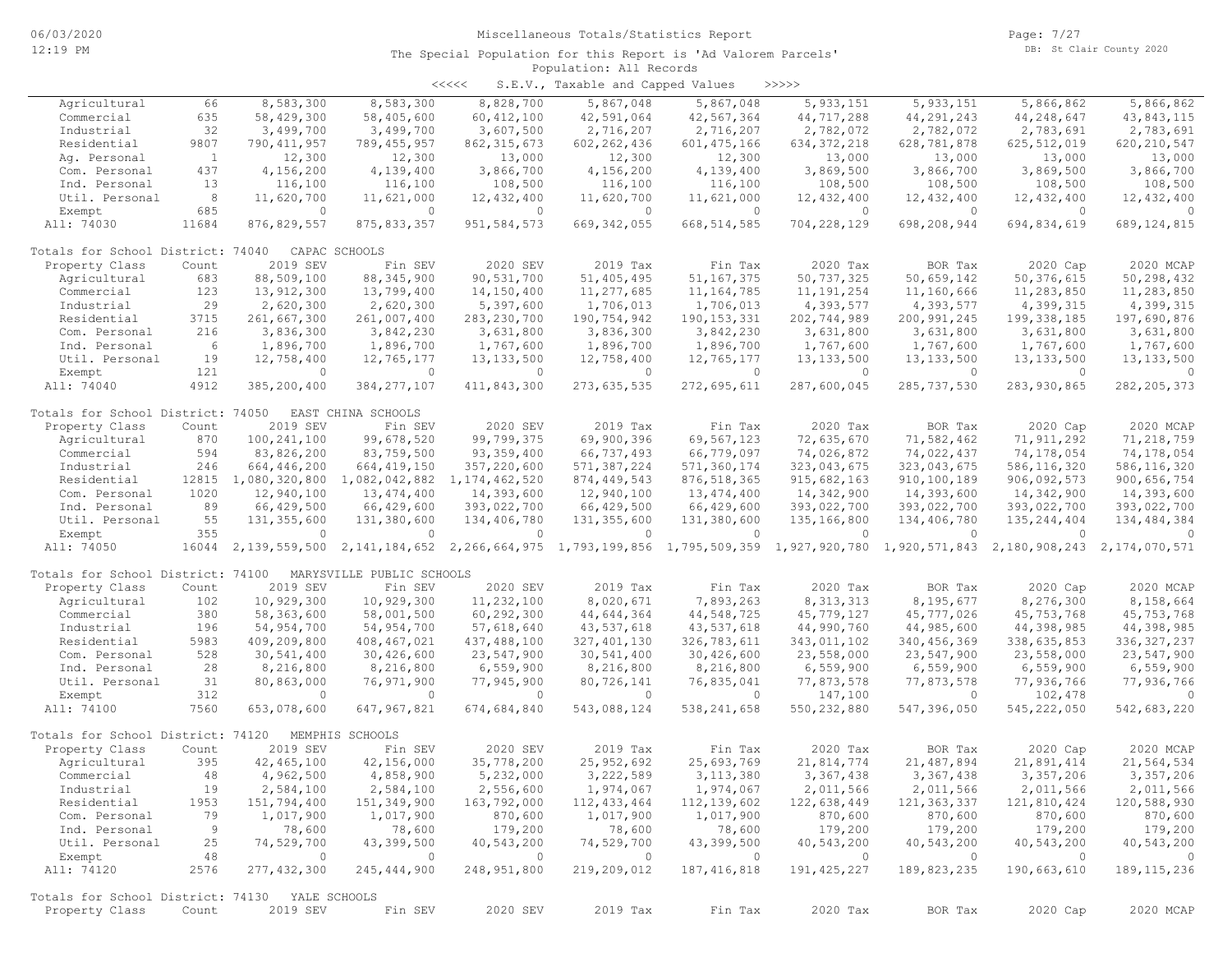Miscellaneous Totals/Statistics Report

The Special Population for this Report is 'Ad Valorem Parcels'

Population: All Records

<<<<< S.E.V., Taxable and Capped Values >>>>>

| Property Class | Count | 2019 SEV | Fin SEV | 2020 SEV | 2019 Tax | Fin Tax | 2020 Tax | BOR Tax | 2020 Cap | 2020 MCAP |
|---|---|---|---|---|---|---|---|---|---|---|
| Agricultural | 66 | 8,583,300 | 8,583,300 | 8,828,700 | 5,867,048 | 5,867,048 | 5,933,151 | 5,933,151 | 5,866,862 | 5,866,862 |
| Commercial | 635 | 58,429,300 | 58,405,600 | 60,412,100 | 42,591,064 | 42,567,364 | 44,717,288 | 44,291,243 | 44,248,647 | 43,843,115 |
| Industrial | 32 | 3,499,700 | 3,499,700 | 3,607,500 | 2,716,207 | 2,716,207 | 2,782,072 | 2,782,072 | 2,783,691 | 2,783,691 |
| Residential | 9807 | 790,411,957 | 789,455,957 | 862,315,673 | 602,262,436 | 601,475,166 | 634,372,218 | 628,781,878 | 625,512,019 | 620,210,547 |
| Ag. Personal | 1 | 12,300 | 12,300 | 13,000 | 12,300 | 12,300 | 13,000 | 13,000 | 13,000 | 13,000 |
| Com. Personal | 437 | 4,156,200 | 4,139,400 | 3,866,700 | 4,156,200 | 4,139,400 | 3,869,500 | 3,866,700 | 3,869,500 | 3,866,700 |
| Ind. Personal | 13 | 116,100 | 116,100 | 108,500 | 116,100 | 116,100 | 108,500 | 108,500 | 108,500 | 108,500 |
| Util. Personal | 8 | 11,620,700 | 11,621,000 | 12,432,400 | 11,620,700 | 11,621,000 | 12,432,400 | 12,432,400 | 12,432,400 | 12,432,400 |
| Exempt | 685 | 0 | 0 | 0 | 0 | 0 | 0 | 0 | 0 | 0 |
| All: 74030 | 11684 | 876,829,557 | 875,833,357 | 951,584,573 | 669,342,055 | 668,514,585 | 704,228,129 | 698,208,944 | 694,834,619 | 689,124,815 |

Totals for School District: 74040 CAPAC SCHOOLS

| Property Class | Count | 2019 SEV | Fin SEV | 2020 SEV | 2019 Tax | Fin Tax | 2020 Tax | BOR Tax | 2020 Cap | 2020 MCAP |
|---|---|---|---|---|---|---|---|---|---|---|
| Agricultural | 683 | 88,509,100 | 88,345,900 | 90,531,700 | 51,405,495 | 51,167,375 | 50,737,325 | 50,659,142 | 50,376,615 | 50,298,432 |
| Commercial | 123 | 13,912,300 | 13,799,400 | 14,150,400 | 11,277,685 | 11,164,785 | 11,191,254 | 11,160,666 | 11,283,850 | 11,283,850 |
| Industrial | 29 | 2,620,300 | 2,620,300 | 5,397,600 | 1,706,013 | 1,706,013 | 4,393,577 | 4,393,577 | 4,399,315 | 4,399,315 |
| Residential | 3715 | 261,667,300 | 261,007,400 | 283,230,700 | 190,754,942 | 190,153,331 | 202,744,989 | 200,991,245 | 199,338,185 | 197,690,876 |
| Com. Personal | 216 | 3,836,300 | 3,842,230 | 3,631,800 | 3,836,300 | 3,842,230 | 3,631,800 | 3,631,800 | 3,631,800 | 3,631,800 |
| Ind. Personal | 6 | 1,896,700 | 1,896,700 | 1,767,600 | 1,896,700 | 1,896,700 | 1,767,600 | 1,767,600 | 1,767,600 | 1,767,600 |
| Util. Personal | 19 | 12,758,400 | 12,765,177 | 13,133,500 | 12,758,400 | 12,765,177 | 13,133,500 | 13,133,500 | 13,133,500 | 13,133,500 |
| Exempt | 121 | 0 | 0 | 0 | 0 | 0 | 0 | 0 | 0 | 0 |
| All: 74040 | 4912 | 385,200,400 | 384,277,107 | 411,843,300 | 273,635,535 | 272,695,611 | 287,600,045 | 285,737,530 | 283,930,865 | 282,205,373 |

Totals for School District: 74050 EAST CHINA SCHOOLS

| Property Class | Count | 2019 SEV | Fin SEV | 2020 SEV | 2019 Tax | Fin Tax | 2020 Tax | BOR Tax | 2020 Cap | 2020 MCAP |
|---|---|---|---|---|---|---|---|---|---|---|
| Agricultural | 870 | 100,241,100 | 99,678,520 | 99,799,375 | 69,900,396 | 69,567,123 | 72,635,670 | 71,582,462 | 71,911,292 | 71,218,759 |
| Commercial | 594 | 83,826,200 | 83,759,500 | 93,359,400 | 66,737,493 | 66,779,097 | 74,026,872 | 74,022,437 | 74,178,054 | 74,178,054 |
| Industrial | 246 | 664,446,200 | 664,419,150 | 357,220,600 | 571,387,224 | 571,360,174 | 323,043,675 | 323,043,675 | 586,116,320 | 586,116,320 |
| Residential | 12815 | 1,080,320,800 | 1,082,042,882 | 1,174,462,520 | 874,449,543 | 876,518,365 | 915,682,163 | 910,100,189 | 906,092,573 | 900,656,754 |
| Com. Personal | 1020 | 12,940,100 | 13,474,400 | 14,393,600 | 12,940,100 | 13,474,400 | 14,342,900 | 14,393,600 | 14,342,900 | 14,393,600 |
| Ind. Personal | 89 | 66,429,500 | 66,429,500 | 393,022,700 | 66,429,500 | 66,429,600 | 393,022,700 | 393,022,700 | 393,022,700 | 393,022,700 |
| Util. Personal | 55 | 131,355,600 | 131,380,600 | 134,406,780 | 131,355,600 | 131,380,600 | 135,166,800 | 134,406,780 | 135,244,404 | 134,484,384 |
| Exempt | 355 | 0 | 0 | 0 | 0 | 0 | 0 | 0 | 0 | 0 |
| All: 74050 | 16044 | 2,139,559,500 | 2,141,184,652 | 2,266,664,975 | 1,793,199,856 | 1,795,509,359 | 1,927,920,780 | 1,920,571,843 | 2,180,908,243 | 2,174,070,571 |

Totals for School District: 74100 MARYSVILLE PUBLIC SCHOOLS

| Property Class | Count | 2019 SEV | Fin SEV | 2020 SEV | 2019 Tax | Fin Tax | 2020 Tax | BOR Tax | 2020 Cap | 2020 MCAP |
|---|---|---|---|---|---|---|---|---|---|---|
| Agricultural | 102 | 10,929,300 | 10,929,300 | 11,232,100 | 8,020,671 | 7,893,263 | 8,313,313 | 8,195,677 | 8,276,300 | 8,158,664 |
| Commercial | 380 | 58,363,600 | 58,001,500 | 60,292,300 | 44,644,364 | 44,548,725 | 45,779,127 | 45,777,026 | 45,753,768 | 45,753,768 |
| Industrial | 196 | 54,954,700 | 54,954,700 | 57,618,640 | 43,537,618 | 43,537,618 | 44,990,760 | 44,985,600 | 44,398,985 | 44,398,985 |
| Residential | 5983 | 409,209,800 | 408,467,021 | 437,488,100 | 327,401,130 | 326,783,611 | 343,011,102 | 340,456,369 | 338,635,853 | 336,327,237 |
| Com. Personal | 528 | 30,541,400 | 30,426,600 | 23,547,900 | 30,541,400 | 30,426,600 | 23,558,000 | 23,547,900 | 23,558,000 | 23,547,900 |
| Ind. Personal | 28 | 8,216,800 | 8,216,800 | 6,559,900 | 8,216,800 | 8,216,800 | 6,559,900 | 6,559,900 | 6,559,900 | 6,559,900 |
| Util. Personal | 31 | 80,863,000 | 76,971,900 | 77,945,900 | 80,726,141 | 76,835,041 | 77,873,578 | 77,873,578 | 77,936,766 | 77,936,766 |
| Exempt | 312 | 0 | 0 | 0 | 0 | 0 | 147,100 | 0 | 102,478 | 0 |
| All: 74100 | 7560 | 653,078,600 | 647,967,821 | 674,684,840 | 543,088,124 | 538,241,658 | 550,232,880 | 547,396,050 | 545,222,050 | 542,683,220 |

Totals for School District: 74120 MEMPHIS SCHOOLS

| Property Class | Count | 2019 SEV | Fin SEV | 2020 SEV | 2019 Tax | Fin Tax | 2020 Tax | BOR Tax | 2020 Cap | 2020 MCAP |
|---|---|---|---|---|---|---|---|---|---|---|
| Agricultural | 395 | 42,465,100 | 42,156,000 | 35,778,200 | 25,952,692 | 25,693,769 | 21,814,774 | 21,487,894 | 21,891,414 | 21,564,534 |
| Commercial | 48 | 4,962,500 | 4,858,900 | 5,232,000 | 3,222,589 | 3,113,380 | 3,367,438 | 3,367,438 | 3,357,206 | 3,357,206 |
| Industrial | 19 | 2,584,100 | 2,584,100 | 2,556,600 | 1,974,067 | 1,974,067 | 2,011,566 | 2,011,566 | 2,011,566 | 2,011,566 |
| Residential | 1953 | 151,794,400 | 151,349,900 | 163,792,000 | 112,433,464 | 112,139,602 | 122,638,449 | 121,363,337 | 121,810,424 | 120,588,930 |
| Com. Personal | 79 | 1,017,900 | 1,017,900 | 870,600 | 1,017,900 | 1,017,900 | 870,600 | 870,600 | 870,600 | 870,600 |
| Ind. Personal | 9 | 78,600 | 78,600 | 179,200 | 78,600 | 78,600 | 179,200 | 179,200 | 179,200 | 179,200 |
| Util. Personal | 25 | 74,529,700 | 43,399,500 | 40,543,200 | 74,529,700 | 43,399,500 | 40,543,200 | 40,543,200 | 40,543,200 | 40,543,200 |
| Exempt | 48 | 0 | 0 | 0 | 0 | 0 | 0 | 0 | 0 | 0 |
| All: 74120 | 2576 | 277,432,300 | 245,444,900 | 248,951,800 | 219,209,012 | 187,416,818 | 191,425,227 | 189,823,235 | 190,663,610 | 189,115,236 |

Totals for School District: 74130 YALE SCHOOLS

| Property Class | Count | 2019 SEV | Fin SEV | 2020 SEV | 2019 Tax | Fin Tax | 2020 Tax | BOR Tax | 2020 Cap | 2020 MCAP |
|---|---|---|---|---|---|---|---|---|---|---|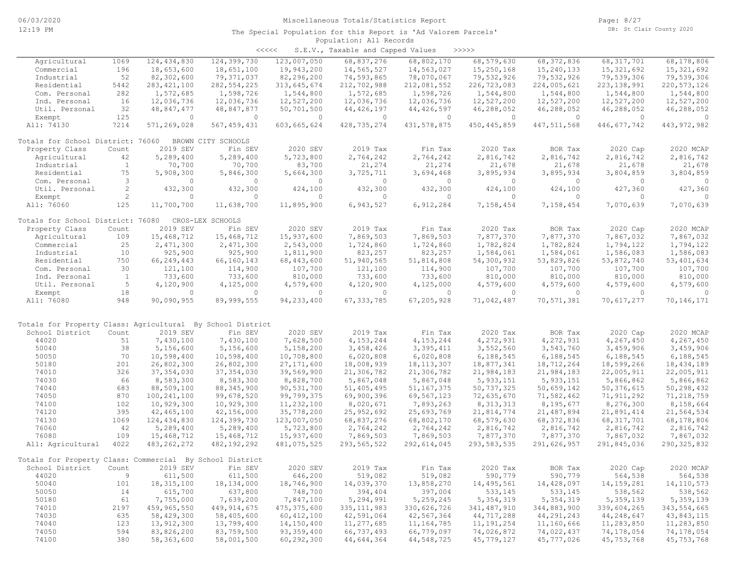Miscellaneous Totals/Statistics Report

The Special Population for this Report is 'Ad Valorem Parcels'

Population: All Records

<<<<< S.E.V., Taxable and Capped Values >>>>>

| Property Class | Count | 2019 SEV | Fin SEV | 2020 SEV | 2019 Tax | Fin Tax | 2020 Tax | BOR Tax | 2020 Cap | 2020 MCAP |
|---|---|---|---|---|---|---|---|---|---|---|
| Agricultural | 1069 | 124,434,830 | 124,399,730 | 123,007,050 | 68,837,276 | 68,802,170 | 68,579,630 | 68,372,836 | 68,317,701 | 68,178,806 |
| Commercial | 196 | 18,653,600 | 18,651,100 | 19,943,200 | 14,565,527 | 14,563,027 | 15,250,168 | 15,240,133 | 15,321,692 | 15,321,692 |
| Industrial | 52 | 82,302,600 | 79,371,037 | 82,296,200 | 74,593,865 | 78,070,067 | 79,532,926 | 79,532,926 | 79,539,306 | 79,539,306 |
| Residential | 5442 | 283,421,100 | 282,554,225 | 313,645,674 | 212,702,988 | 212,081,552 | 226,723,083 | 224,005,621 | 223,138,991 | 220,573,126 |
| Com. Personal | 282 | 1,572,685 | 1,598,726 | 1,544,800 | 1,572,685 | 1,598,726 | 1,544,800 | 1,544,800 | 1,544,800 | 1,544,800 |
| Ind. Personal | 16 | 12,036,736 | 12,036,736 | 12,527,200 | 12,036,736 | 12,036,736 | 12,527,200 | 12,527,200 | 12,527,200 | 12,527,200 |
| Util. Personal | 32 | 48,847,477 | 48,847,877 | 50,701,500 | 44,426,197 | 44,426,597 | 46,288,052 | 46,288,052 | 46,288,052 | 46,288,052 |
| Exempt | 125 | 0 | 0 | 0 | 0 | 0 | 0 | 0 | 0 | 0 |
| All: 74130 | 7214 | 571,269,028 | 567,459,431 | 603,665,624 | 428,735,274 | 431,578,875 | 450,445,859 | 447,511,568 | 446,677,742 | 443,972,982 |

Totals for School District: 76060 BROWN CITY SCHOOLS

| Property Class | Count | 2019 SEV | Fin SEV | 2020 SEV | 2019 Tax | Fin Tax | 2020 Tax | BOR Tax | 2020 Cap | 2020 MCAP |
|---|---|---|---|---|---|---|---|---|---|---|
| Agricultural | 42 | 5,289,400 | 5,289,400 | 5,723,800 | 2,764,242 | 2,764,242 | 2,816,742 | 2,816,742 | 2,816,742 | 2,816,742 |
| Industrial | 1 | 70,700 | 70,700 | 83,700 | 21,274 | 21,274 | 21,678 | 21,678 | 21,678 | 21,678 |
| Residential | 75 | 5,908,300 | 5,846,300 | 5,664,300 | 3,725,711 | 3,694,468 | 3,895,934 | 3,895,934 | 3,804,859 | 3,804,859 |
| Com. Personal | 3 | 0 | 0 | 0 | 0 | 0 | 0 | 0 | 0 | 0 |
| Util. Personal | 2 | 432,300 | 432,300 | 424,100 | 432,300 | 432,300 | 424,100 | 424,100 | 427,360 | 427,360 |
| Exempt | 2 | 0 | 0 | 0 | 0 | 0 | 0 | 0 | 0 | 0 |
| All: 76060 | 125 | 11,700,700 | 11,638,700 | 11,895,900 | 6,943,527 | 6,912,284 | 7,158,454 | 7,158,454 | 7,070,639 | 7,070,639 |

Totals for School District: 76080 CROS-LEX SCHOOLS

| Property Class | Count | 2019 SEV | Fin SEV | 2020 SEV | 2019 Tax | Fin Tax | 2020 Tax | BOR Tax | 2020 Cap | 2020 MCAP |
|---|---|---|---|---|---|---|---|---|---|---|
| Agricultural | 109 | 15,468,712 | 15,468,712 | 15,937,600 | 7,869,503 | 7,869,503 | 7,877,370 | 7,877,370 | 7,867,032 | 7,867,032 |
| Commercial | 25 | 2,471,300 | 2,471,300 | 2,543,000 | 1,724,860 | 1,724,860 | 1,782,824 | 1,782,824 | 1,794,122 | 1,794,122 |
| Industrial | 10 | 925,900 | 925,900 | 1,811,900 | 823,257 | 823,257 | 1,584,061 | 1,584,061 | 1,586,083 | 1,586,083 |
| Residential | 750 | 66,249,443 | 66,160,143 | 68,443,600 | 51,940,565 | 51,814,808 | 54,300,932 | 53,829,826 | 53,872,740 | 53,401,634 |
| Com. Personal | 30 | 121,100 | 114,900 | 107,700 | 121,100 | 114,900 | 107,700 | 107,700 | 107,700 | 107,700 |
| Ind. Personal | 1 | 733,600 | 733,600 | 810,000 | 733,600 | 733,600 | 810,000 | 810,000 | 810,000 | 810,000 |
| Util. Personal | 5 | 4,120,900 | 4,125,000 | 4,579,600 | 4,120,900 | 4,125,000 | 4,579,600 | 4,579,600 | 4,579,600 | 4,579,600 |
| Exempt | 18 | 0 | 0 | 0 | 0 | 0 | 0 | 0 | 0 | 0 |
| All: 76080 | 948 | 90,090,955 | 89,999,555 | 94,233,400 | 67,333,785 | 67,205,928 | 71,042,487 | 70,571,381 | 70,617,277 | 70,146,171 |

Totals for Property Class: Agricultural By School District

| School District | Count | 2019 SEV | Fin SEV | 2020 SEV | 2019 Tax | Fin Tax | 2020 Tax | BOR Tax | 2020 Cap | 2020 MCAP |
|---|---|---|---|---|---|---|---|---|---|---|
| 44020 | 51 | 7,430,100 | 7,430,100 | 7,628,500 | 4,153,244 | 4,153,244 | 4,272,931 | 4,272,931 | 4,267,450 | 4,267,450 |
| 50040 | 38 | 5,156,600 | 5,156,600 | 5,158,200 | 3,458,426 | 3,395,411 | 3,552,560 | 3,543,760 | 3,459,906 | 3,459,906 |
| 50050 | 70 | 10,598,400 | 10,598,400 | 10,708,800 | 6,020,808 | 6,020,808 | 6,188,545 | 6,188,545 | 6,188,545 | 6,188,545 |
| 50180 | 201 | 26,802,300 | 26,802,300 | 27,171,600 | 18,008,939 | 18,113,307 | 18,877,341 | 18,712,264 | 18,599,266 | 18,434,189 |
| 74010 | 326 | 37,354,030 | 37,354,030 | 39,569,900 | 21,306,782 | 21,306,782 | 21,984,183 | 21,984,183 | 22,005,911 | 22,005,911 |
| 74030 | 66 | 8,583,300 | 8,583,300 | 8,828,700 | 5,867,048 | 5,867,048 | 5,933,151 | 5,933,151 | 5,866,862 | 5,866,862 |
| 74040 | 683 | 88,509,100 | 88,345,900 | 90,531,700 | 51,405,495 | 51,167,375 | 50,737,325 | 50,659,142 | 50,376,615 | 50,298,432 |
| 74050 | 870 | 100,241,100 | 99,678,520 | 99,799,375 | 69,900,396 | 69,567,123 | 72,635,670 | 71,582,462 | 71,911,292 | 71,218,759 |
| 74100 | 102 | 10,929,300 | 10,929,300 | 11,232,100 | 8,020,671 | 7,893,263 | 8,313,313 | 8,195,677 | 8,276,300 | 8,158,664 |
| 74120 | 395 | 42,465,100 | 42,156,000 | 35,778,200 | 25,952,692 | 25,693,769 | 21,814,774 | 21,847,894 | 21,891,414 | 21,564,534 |
| 74130 | 1069 | 124,434,830 | 124,399,730 | 123,007,050 | 68,837,276 | 68,802,170 | 68,579,630 | 68,372,836 | 68,317,701 | 68,178,806 |
| 76060 | 42 | 5,289,400 | 5,289,400 | 5,723,800 | 2,764,242 | 2,764,242 | 2,816,742 | 2,816,742 | 2,816,742 | 2,816,742 |
| 76080 | 109 | 15,468,712 | 15,468,712 | 15,937,600 | 7,869,503 | 7,869,503 | 7,877,370 | 7,877,370 | 7,867,032 | 7,867,032 |
| All: Agricultural | 4022 | 483,262,272 | 482,192,292 | 481,075,525 | 293,565,522 | 292,614,045 | 293,583,535 | 291,626,957 | 291,845,036 | 290,325,832 |

Totals for Property Class: Commercial By School District

| School District | Count | 2019 SEV | Fin SEV | 2020 SEV | 2019 Tax | Fin Tax | 2020 Tax | BOR Tax | 2020 Cap | 2020 MCAP |
|---|---|---|---|---|---|---|---|---|---|---|
| 44020 | 9 | 611,500 | 611,500 | 646,200 | 519,082 | 519,082 | 590,779 | 590,779 | 564,538 | 564,538 |
| 50040 | 101 | 18,315,100 | 18,134,000 | 18,746,900 | 14,039,370 | 13,858,270 | 14,495,561 | 14,428,097 | 14,159,281 | 14,110,573 |
| 50050 | 14 | 615,700 | 637,800 | 748,700 | 394,404 | 397,004 | 533,145 | 533,145 | 538,562 | 538,562 |
| 50180 | 61 | 7,755,000 | 7,639,200 | 7,847,100 | 5,294,991 | 5,259,245 | 5,354,319 | 5,354,319 | 5,359,139 | 5,359,139 |
| 74010 | 2197 | 459,965,550 | 449,914,675 | 475,375,600 | 335,111,983 | 330,626,726 | 341,487,910 | 344,883,900 | 339,604,265 | 343,554,665 |
| 74030 | 635 | 58,429,300 | 58,405,600 | 60,412,100 | 42,591,064 | 42,567,364 | 44,717,288 | 44,291,243 | 44,248,647 | 43,843,115 |
| 74040 | 123 | 13,912,300 | 13,799,400 | 14,150,400 | 11,277,685 | 11,164,785 | 11,191,254 | 11,160,666 | 11,283,850 | 11,283,850 |
| 74050 | 594 | 83,826,200 | 83,759,500 | 93,359,400 | 66,737,493 | 66,779,097 | 74,026,872 | 74,022,437 | 74,178,054 | 74,178,054 |
| 74100 | 380 | 58,363,600 | 58,001,500 | 60,292,300 | 44,644,364 | 44,548,725 | 45,779,127 | 45,777,026 | 45,753,768 | 45,753,768 |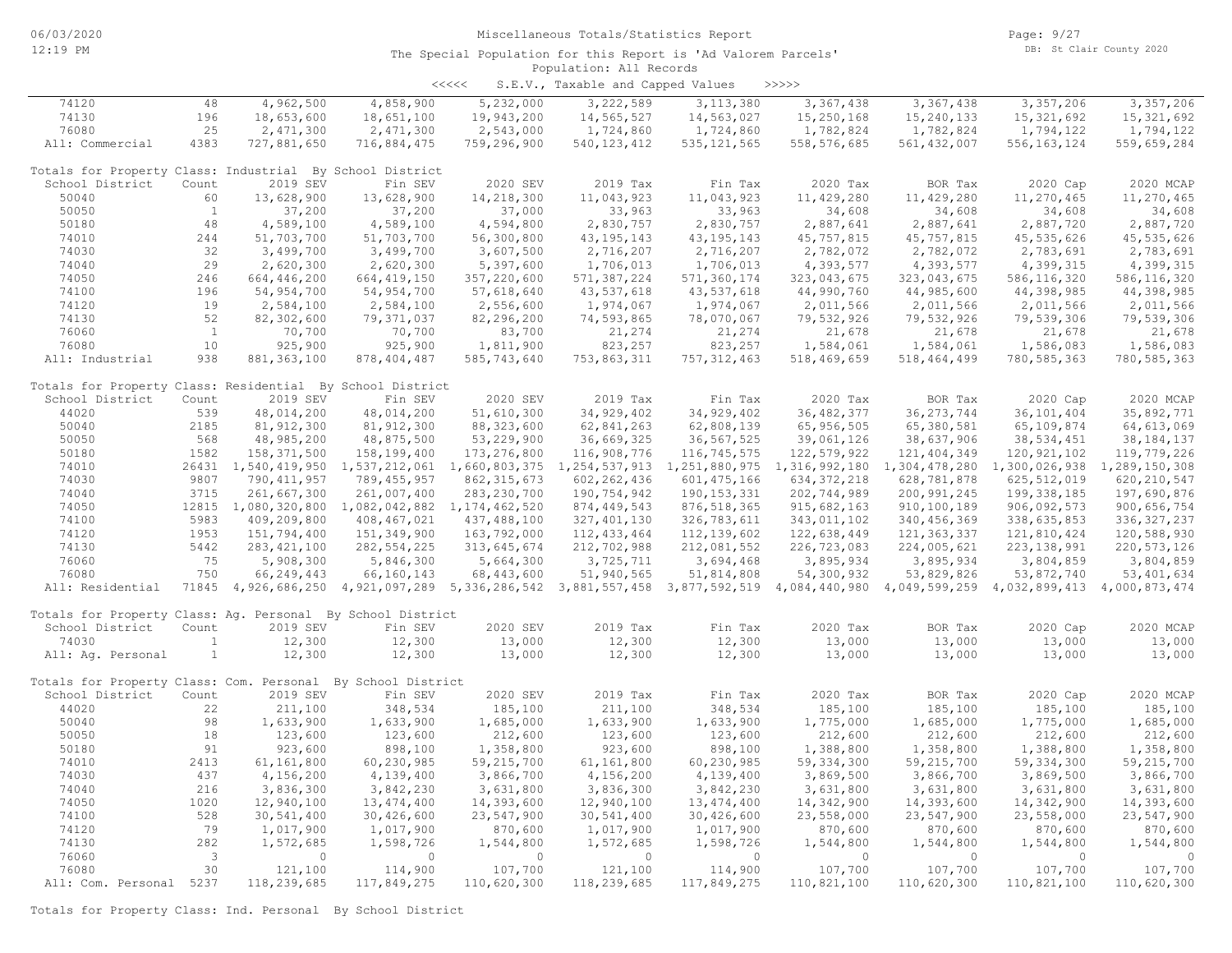Miscellaneous Totals/Statistics Report

The Special Population for this Report is 'Ad Valorem Parcels'
Population: All Records

<<<<< S.E.V., Taxable and Capped Values >>>>>

| School District | Count | 2019 SEV | Fin SEV | 2020 SEV | 2019 Tax | Fin Tax | 2020 Tax | BOR Tax | 2020 Cap | 2020 MCAP |
|---|---|---|---|---|---|---|---|---|---|---|
| 74120 | 48 | 4,962,500 | 4,858,900 | 5,232,000 | 3,222,589 | 3,113,380 | 3,367,438 | 3,367,438 | 3,357,206 | 3,357,206 |
| 74130 | 196 | 18,653,600 | 18,651,100 | 19,943,200 | 14,565,527 | 14,563,027 | 15,250,168 | 15,240,133 | 15,321,692 | 15,321,692 |
| 76080 | 25 | 2,471,300 | 2,471,300 | 2,543,000 | 1,724,860 | 1,724,860 | 1,782,824 | 1,782,824 | 1,794,122 | 1,794,122 |
| All: Commercial | 4383 | 727,881,650 | 716,884,475 | 759,296,900 | 540,123,412 | 535,121,565 | 558,576,685 | 561,432,007 | 556,163,124 | 559,659,284 |

Totals for Property Class: Industrial By School District

| School District | Count | 2019 SEV | Fin SEV | 2020 SEV | 2019 Tax | Fin Tax | 2020 Tax | BOR Tax | 2020 Cap | 2020 MCAP |
|---|---|---|---|---|---|---|---|---|---|---|
| 50040 | 60 | 13,628,900 | 13,628,900 | 14,218,300 | 11,043,923 | 11,043,923 | 11,429,280 | 11,429,280 | 11,270,465 | 11,270,465 |
| 50050 | 1 | 37,200 | 37,200 | 37,000 | 33,963 | 33,963 | 34,608 | 34,608 | 34,608 | 34,608 |
| 50180 | 48 | 4,589,100 | 4,589,100 | 4,594,800 | 2,830,757 | 2,830,757 | 2,887,641 | 2,887,641 | 2,887,720 | 2,887,720 |
| 74010 | 244 | 51,703,700 | 51,703,700 | 56,300,800 | 43,195,143 | 43,195,143 | 45,757,815 | 45,757,815 | 45,535,626 | 45,535,626 |
| 74030 | 32 | 3,499,700 | 3,499,700 | 3,607,500 | 2,716,207 | 2,716,207 | 2,782,072 | 2,782,072 | 2,783,691 | 2,783,691 |
| 74040 | 29 | 2,620,300 | 2,620,300 | 5,397,600 | 1,706,013 | 1,706,013 | 4,393,577 | 4,393,577 | 4,399,315 | 4,399,315 |
| 74050 | 246 | 664,446,200 | 664,419,150 | 357,220,600 | 571,387,224 | 571,360,174 | 323,043,675 | 323,043,675 | 586,116,320 | 586,116,320 |
| 74100 | 196 | 54,954,700 | 54,954,700 | 57,618,640 | 43,537,618 | 43,537,618 | 44,990,760 | 44,985,600 | 44,398,985 | 44,398,985 |
| 74120 | 19 | 2,584,100 | 2,584,100 | 2,556,600 | 1,974,067 | 1,974,067 | 2,011,566 | 2,011,566 | 2,011,566 | 2,011,566 |
| 74130 | 52 | 82,302,600 | 79,371,037 | 82,296,200 | 74,593,865 | 78,070,067 | 79,532,926 | 79,532,926 | 79,539,306 | 79,539,306 |
| 76060 | 1 | 70,700 | 70,700 | 83,700 | 21,274 | 21,274 | 21,678 | 21,678 | 21,678 | 21,678 |
| 76080 | 10 | 925,900 | 925,900 | 1,811,900 | 823,257 | 823,257 | 1,584,061 | 1,584,061 | 1,586,083 | 1,586,083 |
| All: Industrial | 938 | 881,363,100 | 878,404,487 | 585,743,640 | 753,863,311 | 757,312,463 | 518,469,659 | 518,464,499 | 780,585,363 | 780,585,363 |

Totals for Property Class: Residential By School District

| School District | Count | 2019 SEV | Fin SEV | 2020 SEV | 2019 Tax | Fin Tax | 2020 Tax | BOR Tax | 2020 Cap | 2020 MCAP |
|---|---|---|---|---|---|---|---|---|---|---|
| 44020 | 539 | 48,014,200 | 48,014,200 | 51,610,300 | 34,929,402 | 34,929,402 | 36,482,377 | 36,273,744 | 36,101,404 | 35,892,771 |
| 50040 | 2185 | 81,912,300 | 81,912,300 | 88,323,600 | 62,841,263 | 62,808,139 | 65,956,505 | 65,380,581 | 65,109,874 | 64,613,069 |
| 50050 | 568 | 48,985,200 | 48,875,500 | 53,229,900 | 36,669,325 | 36,567,525 | 39,061,126 | 38,637,906 | 38,534,451 | 38,184,137 |
| 50180 | 1582 | 158,371,500 | 158,199,400 | 173,276,800 | 116,908,776 | 116,745,575 | 122,579,922 | 121,404,349 | 120,921,102 | 119,779,226 |
| 74010 | 26431 | 1,540,419,950 | 1,537,212,061 | 1,660,803,375 | 1,254,537,913 | 1,251,880,975 | 1,316,992,180 | 1,304,478,280 | 1,300,026,938 | 1,289,150,308 |
| 74030 | 9807 | 790,411,957 | 789,455,957 | 862,315,673 | 602,262,436 | 601,475,166 | 634,372,218 | 628,781,878 | 625,512,019 | 620,210,547 |
| 74040 | 3715 | 261,667,300 | 261,007,400 | 283,230,700 | 190,754,942 | 190,153,331 | 202,744,989 | 200,991,245 | 199,338,185 | 197,690,876 |
| 74050 | 12815 | 1,080,320,800 | 1,082,042,882 | 1,174,462,520 | 874,449,543 | 876,518,365 | 915,682,163 | 910,100,189 | 906,092,573 | 900,656,754 |
| 74100 | 5983 | 409,209,800 | 408,467,021 | 437,488,100 | 327,401,130 | 326,783,611 | 343,011,102 | 340,456,369 | 338,635,853 | 336,327,237 |
| 74120 | 1953 | 151,794,400 | 151,349,900 | 163,792,000 | 112,433,464 | 112,139,602 | 122,638,449 | 121,363,337 | 121,810,424 | 120,588,930 |
| 74130 | 5442 | 283,421,100 | 282,554,225 | 313,645,674 | 212,702,988 | 212,081,552 | 226,723,083 | 224,005,621 | 223,138,991 | 220,573,126 |
| 76060 | 75 | 5,908,300 | 5,846,300 | 5,664,300 | 3,725,711 | 3,694,468 | 3,895,934 | 3,895,934 | 3,804,859 | 3,804,859 |
| 76080 | 750 | 66,249,443 | 66,160,143 | 68,443,600 | 51,940,565 | 51,814,808 | 54,300,932 | 53,829,826 | 53,872,740 | 53,401,634 |
| All: Residential | 71845 | 4,926,686,250 | 4,921,097,289 | 5,336,286,542 | 3,881,557,458 | 3,877,592,519 | 4,084,440,980 | 4,049,599,259 | 4,032,899,413 | 4,000,873,474 |

Totals for Property Class: Ag. Personal By School District

| School District | Count | 2019 SEV | Fin SEV | 2020 SEV | 2019 Tax | Fin Tax | 2020 Tax | BOR Tax | 2020 Cap | 2020 MCAP |
|---|---|---|---|---|---|---|---|---|---|---|
| 74030 | 1 | 12,300 | 12,300 | 13,000 | 12,300 | 12,300 | 13,000 | 13,000 | 13,000 | 13,000 |
| All: Ag. Personal | 1 | 12,300 | 12,300 | 13,000 | 12,300 | 12,300 | 13,000 | 13,000 | 13,000 | 13,000 |

Totals for Property Class: Com. Personal By School District

| School District | Count | 2019 SEV | Fin SEV | 2020 SEV | 2019 Tax | Fin Tax | 2020 Tax | BOR Tax | 2020 Cap | 2020 MCAP |
|---|---|---|---|---|---|---|---|---|---|---|
| 44020 | 22 | 211,100 | 348,534 | 185,100 | 211,100 | 348,534 | 185,100 | 185,100 | 185,100 | 185,100 |
| 50040 | 98 | 1,633,900 | 1,633,900 | 1,685,000 | 1,633,900 | 1,633,900 | 1,775,000 | 1,685,000 | 1,775,000 | 1,685,000 |
| 50050 | 18 | 123,600 | 123,600 | 212,600 | 123,600 | 123,600 | 212,600 | 212,600 | 212,600 | 212,600 |
| 50180 | 91 | 923,600 | 898,100 | 1,358,800 | 923,600 | 898,100 | 1,388,800 | 1,358,800 | 1,388,800 | 1,358,800 |
| 74010 | 2413 | 61,161,800 | 60,230,985 | 59,215,700 | 61,161,800 | 60,230,985 | 59,334,300 | 59,215,700 | 59,334,300 | 59,215,700 |
| 74030 | 437 | 4,156,200 | 4,139,400 | 3,866,700 | 4,156,200 | 4,139,400 | 3,869,500 | 3,866,700 | 3,869,500 | 3,866,700 |
| 74040 | 216 | 3,836,300 | 3,842,230 | 3,631,800 | 3,836,300 | 3,842,230 | 3,631,800 | 3,631,800 | 3,631,800 | 3,631,800 |
| 74050 | 1020 | 12,940,100 | 13,474,400 | 14,393,600 | 12,940,100 | 13,474,400 | 14,342,900 | 14,393,600 | 14,342,900 | 14,393,600 |
| 74100 | 528 | 30,541,400 | 30,426,600 | 23,547,900 | 30,541,400 | 30,426,600 | 23,558,000 | 23,547,900 | 23,558,000 | 23,547,900 |
| 74120 | 79 | 1,017,900 | 1,017,900 | 870,600 | 1,017,900 | 1,017,900 | 870,600 | 870,600 | 870,600 | 870,600 |
| 74130 | 282 | 1,572,685 | 1,598,726 | 1,544,800 | 1,572,685 | 1,598,726 | 1,544,800 | 1,544,800 | 1,544,800 | 1,544,800 |
| 76060 | 3 | 0 | 0 | 0 | 0 | 0 | 0 | 0 | 0 | 0 |
| 76080 | 30 | 121,100 | 114,900 | 107,700 | 121,100 | 114,900 | 107,700 | 107,700 | 107,700 | 107,700 |
| All: Com. Personal | 5237 | 118,239,685 | 117,849,275 | 110,620,300 | 118,239,685 | 117,849,275 | 110,821,100 | 110,620,300 | 110,821,100 | 110,620,300 |

Totals for Property Class: Ind. Personal By School District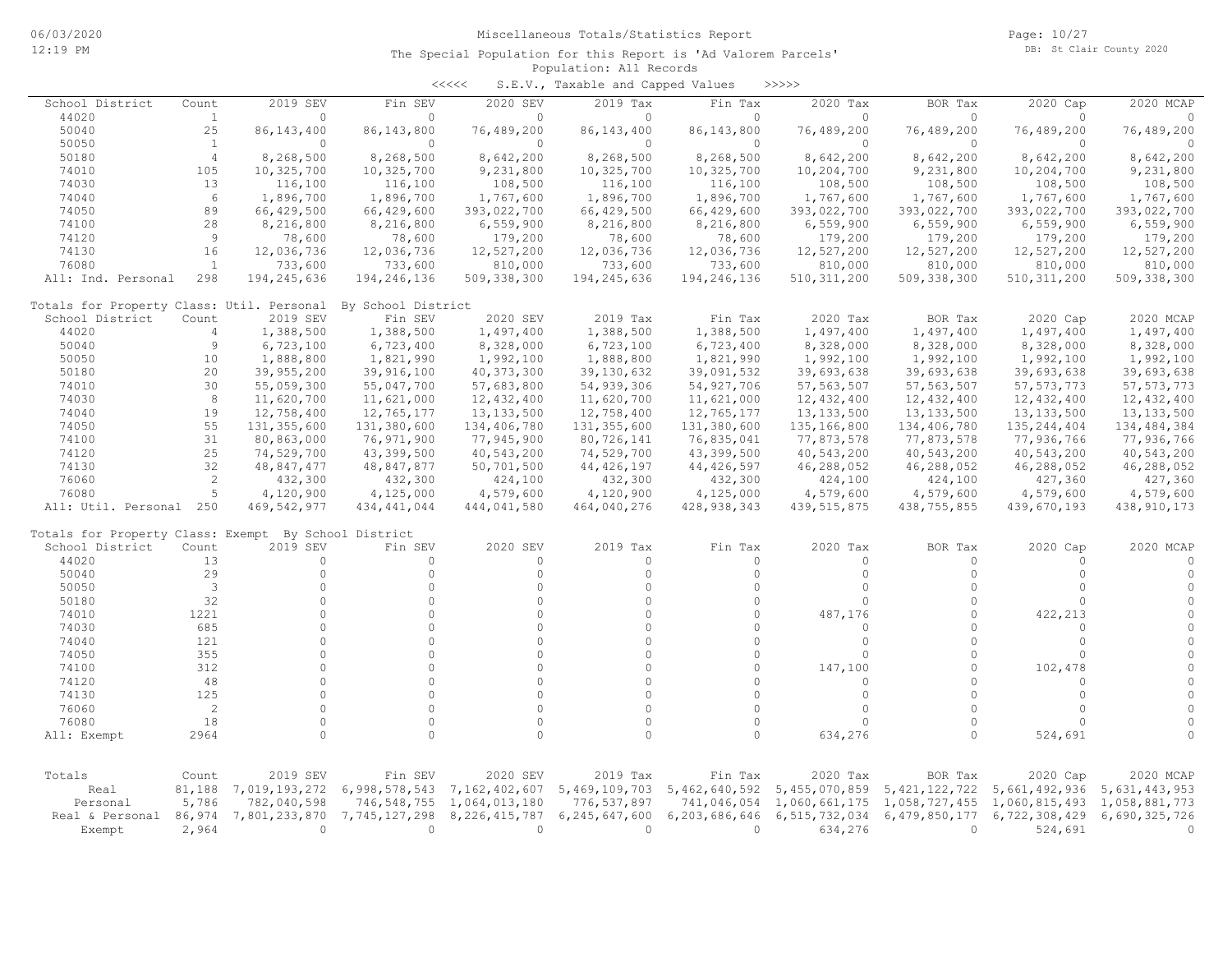Miscellaneous Totals/Statistics Report

The Special Population for this Report is 'Ad Valorem Parcels'

Population: All Records

<<<<< S.E.V., Taxable and Capped Values >>>>>

| School District | Count | 2019 SEV | Fin SEV | 2020 SEV | 2019 Tax | Fin Tax | 2020 Tax | BOR Tax | 2020 Cap | 2020 MCAP |
|---|---|---|---|---|---|---|---|---|---|---|
| 44020 | 1 | 0 | 0 | 0 | 0 | 0 | 0 | 0 | 0 | 0 |
| 50040 | 25 | 86,143,400 | 86,143,800 | 76,489,200 | 86,143,400 | 86,143,800 | 76,489,200 | 76,489,200 | 76,489,200 | 76,489,200 |
| 50050 | 1 | 0 | 0 | 0 | 0 | 0 | 0 | 0 | 0 | 0 |
| 50180 | 4 | 8,268,500 | 8,268,500 | 8,642,200 | 8,268,500 | 8,268,500 | 8,642,200 | 8,642,200 | 8,642,200 | 8,642,200 |
| 74010 | 105 | 10,325,700 | 10,325,700 | 9,231,800 | 10,325,700 | 10,325,700 | 10,204,700 | 9,231,800 | 10,204,700 | 9,231,800 |
| 74030 | 13 | 116,100 | 116,100 | 108,500 | 116,100 | 116,100 | 108,500 | 108,500 | 108,500 | 108,500 |
| 74040 | 6 | 1,896,700 | 1,896,700 | 1,767,600 | 1,896,700 | 1,896,700 | 1,767,600 | 1,767,600 | 1,767,600 | 1,767,600 |
| 74050 | 89 | 66,429,500 | 66,429,600 | 393,022,700 | 66,429,500 | 66,429,600 | 393,022,700 | 393,022,700 | 393,022,700 | 393,022,700 |
| 74100 | 28 | 8,216,800 | 8,216,800 | 6,559,900 | 8,216,800 | 8,216,800 | 6,559,900 | 6,559,900 | 6,559,900 | 6,559,900 |
| 74120 | 9 | 78,600 | 78,600 | 179,200 | 78,600 | 78,600 | 179,200 | 179,200 | 179,200 | 179,200 |
| 74130 | 16 | 12,036,736 | 12,036,736 | 12,527,200 | 12,036,736 | 12,036,736 | 12,527,200 | 12,527,200 | 12,527,200 | 12,527,200 |
| 76080 | 1 | 733,600 | 733,600 | 810,000 | 733,600 | 733,600 | 810,000 | 810,000 | 810,000 | 810,000 |
| All: Ind. Personal | 298 | 194,245,636 | 194,246,136 | 509,338,300 | 194,245,636 | 194,246,136 | 510,311,200 | 509,338,300 | 510,311,200 | 509,338,300 |

Totals for Property Class: Util. Personal By School District

| School District | Count | 2019 SEV | Fin SEV | 2020 SEV | 2019 Tax | Fin Tax | 2020 Tax | BOR Tax | 2020 Cap | 2020 MCAP |
|---|---|---|---|---|---|---|---|---|---|---|
| 44020 | 4 | 1,388,500 | 1,388,500 | 1,497,400 | 1,388,500 | 1,388,500 | 1,497,400 | 1,497,400 | 1,497,400 | 1,497,400 |
| 50040 | 9 | 6,723,100 | 6,723,400 | 8,328,000 | 6,723,100 | 6,723,400 | 8,328,000 | 8,328,000 | 8,328,000 | 8,328,000 |
| 50050 | 10 | 1,888,800 | 1,821,990 | 1,992,100 | 1,888,800 | 1,821,990 | 1,992,100 | 1,992,100 | 1,992,100 | 1,992,100 |
| 50180 | 20 | 39,955,200 | 39,916,100 | 40,373,300 | 39,130,632 | 39,091,532 | 39,693,638 | 39,693,638 | 39,693,638 | 39,693,638 |
| 74010 | 30 | 55,059,300 | 55,047,700 | 57,683,800 | 54,939,306 | 54,927,706 | 57,563,507 | 57,563,507 | 57,573,773 | 57,573,773 |
| 74030 | 8 | 11,620,700 | 11,621,000 | 12,432,400 | 11,620,700 | 11,621,000 | 12,432,400 | 12,432,400 | 12,432,400 | 12,432,400 |
| 74040 | 19 | 12,758,400 | 12,765,177 | 13,133,500 | 12,758,400 | 12,765,177 | 13,133,500 | 13,133,500 | 13,133,500 | 13,133,500 |
| 74050 | 55 | 131,355,600 | 131,380,600 | 134,406,780 | 131,355,600 | 131,380,600 | 135,166,800 | 134,406,780 | 135,244,404 | 134,484,384 |
| 74100 | 31 | 80,863,000 | 76,971,900 | 77,945,900 | 80,726,141 | 76,835,041 | 77,873,578 | 77,873,578 | 77,936,766 | 77,936,766 |
| 74120 | 25 | 74,529,700 | 43,399,500 | 40,543,200 | 74,529,700 | 43,399,500 | 40,543,200 | 40,543,200 | 40,543,200 | 40,543,200 |
| 74130 | 32 | 48,847,477 | 48,847,877 | 50,701,500 | 44,426,197 | 44,426,597 | 46,288,052 | 46,288,052 | 46,288,052 | 46,288,052 |
| 76060 | 2 | 432,300 | 432,300 | 424,100 | 432,300 | 432,300 | 424,100 | 424,100 | 427,360 | 427,360 |
| 76080 | 5 | 4,120,900 | 4,125,000 | 4,579,600 | 4,120,900 | 4,125,000 | 4,579,600 | 4,579,600 | 4,579,600 | 4,579,600 |
| All: Util. Personal | 250 | 469,542,977 | 434,441,044 | 444,041,580 | 464,040,276 | 428,938,343 | 439,515,875 | 438,755,855 | 439,670,193 | 438,910,173 |

Totals for Property Class: Exempt By School District

| School District | Count | 2019 SEV | Fin SEV | 2020 SEV | 2019 Tax | Fin Tax | 2020 Tax | BOR Tax | 2020 Cap | 2020 MCAP |
|---|---|---|---|---|---|---|---|---|---|---|
| 44020 | 13 | 0 | 0 | 0 | 0 | 0 | 0 | 0 | 0 | 0 |
| 50040 | 29 | 0 | 0 | 0 | 0 | 0 | 0 | 0 | 0 | 0 |
| 50050 | 3 | 0 | 0 | 0 | 0 | 0 | 0 | 0 | 0 | 0 |
| 50180 | 32 | 0 | 0 | 0 | 0 | 0 | 0 | 0 | 0 | 0 |
| 74010 | 1221 | 0 | 0 | 0 | 0 | 0 | 487,176 | 0 | 422,213 | 0 |
| 74030 | 685 | 0 | 0 | 0 | 0 | 0 | 0 | 0 | 0 | 0 |
| 74040 | 121 | 0 | 0 | 0 | 0 | 0 | 0 | 0 | 0 | 0 |
| 74050 | 355 | 0 | 0 | 0 | 0 | 0 | 0 | 0 | 0 | 0 |
| 74100 | 312 | 0 | 0 | 0 | 0 | 0 | 147,100 | 0 | 102,478 | 0 |
| 74120 | 48 | 0 | 0 | 0 | 0 | 0 | 0 | 0 | 0 | 0 |
| 74130 | 125 | 0 | 0 | 0 | 0 | 0 | 0 | 0 | 0 | 0 |
| 76060 | 2 | 0 | 0 | 0 | 0 | 0 | 0 | 0 | 0 | 0 |
| 76080 | 18 | 0 | 0 | 0 | 0 | 0 | 0 | 0 | 0 | 0 |
| All: Exempt | 2964 | 0 | 0 | 0 | 0 | 0 | 634,276 | 0 | 524,691 | 0 |

| Totals | Count | 2019 SEV | Fin SEV | 2020 SEV | 2019 Tax | Fin Tax | 2020 Tax | BOR Tax | 2020 Cap | 2020 MCAP |
|---|---|---|---|---|---|---|---|---|---|---|
| Real | 81,188 | 7,019,193,272 | 6,998,578,543 | 7,162,402,607 | 5,469,109,703 | 5,462,640,592 | 5,455,070,859 | 5,421,122,722 | 5,661,492,936 | 5,631,443,953 |
| Personal | 5,786 | 782,040,598 | 746,548,755 | 1,064,013,180 | 776,537,897 | 741,046,054 | 1,060,661,175 | 1,058,727,455 | 1,060,815,493 | 1,058,881,773 |
| Real & Personal | 86,974 | 7,801,233,870 | 7,745,127,298 | 8,226,415,787 | 6,245,647,600 | 6,203,686,646 | 6,515,732,034 | 6,479,850,177 | 6,722,308,429 | 6,690,325,726 |
| Exempt | 2,964 | 0 | 0 | 0 | 0 | 0 | 634,276 | 0 | 524,691 | 0 |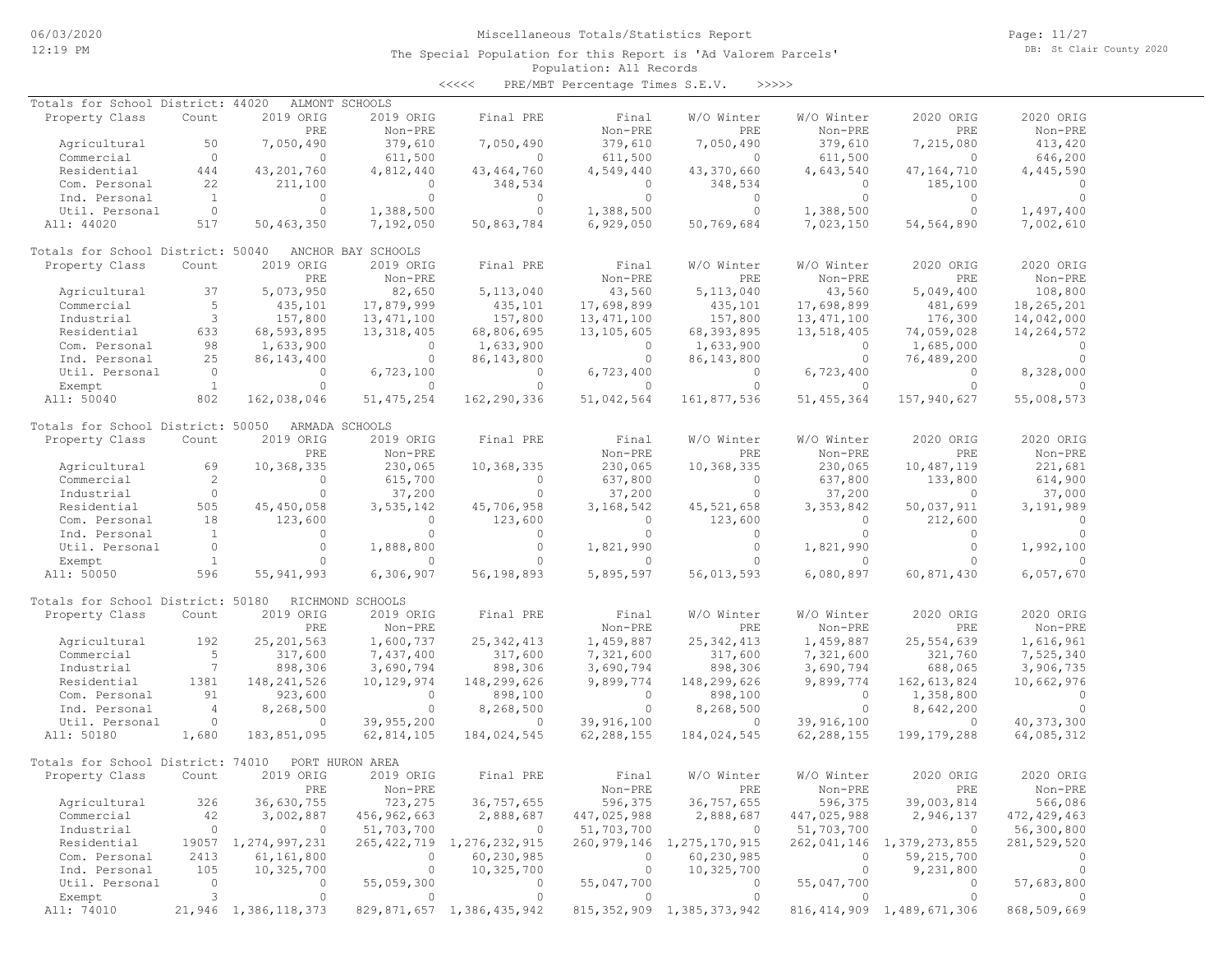Miscellaneous Totals/Statistics Report

The Special Population for this Report is 'Ad Valorem Parcels'

Population: All Records

<<<<< PRE/MBT Percentage Times S.E.V. >>>>>

## Totals for School District: 44020 ALMONT SCHOOLS

| Property Class | Count | 2019 ORIG PRE | 2019 ORIG Non-PRE | Final PRE | Final Non-PRE | W/O Winter PRE | W/O Winter Non-PRE | 2020 ORIG PRE | 2020 ORIG Non-PRE |
|---|---|---|---|---|---|---|---|---|---|
| Agricultural | 50 | 7,050,490 | 379,610 | 7,050,490 | 379,610 | 7,050,490 | 379,610 | 7,215,080 | 413,420 |
| Commercial | 0 | 0 | 611,500 | 0 | 611,500 | 0 | 611,500 | 0 | 646,200 |
| Residential | 444 | 43,201,760 | 4,812,440 | 43,464,760 | 4,549,440 | 43,370,660 | 4,643,540 | 47,164,710 | 4,445,590 |
| Com. Personal | 22 | 211,100 | 0 | 348,534 | 0 | 348,534 | 0 | 185,100 | 0 |
| Ind. Personal | 1 | 0 | 0 | 0 | 0 | 0 | 0 | 0 | 0 |
| Util. Personal | 0 | 0 | 1,388,500 | 0 | 1,388,500 | 0 | 1,388,500 | 0 | 1,497,400 |
| All: 44020 | 517 | 50,463,350 | 7,192,050 | 50,863,784 | 6,929,050 | 50,769,684 | 7,023,150 | 54,564,890 | 7,002,610 |

## Totals for School District: 50040 ANCHOR BAY SCHOOLS

| Property Class | Count | 2019 ORIG PRE | 2019 ORIG Non-PRE | Final PRE | Final Non-PRE | W/O Winter PRE | W/O Winter Non-PRE | 2020 ORIG PRE | 2020 ORIG Non-PRE |
|---|---|---|---|---|---|---|---|---|---|
| Agricultural | 37 | 5,073,950 | 82,650 | 5,113,040 | 43,560 | 5,113,040 | 43,560 | 5,049,400 | 108,800 |
| Commercial | 5 | 435,101 | 17,879,999 | 435,101 | 17,698,899 | 435,101 | 17,698,899 | 481,699 | 18,265,201 |
| Industrial | 3 | 157,800 | 13,471,100 | 157,800 | 13,471,100 | 157,800 | 13,471,100 | 176,300 | 14,042,000 |
| Residential | 633 | 68,593,895 | 13,318,405 | 68,806,695 | 13,105,605 | 68,393,895 | 13,518,405 | 74,059,028 | 14,264,572 |
| Com. Personal | 98 | 1,633,900 | 0 | 1,633,900 | 0 | 1,633,900 | 0 | 1,685,000 | 0 |
| Ind. Personal | 25 | 86,143,400 | 0 | 86,143,800 | 0 | 86,143,800 | 0 | 76,489,200 | 0 |
| Util. Personal | 0 | 0 | 6,723,100 | 0 | 6,723,400 | 0 | 6,723,400 | 0 | 8,328,000 |
| Exempt | 1 | 0 | 0 | 0 | 0 | 0 | 0 | 0 | 0 |
| All: 50040 | 802 | 162,038,046 | 51,475,254 | 162,290,336 | 51,042,564 | 161,877,536 | 51,455,364 | 157,940,627 | 55,008,573 |

## Totals for School District: 50050 ARMADA SCHOOLS

| Property Class | Count | 2019 ORIG PRE | 2019 ORIG Non-PRE | Final PRE | Final Non-PRE | W/O Winter PRE | W/O Winter Non-PRE | 2020 ORIG PRE | 2020 ORIG Non-PRE |
|---|---|---|---|---|---|---|---|---|---|
| Agricultural | 69 | 10,368,335 | 230,065 | 10,368,335 | 230,065 | 10,368,335 | 230,065 | 10,487,119 | 221,681 |
| Commercial | 2 | 0 | 615,700 | 0 | 637,800 | 0 | 637,800 | 133,800 | 614,900 |
| Industrial | 0 | 0 | 37,200 | 0 | 37,200 | 0 | 37,200 | 0 | 37,000 |
| Residential | 505 | 45,450,058 | 3,535,142 | 45,706,958 | 3,168,542 | 45,521,658 | 3,353,842 | 50,037,911 | 3,191,989 |
| Com. Personal | 18 | 123,600 | 0 | 123,600 | 0 | 123,600 | 0 | 212,600 | 0 |
| Ind. Personal | 1 | 0 | 0 | 0 | 0 | 0 | 0 | 0 | 0 |
| Util. Personal | 0 | 0 | 1,888,800 | 0 | 1,821,990 | 0 | 1,821,990 | 0 | 1,992,100 |
| Exempt | 1 | 0 | 0 | 0 | 0 | 0 | 0 | 0 | 0 |
| All: 50050 | 596 | 55,941,993 | 6,306,907 | 56,198,893 | 5,895,597 | 56,013,593 | 6,080,897 | 60,871,430 | 6,057,670 |

## Totals for School District: 50180 RICHMOND SCHOOLS

| Property Class | Count | 2019 ORIG PRE | 2019 ORIG Non-PRE | Final PRE | Final Non-PRE | W/O Winter PRE | W/O Winter Non-PRE | 2020 ORIG PRE | 2020 ORIG Non-PRE |
|---|---|---|---|---|---|---|---|---|---|
| Agricultural | 192 | 25,201,563 | 1,600,737 | 25,342,413 | 1,459,887 | 25,342,413 | 1,459,887 | 25,554,639 | 1,616,961 |
| Commercial | 5 | 317,600 | 7,437,400 | 317,600 | 7,321,600 | 317,600 | 7,321,600 | 321,760 | 7,525,340 |
| Industrial | 7 | 898,306 | 3,690,794 | 898,306 | 3,690,794 | 898,306 | 3,690,794 | 688,065 | 3,906,735 |
| Residential | 1381 | 148,241,526 | 10,129,974 | 148,299,626 | 9,899,774 | 148,299,626 | 9,899,774 | 162,613,824 | 10,662,976 |
| Com. Personal | 91 | 923,600 | 0 | 898,100 | 0 | 898,100 | 0 | 1,358,800 | 0 |
| Ind. Personal | 4 | 8,268,500 | 0 | 8,268,500 | 0 | 8,268,500 | 0 | 8,642,200 | 0 |
| Util. Personal | 0 | 0 | 39,955,200 | 0 | 39,916,100 | 0 | 39,916,100 | 0 | 40,373,300 |
| All: 50180 | 1,680 | 183,851,095 | 62,814,105 | 184,024,545 | 62,288,155 | 184,024,545 | 62,288,155 | 199,179,288 | 64,085,312 |

## Totals for School District: 74010 PORT HURON AREA

| Property Class | Count | 2019 ORIG PRE | 2019 ORIG Non-PRE | Final PRE | Final Non-PRE | W/O Winter PRE | W/O Winter Non-PRE | 2020 ORIG PRE | 2020 ORIG Non-PRE |
|---|---|---|---|---|---|---|---|---|---|
| Agricultural | 326 | 36,630,755 | 723,275 | 36,757,655 | 596,375 | 36,757,655 | 596,375 | 39,003,814 | 566,086 |
| Commercial | 42 | 3,002,887 | 456,962,663 | 2,888,687 | 447,025,988 | 2,888,687 | 447,025,988 | 2,946,137 | 472,429,463 |
| Industrial | 0 | 0 | 51,703,700 | 0 | 51,703,700 | 0 | 51,703,700 | 0 | 56,300,800 |
| Residential | 19057 | 1,274,997,231 | 265,422,719 | 1,276,232,915 | 260,979,146 | 1,275,170,915 | 262,041,146 | 1,379,273,855 | 281,529,520 |
| Com. Personal | 2413 | 61,161,800 | 0 | 60,230,985 | 0 | 60,230,985 | 0 | 59,215,700 | 0 |
| Ind. Personal | 105 | 10,325,700 | 0 | 10,325,700 | 0 | 10,325,700 | 0 | 9,231,800 | 0 |
| Util. Personal | 0 | 0 | 55,059,300 | 0 | 55,047,700 | 0 | 55,047,700 | 0 | 57,683,800 |
| Exempt | 3 | 0 | 0 | 0 | 0 | 0 | 0 | 0 | 0 |
| All: 74010 | 21,946 | 1,386,118,373 | 829,871,657 | 1,386,435,942 | 815,352,909 | 1,385,373,942 | 816,414,909 | 1,489,671,306 | 868,509,669 |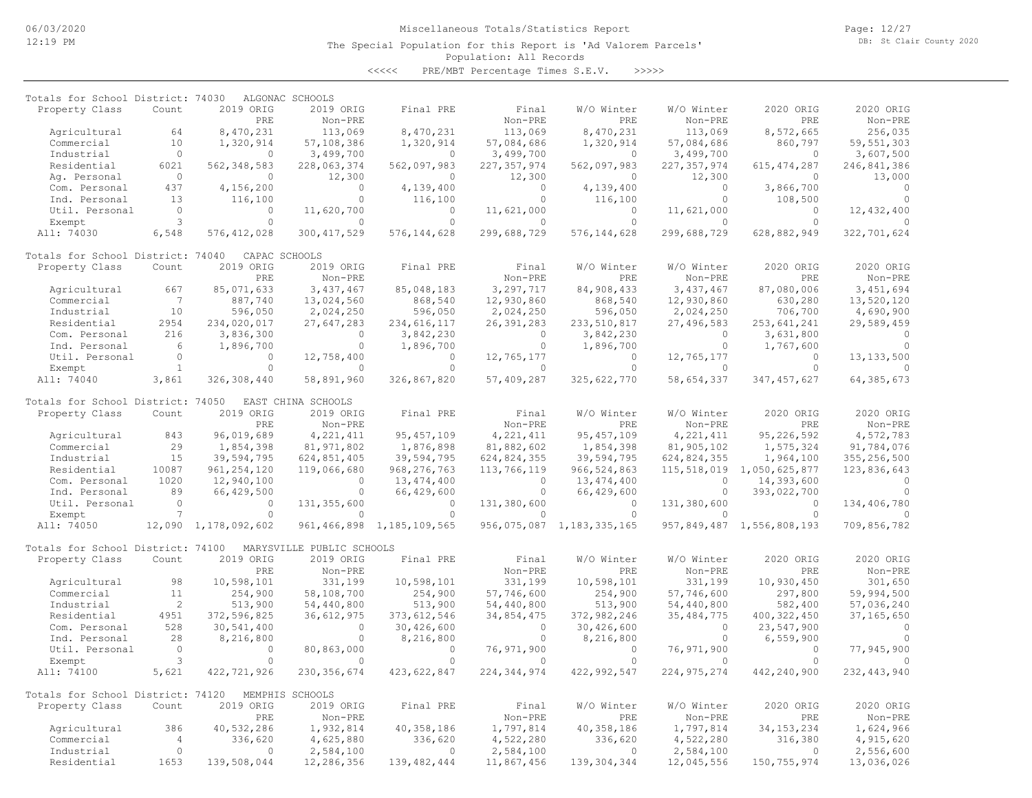Miscellaneous Totals/Statistics Report

The Special Population for this Report is 'Ad Valorem Parcels'

Population: All Records

<<<<< PRE/MBT Percentage Times S.E.V. >>>>>

## Totals for School District: 74030 ALGONAC SCHOOLS

| Property Class | Count | 2019 ORIG PRE | 2019 ORIG Non-PRE | Final PRE | Final Non-PRE | W/O Winter PRE | W/O Winter Non-PRE | 2020 ORIG PRE | 2020 ORIG Non-PRE |
|---|---|---|---|---|---|---|---|---|---|
| Agricultural | 64 | 8,470,231 | 113,069 | 8,470,231 | 113,069 | 8,470,231 | 113,069 | 8,572,665 | 256,035 |
| Commercial | 10 | 1,320,914 | 57,108,386 | 1,320,914 | 57,084,686 | 1,320,914 | 57,084,686 | 860,797 | 59,551,303 |
| Industrial | 0 | 0 | 3,499,700 | 0 | 3,499,700 | 0 | 3,499,700 | 0 | 3,607,500 |
| Residential | 6021 | 562,348,583 | 228,063,374 | 562,097,983 | 227,357,974 | 562,097,983 | 227,357,974 | 615,474,287 | 246,841,386 |
| Ag. Personal | 0 | 0 | 12,300 | 0 | 12,300 | 0 | 12,300 | 0 | 13,000 |
| Com. Personal | 437 | 4,156,200 | 0 | 4,139,400 | 0 | 4,139,400 | 0 | 3,866,700 | 0 |
| Ind. Personal | 13 | 116,100 | 0 | 116,100 | 0 | 116,100 | 0 | 108,500 | 0 |
| Util. Personal | 0 | 0 | 11,620,700 | 0 | 11,621,000 | 0 | 11,621,000 | 0 | 12,432,400 |
| Exempt | 3 | 0 | 0 | 0 | 0 | 0 | 0 | 0 | 0 |
| All: 74030 | 6,548 | 576,412,028 | 300,417,529 | 576,144,628 | 299,688,729 | 576,144,628 | 299,688,729 | 628,882,949 | 322,701,624 |

## Totals for School District: 74040 CAPAC SCHOOLS

| Property Class | Count | 2019 ORIG PRE | 2019 ORIG Non-PRE | Final PRE | Final Non-PRE | W/O Winter PRE | W/O Winter Non-PRE | 2020 ORIG PRE | 2020 ORIG Non-PRE |
|---|---|---|---|---|---|---|---|---|---|
| Agricultural | 667 | 85,071,633 | 3,437,467 | 85,048,183 | 3,297,717 | 84,908,433 | 3,437,467 | 87,080,006 | 3,451,694 |
| Commercial | 7 | 887,740 | 13,024,560 | 868,540 | 12,930,860 | 868,540 | 12,930,860 | 630,280 | 13,520,120 |
| Industrial | 10 | 596,050 | 2,024,250 | 596,050 | 2,024,250 | 596,050 | 2,024,250 | 706,700 | 4,690,900 |
| Residential | 2954 | 234,020,017 | 27,647,283 | 234,616,117 | 26,391,283 | 233,510,817 | 27,496,583 | 253,641,241 | 29,589,459 |
| Com. Personal | 216 | 3,836,300 | 0 | 3,842,230 | 0 | 3,842,230 | 0 | 3,631,800 | 0 |
| Ind. Personal | 6 | 1,896,700 | 0 | 1,896,700 | 0 | 1,896,700 | 0 | 1,767,600 | 0 |
| Util. Personal | 0 | 0 | 12,758,400 | 0 | 12,765,177 | 0 | 12,765,177 | 0 | 13,133,500 |
| Exempt | 1 | 0 | 0 | 0 | 0 | 0 | 0 | 0 | 0 |
| All: 74040 | 3,861 | 326,308,440 | 58,891,960 | 326,867,820 | 57,409,287 | 325,622,770 | 58,654,337 | 347,457,627 | 64,385,673 |

## Totals for School District: 74050 EAST CHINA SCHOOLS

| Property Class | Count | 2019 ORIG PRE | 2019 ORIG Non-PRE | Final PRE | Final Non-PRE | W/O Winter PRE | W/O Winter Non-PRE | 2020 ORIG PRE | 2020 ORIG Non-PRE |
|---|---|---|---|---|---|---|---|---|---|
| Agricultural | 843 | 96,019,689 | 4,221,411 | 95,457,109 | 4,221,411 | 95,457,109 | 4,221,411 | 95,226,592 | 4,572,783 |
| Commercial | 29 | 1,854,398 | 81,971,802 | 1,876,898 | 81,882,602 | 1,854,398 | 81,905,102 | 1,575,324 | 91,784,076 |
| Industrial | 15 | 39,594,795 | 624,851,405 | 39,594,795 | 624,824,355 | 39,594,795 | 624,824,355 | 1,964,100 | 355,256,500 |
| Residential | 10087 | 961,254,120 | 119,066,680 | 968,276,763 | 113,766,119 | 966,524,863 | 115,518,019 | 1,050,625,877 | 123,836,643 |
| Com. Personal | 1020 | 12,940,100 | 0 | 13,474,400 | 0 | 13,474,400 | 0 | 14,393,600 | 0 |
| Ind. Personal | 89 | 66,429,500 | 0 | 66,429,600 | 0 | 66,429,600 | 0 | 393,022,700 | 0 |
| Util. Personal | 0 | 0 | 131,355,600 | 0 | 131,380,600 | 0 | 131,380,600 | 0 | 134,406,780 |
| Exempt | 7 | 0 | 0 | 0 | 0 | 0 | 0 | 0 | 0 |
| All: 74050 | 12,090 | 1,178,092,602 | 961,466,898 | 1,185,109,565 | 956,075,087 | 1,183,335,165 | 957,849,487 | 1,556,808,193 | 709,856,782 |

## Totals for School District: 74100 MARYSVILLE PUBLIC SCHOOLS

| Property Class | Count | 2019 ORIG PRE | 2019 ORIG Non-PRE | Final PRE | Final Non-PRE | W/O Winter PRE | W/O Winter Non-PRE | 2020 ORIG PRE | 2020 ORIG Non-PRE |
|---|---|---|---|---|---|---|---|---|---|
| Agricultural | 98 | 10,598,101 | 331,199 | 10,598,101 | 331,199 | 10,598,101 | 331,199 | 10,930,450 | 301,650 |
| Commercial | 11 | 254,900 | 58,108,700 | 254,900 | 57,746,600 | 254,900 | 57,746,600 | 297,800 | 59,994,500 |
| Industrial | 2 | 513,900 | 54,440,800 | 513,900 | 54,440,800 | 513,900 | 54,440,800 | 582,400 | 57,036,240 |
| Residential | 4951 | 372,596,825 | 36,612,975 | 373,612,546 | 34,854,475 | 372,982,246 | 35,484,775 | 400,322,450 | 37,165,650 |
| Com. Personal | 528 | 30,541,400 | 0 | 30,426,600 | 0 | 30,426,600 | 0 | 23,547,900 | 0 |
| Ind. Personal | 28 | 8,216,800 | 0 | 8,216,800 | 0 | 8,216,800 | 0 | 6,559,900 | 0 |
| Util. Personal | 0 | 0 | 80,863,000 | 0 | 76,971,900 | 0 | 76,971,900 | 0 | 77,945,900 |
| Exempt | 3 | 0 | 0 | 0 | 0 | 0 | 0 | 0 | 0 |
| All: 74100 | 5,621 | 422,721,926 | 230,356,674 | 423,622,847 | 224,344,974 | 422,992,547 | 224,975,274 | 442,240,900 | 232,443,940 |

## Totals for School District: 74120 MEMPHIS SCHOOLS

| Property Class | Count | 2019 ORIG PRE | 2019 ORIG Non-PRE | Final PRE | Final Non-PRE | W/O Winter PRE | W/O Winter Non-PRE | 2020 ORIG PRE | 2020 ORIG Non-PRE |
|---|---|---|---|---|---|---|---|---|---|
| Agricultural | 386 | 40,532,286 | 1,932,814 | 40,358,186 | 1,797,814 | 40,358,186 | 1,797,814 | 34,153,234 | 1,624,966 |
| Commercial | 4 | 336,620 | 4,625,880 | 336,620 | 4,522,280 | 336,620 | 4,522,280 | 316,380 | 4,915,620 |
| Industrial | 0 | 0 | 2,584,100 | 0 | 2,584,100 | 0 | 2,584,100 | 0 | 2,556,600 |
| Residential | 1653 | 139,508,044 | 12,286,356 | 139,482,444 | 11,867,456 | 139,304,344 | 12,045,556 | 150,755,974 | 13,036,026 |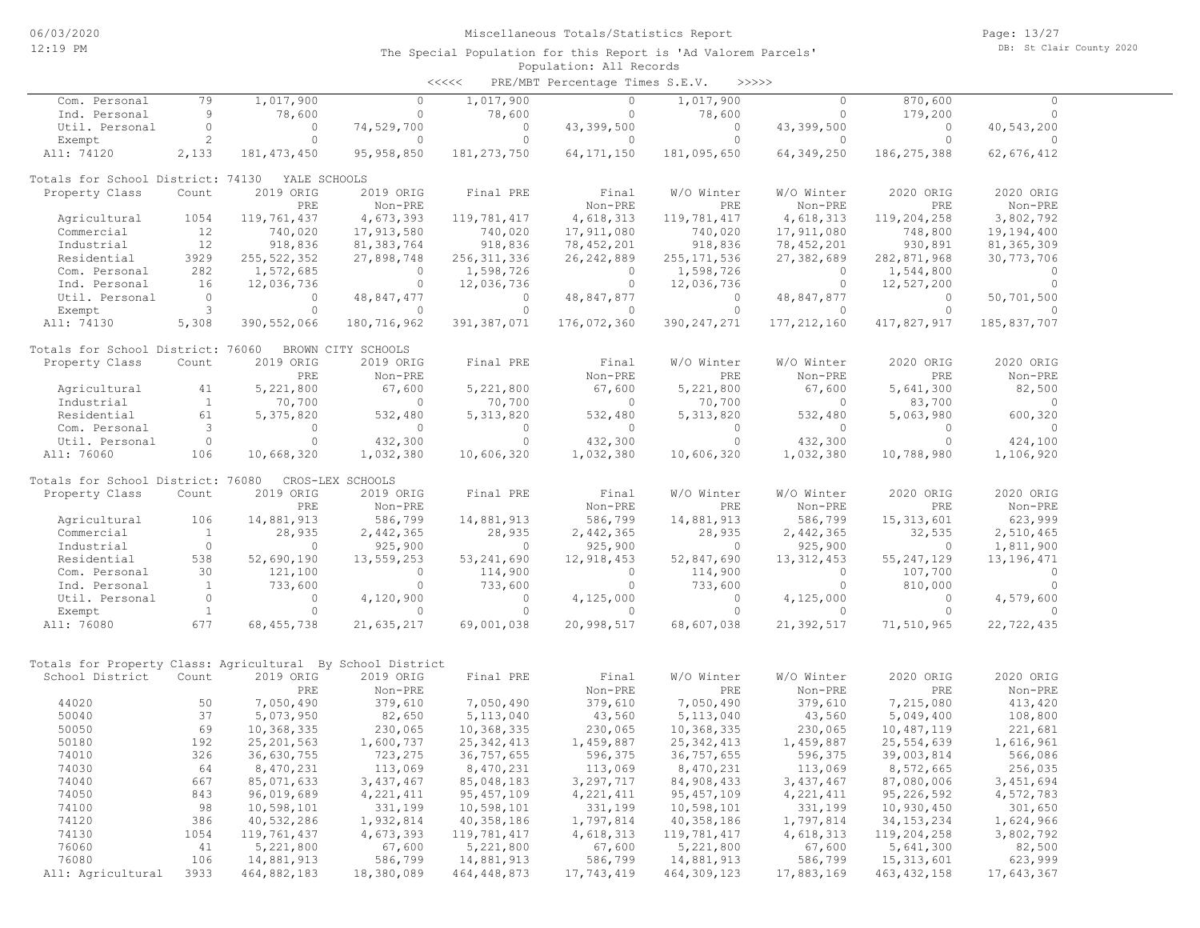Miscellaneous Totals/Statistics Report

The Special Population for this Report is 'Ad Valorem Parcels'

Population: All Records

<<<<< PRE/MBT Percentage Times S.E.V. >>>>>

| | Count | | | | | | | | |
|---|---|---|---|---|---|---|---|---|---|
| Com. Personal | 79 | 1,017,900 | 0 | 1,017,900 | 0 | 1,017,900 | 0 | 870,600 | 0 |
| Ind. Personal | 9 | 78,600 | 0 | 78,600 | 0 | 78,600 | 0 | 179,200 | 0 |
| Util. Personal | 0 | 0 | 74,529,700 | 0 | 43,399,500 | 0 | 43,399,500 | 0 | 40,543,200 |
| Exempt | 2 | 0 | 0 | 0 | 0 | 0 | 0 | 0 | 0 |
| All: 74120 | 2,133 | 181,473,450 | 95,958,850 | 181,273,750 | 64,171,150 | 181,095,650 | 64,349,250 | 186,275,388 | 62,676,412 |

Totals for School District: 74130 YALE SCHOOLS

| Property Class | Count | 2019 ORIG PRE | 2019 ORIG Non-PRE | Final PRE | Final Non-PRE | W/O Winter PRE | W/O Winter Non-PRE | 2020 ORIG PRE | 2020 ORIG Non-PRE |
|---|---|---|---|---|---|---|---|---|---|
| Agricultural | 1054 | 119,761,437 | 4,673,393 | 119,781,417 | 4,618,313 | 119,781,417 | 4,618,313 | 119,204,258 | 3,802,792 |
| Commercial | 12 | 740,020 | 17,913,580 | 740,020 | 17,911,080 | 740,020 | 17,911,080 | 748,800 | 19,194,400 |
| Industrial | 12 | 918,836 | 81,383,764 | 918,836 | 78,452,201 | 918,836 | 78,452,201 | 930,891 | 81,365,309 |
| Residential | 3929 | 255,522,352 | 27,898,748 | 256,311,336 | 26,242,889 | 255,171,536 | 27,382,689 | 282,871,968 | 30,773,706 |
| Com. Personal | 282 | 1,572,685 | 0 | 1,598,726 | 0 | 1,598,726 | 0 | 1,544,800 | 0 |
| Ind. Personal | 16 | 12,036,736 | 0 | 12,036,736 | 0 | 12,036,736 | 0 | 12,527,200 | 0 |
| Util. Personal | 0 | 0 | 48,847,477 | 0 | 48,847,877 | 0 | 48,847,877 | 0 | 50,701,500 |
| Exempt | 3 | 0 | 0 | 0 | 0 | 0 | 0 | 0 | 0 |
| All: 74130 | 5,308 | 390,552,066 | 180,716,962 | 391,387,071 | 176,072,360 | 390,247,271 | 177,212,160 | 417,827,917 | 185,837,707 |

Totals for School District: 76060 BROWN CITY SCHOOLS

| Property Class | Count | 2019 ORIG PRE | 2019 ORIG Non-PRE | Final PRE | Final Non-PRE | W/O Winter PRE | W/O Winter Non-PRE | 2020 ORIG PRE | 2020 ORIG Non-PRE |
|---|---|---|---|---|---|---|---|---|---|
| Agricultural | 41 | 5,221,800 | 67,600 | 5,221,800 | 67,600 | 5,221,800 | 67,600 | 5,641,300 | 82,500 |
| Industrial | 1 | 70,700 | 0 | 70,700 | 0 | 70,700 | 0 | 83,700 | 0 |
| Residential | 61 | 5,375,820 | 532,480 | 5,313,820 | 532,480 | 5,313,820 | 532,480 | 5,063,980 | 600,320 |
| Com. Personal | 3 | 0 | 0 | 0 | 0 | 0 | 0 | 0 | 0 |
| Util. Personal | 0 | 0 | 432,300 | 0 | 432,300 | 0 | 432,300 | 0 | 424,100 |
| All: 76060 | 106 | 10,668,320 | 1,032,380 | 10,606,320 | 1,032,380 | 10,606,320 | 1,032,380 | 10,788,980 | 1,106,920 |

Totals for School District: 76080 CROS-LEX SCHOOLS

| Property Class | Count | 2019 ORIG PRE | 2019 ORIG Non-PRE | Final PRE | Final Non-PRE | W/O Winter PRE | W/O Winter Non-PRE | 2020 ORIG PRE | 2020 ORIG Non-PRE |
|---|---|---|---|---|---|---|---|---|---|
| Agricultural | 106 | 14,881,913 | 586,799 | 14,881,913 | 586,799 | 14,881,913 | 586,799 | 15,313,601 | 623,999 |
| Commercial | 1 | 28,935 | 2,442,365 | 28,935 | 2,442,365 | 28,935 | 2,442,365 | 32,535 | 2,510,465 |
| Industrial | 0 | 0 | 925,900 | 0 | 925,900 | 0 | 925,900 | 0 | 1,811,900 |
| Residential | 538 | 52,690,190 | 13,559,253 | 53,241,690 | 12,918,453 | 52,847,690 | 13,312,453 | 55,247,129 | 13,196,471 |
| Com. Personal | 30 | 121,100 | 0 | 114,900 | 0 | 114,900 | 0 | 107,700 | 0 |
| Ind. Personal | 1 | 733,600 | 0 | 733,600 | 0 | 733,600 | 0 | 810,000 | 0 |
| Util. Personal | 0 | 0 | 4,120,900 | 0 | 4,125,000 | 0 | 4,125,000 | 0 | 4,579,600 |
| Exempt | 1 | 0 | 0 | 0 | 0 | 0 | 0 | 0 | 0 |
| All: 76080 | 677 | 68,455,738 | 21,635,217 | 69,001,038 | 20,998,517 | 68,607,038 | 21,392,517 | 71,510,965 | 22,722,435 |

Totals for Property Class: Agricultural By School District

| School District | Count | 2019 ORIG PRE | 2019 ORIG Non-PRE | Final PRE | Final Non-PRE | W/O Winter PRE | W/O Winter Non-PRE | 2020 ORIG PRE | 2020 ORIG Non-PRE |
|---|---|---|---|---|---|---|---|---|---|
| 44020 | 50 | 7,050,490 | 379,610 | 7,050,490 | 379,610 | 7,050,490 | 379,610 | 7,215,080 | 413,420 |
| 50040 | 37 | 5,073,950 | 82,650 | 5,113,040 | 43,560 | 5,113,040 | 43,560 | 5,049,400 | 108,800 |
| 50050 | 69 | 10,368,335 | 230,065 | 10,368,335 | 230,065 | 10,368,335 | 230,065 | 10,487,119 | 221,681 |
| 50180 | 192 | 25,201,563 | 1,600,737 | 25,342,413 | 1,459,887 | 25,342,413 | 1,459,887 | 25,554,639 | 1,616,961 |
| 74010 | 326 | 36,630,755 | 723,275 | 36,757,655 | 596,375 | 36,757,655 | 596,375 | 39,003,814 | 566,086 |
| 74030 | 64 | 8,470,231 | 113,069 | 8,470,231 | 113,069 | 8,470,231 | 113,069 | 8,572,665 | 256,035 |
| 74040 | 667 | 85,071,633 | 3,437,467 | 85,048,183 | 3,297,717 | 84,908,433 | 3,437,467 | 87,080,006 | 3,451,694 |
| 74050 | 843 | 96,019,689 | 4,221,411 | 95,457,109 | 4,221,411 | 95,457,109 | 4,221,411 | 95,226,592 | 4,572,783 |
| 74100 | 98 | 10,598,101 | 331,199 | 10,598,101 | 331,199 | 10,598,101 | 331,199 | 10,930,450 | 301,650 |
| 74120 | 386 | 40,532,286 | 1,932,814 | 40,358,186 | 1,797,814 | 40,358,186 | 1,797,814 | 34,153,234 | 1,624,966 |
| 74130 | 1054 | 119,761,437 | 4,673,393 | 119,781,417 | 4,618,313 | 119,781,417 | 4,618,313 | 119,204,258 | 3,802,792 |
| 76060 | 41 | 5,221,800 | 67,600 | 5,221,800 | 67,600 | 5,221,800 | 67,600 | 5,641,300 | 82,500 |
| 76080 | 106 | 14,881,913 | 586,799 | 14,881,913 | 586,799 | 14,881,913 | 586,799 | 15,313,601 | 623,999 |
| All: Agricultural | 3933 | 464,882,183 | 18,380,089 | 464,448,873 | 17,743,419 | 464,309,123 | 17,883,169 | 463,432,158 | 17,643,367 |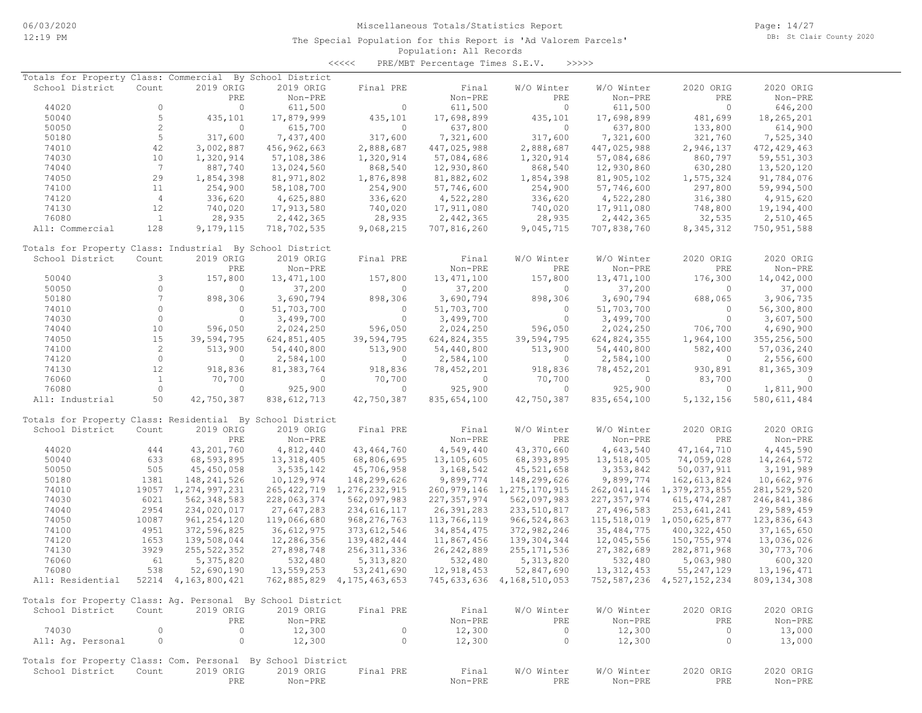Miscellaneous Totals/Statistics Report

The Special Population for this Report is 'Ad Valorem Parcels'

Population: All Records

<<<<< PRE/MBT Percentage Times S.E.V. >>>>>

Totals for Property Class: Commercial By School District

| School District | Count | 2019 ORIG PRE | 2019 ORIG Non-PRE | Final PRE | Final Non-PRE | W/O Winter PRE | W/O Winter Non-PRE | 2020 ORIG PRE | 2020 ORIG Non-PRE |
|---|---|---|---|---|---|---|---|---|---|
| 44020 | 0 | 0 | 611,500 | 0 | 611,500 | 0 | 611,500 | 0 | 646,200 |
| 50040 | 5 | 435,101 | 17,879,999 | 435,101 | 17,698,899 | 435,101 | 17,698,899 | 481,699 | 18,265,201 |
| 50050 | 2 | 0 | 615,700 | 0 | 637,800 | 0 | 637,800 | 133,800 | 614,900 |
| 50180 | 5 | 317,600 | 7,437,400 | 317,600 | 7,321,600 | 317,600 | 7,321,600 | 321,760 | 7,525,340 |
| 74010 | 42 | 3,002,887 | 456,962,663 | 2,888,687 | 447,025,988 | 2,888,687 | 447,025,988 | 2,946,137 | 472,429,463 |
| 74030 | 10 | 1,320,914 | 57,108,386 | 1,320,914 | 57,084,686 | 1,320,914 | 57,084,686 | 860,797 | 59,551,303 |
| 74040 | 7 | 887,740 | 13,024,560 | 868,540 | 12,930,860 | 868,540 | 12,930,860 | 630,280 | 13,520,120 |
| 74050 | 29 | 1,854,398 | 81,971,802 | 1,876,898 | 81,882,602 | 1,854,398 | 81,905,102 | 1,575,324 | 91,784,076 |
| 74100 | 11 | 254,900 | 58,108,700 | 254,900 | 57,746,600 | 254,900 | 57,746,600 | 297,800 | 59,994,500 |
| 74120 | 4 | 336,620 | 4,625,880 | 336,620 | 4,522,280 | 336,620 | 4,522,280 | 316,380 | 4,915,620 |
| 74130 | 12 | 740,020 | 17,913,580 | 740,020 | 17,911,080 | 740,020 | 17,911,080 | 748,800 | 19,194,400 |
| 76080 | 1 | 28,935 | 2,442,365 | 28,935 | 2,442,365 | 28,935 | 2,442,365 | 32,535 | 2,510,465 |
| All: Commercial | 128 | 9,179,115 | 718,702,535 | 9,068,215 | 707,816,260 | 9,045,715 | 707,838,760 | 8,345,312 | 750,951,588 |

Totals for Property Class: Industrial By School District

| School District | Count | 2019 ORIG PRE | 2019 ORIG Non-PRE | Final PRE | Final Non-PRE | W/O Winter PRE | W/O Winter Non-PRE | 2020 ORIG PRE | 2020 ORIG Non-PRE |
|---|---|---|---|---|---|---|---|---|---|
| 50040 | 3 | 157,800 | 13,471,100 | 157,800 | 13,471,100 | 157,800 | 13,471,100 | 176,300 | 14,042,000 |
| 50050 | 0 | 0 | 37,200 | 0 | 37,200 | 0 | 37,200 | 0 | 37,000 |
| 50180 | 7 | 898,306 | 3,690,794 | 898,306 | 3,690,794 | 898,306 | 3,690,794 | 688,065 | 3,906,735 |
| 74010 | 0 | 0 | 51,703,700 | 0 | 51,703,700 | 0 | 51,703,700 | 0 | 56,300,800 |
| 74030 | 0 | 0 | 3,499,700 | 0 | 3,499,700 | 0 | 3,499,700 | 0 | 3,607,500 |
| 74040 | 10 | 596,050 | 2,024,250 | 596,050 | 2,024,250 | 596,050 | 2,024,250 | 706,700 | 4,690,900 |
| 74050 | 15 | 39,594,795 | 624,851,405 | 39,594,795 | 624,824,355 | 39,594,795 | 624,824,355 | 1,964,100 | 355,256,500 |
| 74100 | 2 | 513,900 | 54,440,800 | 513,900 | 54,440,800 | 513,900 | 54,440,800 | 582,400 | 57,036,240 |
| 74120 | 0 | 0 | 2,584,100 | 0 | 2,584,100 | 0 | 2,584,100 | 0 | 2,556,600 |
| 74130 | 12 | 918,836 | 81,383,764 | 918,836 | 78,452,201 | 918,836 | 78,452,201 | 930,891 | 81,365,309 |
| 76060 | 1 | 70,700 | 0 | 70,700 | 0 | 70,700 | 0 | 83,700 | 0 |
| 76080 | 0 | 0 | 925,900 | 0 | 925,900 | 0 | 925,900 | 0 | 1,811,900 |
| All: Industrial | 50 | 42,750,387 | 838,612,713 | 42,750,387 | 835,654,100 | 42,750,387 | 835,654,100 | 5,132,156 | 580,611,484 |

Totals for Property Class: Residential By School District

| School District | Count | 2019 ORIG PRE | 2019 ORIG Non-PRE | Final PRE | Final Non-PRE | W/O Winter PRE | W/O Winter Non-PRE | 2020 ORIG PRE | 2020 ORIG Non-PRE |
|---|---|---|---|---|---|---|---|---|---|
| 44020 | 444 | 43,201,760 | 4,812,440 | 43,464,760 | 4,549,440 | 43,370,660 | 4,643,540 | 47,164,710 | 4,445,590 |
| 50040 | 633 | 68,593,895 | 13,318,405 | 68,806,695 | 13,105,605 | 68,393,895 | 13,518,405 | 74,059,028 | 14,264,572 |
| 50050 | 505 | 45,450,058 | 3,535,142 | 45,706,958 | 3,168,542 | 45,521,658 | 3,353,842 | 50,037,911 | 3,191,989 |
| 50180 | 1381 | 148,241,526 | 10,129,974 | 148,299,626 | 9,899,774 | 148,299,626 | 9,899,774 | 162,613,824 | 10,662,976 |
| 74010 | 19057 | 1,274,997,231 | 265,422,719 | 1,276,232,915 | 260,979,146 | 1,275,170,915 | 262,041,146 | 1,379,273,855 | 281,529,520 |
| 74030 | 6021 | 562,348,583 | 228,063,374 | 562,097,983 | 227,357,974 | 562,097,983 | 227,357,974 | 615,474,287 | 246,841,386 |
| 74040 | 2954 | 234,020,017 | 27,647,283 | 234,616,117 | 26,391,283 | 233,510,817 | 27,496,583 | 253,641,241 | 29,589,459 |
| 74050 | 10087 | 961,254,120 | 119,066,680 | 968,276,763 | 113,766,119 | 966,524,863 | 115,518,019 | 1,050,625,877 | 123,836,643 |
| 74100 | 4951 | 372,596,825 | 36,612,975 | 373,612,546 | 34,854,475 | 372,982,246 | 35,484,775 | 400,322,450 | 37,165,650 |
| 74120 | 1653 | 139,508,044 | 12,286,356 | 139,482,444 | 11,867,456 | 139,304,344 | 12,045,556 | 150,755,974 | 13,036,026 |
| 74130 | 3929 | 255,522,352 | 27,898,748 | 256,311,336 | 26,242,889 | 255,171,536 | 27,382,689 | 282,871,968 | 30,773,706 |
| 76060 | 61 | 5,375,820 | 532,480 | 5,313,820 | 532,480 | 5,313,820 | 532,480 | 5,063,980 | 600,320 |
| 76080 | 538 | 52,690,190 | 13,559,253 | 53,241,690 | 12,918,453 | 52,847,690 | 13,312,453 | 55,247,129 | 13,196,471 |
| All: Residential | 52214 | 4,163,800,421 | 762,885,829 | 4,175,463,653 | 745,633,636 | 4,168,510,053 | 752,587,236 | 4,527,152,234 | 809,134,308 |

Totals for Property Class: Ag. Personal By School District

| School District | Count | 2019 ORIG PRE | 2019 ORIG Non-PRE | Final PRE | Final Non-PRE | W/O Winter PRE | W/O Winter Non-PRE | 2020 ORIG PRE | 2020 ORIG Non-PRE |
|---|---|---|---|---|---|---|---|---|---|
| 74030 | 0 | 0 | 12,300 | 0 | 12,300 | 0 | 12,300 | 0 | 13,000 |
| All: Ag. Personal | 0 | 0 | 12,300 | 0 | 12,300 | 0 | 12,300 | 0 | 13,000 |

Totals for Property Class: Com. Personal By School District

| School District | Count | 2019 ORIG PRE | 2019 ORIG Non-PRE | Final PRE | Final Non-PRE | W/O Winter PRE | W/O Winter Non-PRE | 2020 ORIG PRE | 2020 ORIG Non-PRE |
|---|---|---|---|---|---|---|---|---|---|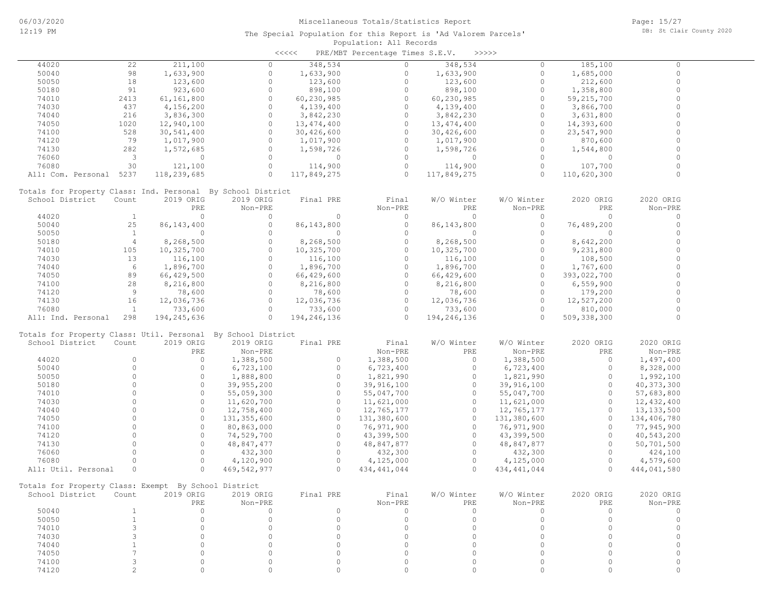The Special Population for this Report is 'Ad Valorem Parcels'
Population: All Records
<<<<< PRE/MBT Percentage Times S.E.V. >>>>>

| School District | Count | 2019 ORIG PRE | 2019 ORIG Non-PRE | Final PRE | Final Non-PRE | W/O Winter PRE | W/O Winter Non-PRE | 2020 ORIG PRE | 2020 ORIG Non-PRE |
|---|---|---|---|---|---|---|---|---|---|
| 44020 | 22 | 211,100 | 0 | 348,534 | 0 | 348,534 | 0 | 185,100 | 0 |
| 50040 | 98 | 1,633,900 | 0 | 1,633,900 | 0 | 1,633,900 | 0 | 1,685,000 | 0 |
| 50050 | 18 | 123,600 | 0 | 123,600 | 0 | 123,600 | 0 | 212,600 | 0 |
| 50180 | 91 | 923,600 | 0 | 898,100 | 0 | 898,100 | 0 | 1,358,800 | 0 |
| 74010 | 2413 | 61,161,800 | 0 | 60,230,985 | 0 | 60,230,985 | 0 | 59,215,700 | 0 |
| 74030 | 437 | 4,156,200 | 0 | 4,139,400 | 0 | 4,139,400 | 0 | 3,866,700 | 0 |
| 74040 | 216 | 3,836,300 | 0 | 3,842,230 | 0 | 3,842,230 | 0 | 3,631,800 | 0 |
| 74050 | 1020 | 12,940,100 | 0 | 13,474,400 | 0 | 13,474,400 | 0 | 14,393,600 | 0 |
| 74100 | 528 | 30,541,400 | 0 | 30,426,600 | 0 | 30,426,600 | 0 | 23,547,900 | 0 |
| 74120 | 79 | 1,017,900 | 0 | 1,017,900 | 0 | 1,017,900 | 0 | 870,600 | 0 |
| 74130 | 282 | 1,572,685 | 0 | 1,598,726 | 0 | 1,598,726 | 0 | 1,544,800 | 0 |
| 76060 | 3 | 0 | 0 | 0 | 0 | 0 | 0 | 0 | 0 |
| 76080 | 30 | 121,100 | 0 | 114,900 | 0 | 114,900 | 0 | 107,700 | 0 |
| All: Com. Personal | 5237 | 118,239,685 | 0 | 117,849,275 | 0 | 117,849,275 | 0 | 110,620,300 | 0 |

Totals for Property Class: Ind. Personal By School District

| School District | Count | 2019 ORIG PRE | 2019 ORIG Non-PRE | Final PRE | Final Non-PRE | W/O Winter PRE | W/O Winter Non-PRE | 2020 ORIG PRE | 2020 ORIG Non-PRE |
|---|---|---|---|---|---|---|---|---|---|
| 44020 | 1 | 0 | 0 | 0 | 0 | 0 | 0 | 0 | 0 |
| 50040 | 25 | 86,143,400 | 0 | 86,143,800 | 0 | 86,143,800 | 0 | 76,489,200 | 0 |
| 50050 | 1 | 0 | 0 | 0 | 0 | 0 | 0 | 0 | 0 |
| 50180 | 4 | 8,268,500 | 0 | 8,268,500 | 0 | 8,268,500 | 0 | 8,642,200 | 0 |
| 74010 | 105 | 10,325,700 | 0 | 10,325,700 | 0 | 10,325,700 | 0 | 9,231,800 | 0 |
| 74030 | 13 | 116,100 | 0 | 116,100 | 0 | 116,100 | 0 | 108,500 | 0 |
| 74040 | 6 | 1,896,700 | 0 | 1,896,700 | 0 | 1,896,700 | 0 | 1,767,600 | 0 |
| 74050 | 89 | 66,429,500 | 0 | 66,429,600 | 0 | 66,429,600 | 0 | 393,022,700 | 0 |
| 74100 | 28 | 8,216,800 | 0 | 8,216,800 | 0 | 8,216,800 | 0 | 6,559,900 | 0 |
| 74120 | 9 | 78,600 | 0 | 78,600 | 0 | 78,600 | 0 | 179,200 | 0 |
| 74130 | 16 | 12,036,736 | 0 | 12,036,736 | 0 | 12,036,736 | 0 | 12,527,200 | 0 |
| 76080 | 1 | 733,600 | 0 | 733,600 | 0 | 733,600 | 0 | 810,000 | 0 |
| All: Ind. Personal | 298 | 194,245,636 | 0 | 194,246,136 | 0 | 194,246,136 | 0 | 509,338,300 | 0 |

Totals for Property Class: Util. Personal By School District

| School District | Count | 2019 ORIG PRE | 2019 ORIG Non-PRE | Final PRE | Final Non-PRE | W/O Winter PRE | W/O Winter Non-PRE | 2020 ORIG PRE | 2020 ORIG Non-PRE |
|---|---|---|---|---|---|---|---|---|---|
| 44020 | 0 | 0 | 1,388,500 | 0 | 1,388,500 | 0 | 1,388,500 | 0 | 1,497,400 |
| 50040 | 0 | 0 | 6,723,100 | 0 | 6,723,400 | 0 | 6,723,400 | 0 | 8,328,000 |
| 50050 | 0 | 0 | 1,888,800 | 0 | 1,821,990 | 0 | 1,821,990 | 0 | 1,992,100 |
| 50180 | 0 | 0 | 39,955,200 | 0 | 39,916,100 | 0 | 39,916,100 | 0 | 40,373,300 |
| 74010 | 0 | 0 | 55,059,300 | 0 | 55,047,700 | 0 | 55,047,700 | 0 | 57,683,800 |
| 74030 | 0 | 0 | 11,620,700 | 0 | 11,621,000 | 0 | 11,621,000 | 0 | 12,432,400 |
| 74040 | 0 | 0 | 12,758,400 | 0 | 12,765,177 | 0 | 12,765,177 | 0 | 13,133,500 |
| 74050 | 0 | 0 | 131,355,600 | 0 | 131,380,600 | 0 | 131,380,600 | 0 | 134,406,780 |
| 74100 | 0 | 0 | 80,863,000 | 0 | 76,971,900 | 0 | 76,971,900 | 0 | 77,945,900 |
| 74120 | 0 | 0 | 74,529,700 | 0 | 43,399,500 | 0 | 43,399,500 | 0 | 40,543,200 |
| 74130 | 0 | 0 | 48,847,477 | 0 | 48,847,877 | 0 | 48,847,877 | 0 | 50,701,500 |
| 76060 | 0 | 0 | 432,300 | 0 | 432,300 | 0 | 432,300 | 0 | 424,100 |
| 76080 | 0 | 0 | 4,120,900 | 0 | 4,125,000 | 0 | 4,125,000 | 0 | 4,579,600 |
| All: Util. Personal | 0 | 0 | 469,542,977 | 0 | 434,441,044 | 0 | 434,441,044 | 0 | 444,041,580 |

Totals for Property Class: Exempt By School District

| School District | Count | 2019 ORIG PRE | 2019 ORIG Non-PRE | Final PRE | Final Non-PRE | W/O Winter PRE | W/O Winter Non-PRE | 2020 ORIG PRE | 2020 ORIG Non-PRE |
|---|---|---|---|---|---|---|---|---|---|
| 50040 | 1 | 0 | 0 | 0 | 0 | 0 | 0 | 0 | 0 |
| 50050 | 1 | 0 | 0 | 0 | 0 | 0 | 0 | 0 | 0 |
| 74010 | 3 | 0 | 0 | 0 | 0 | 0 | 0 | 0 | 0 |
| 74030 | 3 | 0 | 0 | 0 | 0 | 0 | 0 | 0 | 0 |
| 74040 | 1 | 0 | 0 | 0 | 0 | 0 | 0 | 0 | 0 |
| 74050 | 7 | 0 | 0 | 0 | 0 | 0 | 0 | 0 | 0 |
| 74100 | 3 | 0 | 0 | 0 | 0 | 0 | 0 | 0 | 0 |
| 74120 | 2 | 0 | 0 | 0 | 0 | 0 | 0 | 0 | 0 |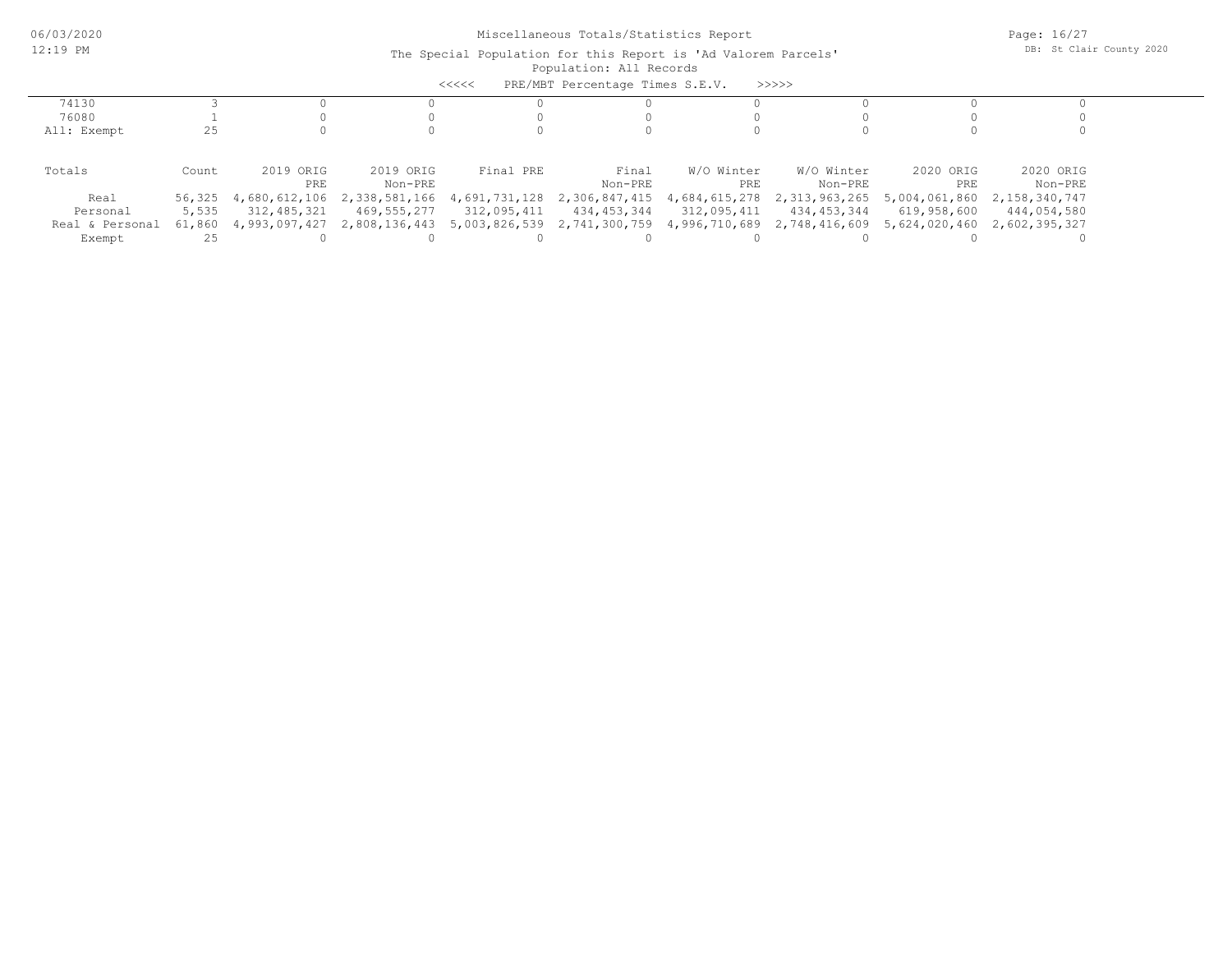Miscellaneous Totals/Statistics Report

The Special Population for this Report is 'Ad Valorem Parcels'

Population: All Records

<<<<< PRE/MBT Percentage Times S.E.V. >>>>>

| | | | | | | | | | |
|---|---|---|---|---|---|---|---|---|---|
| 74130 | 3 | 0 | 0 | 0 | 0 | 0 | 0 | 0 | 0 |
| 76080 | 1 | 0 | 0 | 0 | 0 | 0 | 0 | 0 | 0 |
| All: Exempt | 25 | 0 | 0 | 0 | 0 | 0 | 0 | 0 | 0 |

| Totals | Count | 2019 ORIG PRE | 2019 ORIG Non-PRE | Final PRE | Final Non-PRE | W/O Winter PRE | W/O Winter Non-PRE | 2020 ORIG PRE | 2020 ORIG Non-PRE |
|---|---|---|---|---|---|---|---|---|---|
| Real | 56,325 | 4,680,612,106 | 2,338,581,166 | 4,691,731,128 | 2,306,847,415 | 4,684,615,278 | 2,313,963,265 | 5,004,061,860 | 2,158,340,747 |
| Personal | 5,535 | 312,485,321 | 469,555,277 | 312,095,411 | 434,453,344 | 312,095,411 | 434,453,344 | 619,958,600 | 444,054,580 |
| Real & Personal | 61,860 | 4,993,097,427 | 2,808,136,443 | 5,003,826,539 | 2,741,300,759 | 4,996,710,689 | 2,748,416,609 | 5,624,020,460 | 2,602,395,327 |
| Exempt | 25 | 0 | 0 | 0 | 0 | 0 | 0 | 0 | 0 |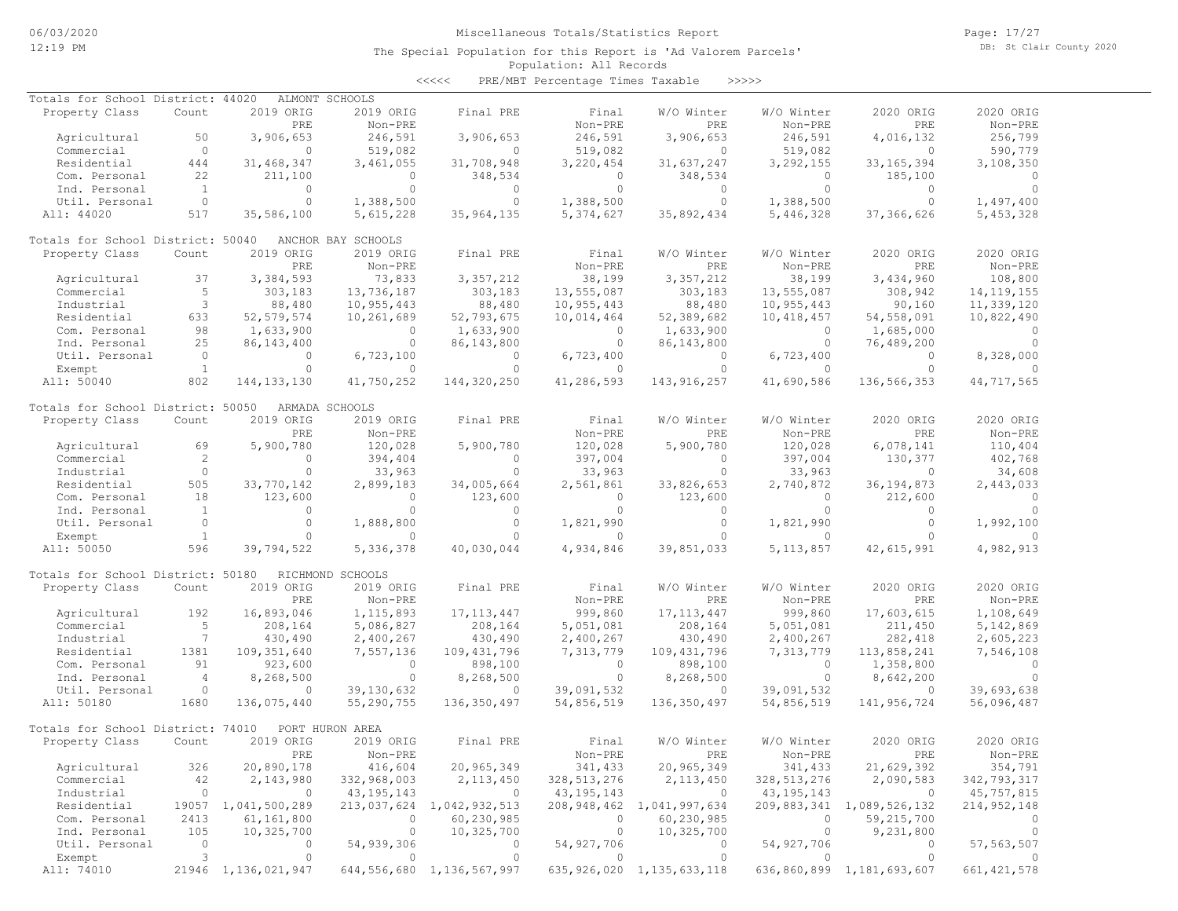Miscellaneous Totals/Statistics Report

The Special Population for this Report is 'Ad Valorem Parcels'

Population: All Records

<<<<< PRE/MBT Percentage Times Taxable >>>>>

## Totals for School District: 44020 ALMONT SCHOOLS

| Property Class | Count | 2019 ORIG PRE | 2019 ORIG Non-PRE | Final PRE | Final Non-PRE | W/O Winter PRE | W/O Winter Non-PRE | 2020 ORIG PRE | 2020 ORIG Non-PRE |
|---|---|---|---|---|---|---|---|---|---|
| Agricultural | 50 | 3,906,653 | 246,591 | 3,906,653 | 246,591 | 3,906,653 | 246,591 | 4,016,132 | 256,799 |
| Commercial | 0 | 0 | 519,082 | 0 | 519,082 | 0 | 519,082 | 0 | 590,779 |
| Residential | 444 | 31,468,347 | 3,461,055 | 31,708,948 | 3,220,454 | 31,637,247 | 3,292,155 | 33,165,394 | 3,108,350 |
| Com. Personal | 22 | 211,100 | 0 | 348,534 | 0 | 348,534 | 0 | 185,100 | 0 |
| Ind. Personal | 1 | 0 | 0 | 0 | 0 | 0 | 0 | 0 | 0 |
| Util. Personal | 0 | 0 | 1,388,500 | 0 | 1,388,500 | 0 | 1,388,500 | 0 | 1,497,400 |
| All: 44020 | 517 | 35,586,100 | 5,615,228 | 35,964,135 | 5,374,627 | 35,892,434 | 5,446,328 | 37,366,626 | 5,453,328 |

## Totals for School District: 50040 ANCHOR BAY SCHOOLS

| Property Class | Count | 2019 ORIG PRE | 2019 ORIG Non-PRE | Final PRE | Final Non-PRE | W/O Winter PRE | W/O Winter Non-PRE | 2020 ORIG PRE | 2020 ORIG Non-PRE |
|---|---|---|---|---|---|---|---|---|---|
| Agricultural | 37 | 3,384,593 | 73,833 | 3,357,212 | 38,199 | 3,357,212 | 38,199 | 3,434,960 | 108,800 |
| Commercial | 5 | 303,183 | 13,736,187 | 303,183 | 13,555,087 | 303,183 | 13,555,087 | 308,942 | 14,119,155 |
| Industrial | 3 | 88,480 | 10,955,443 | 88,480 | 10,955,443 | 88,480 | 10,955,443 | 90,160 | 11,339,120 |
| Residential | 633 | 52,579,574 | 10,261,689 | 52,793,675 | 10,014,464 | 52,389,682 | 10,418,457 | 54,558,091 | 10,822,490 |
| Com. Personal | 98 | 1,633,900 | 0 | 1,633,900 | 0 | 1,633,900 | 0 | 1,685,000 | 0 |
| Ind. Personal | 25 | 86,143,400 | 0 | 86,143,800 | 0 | 86,143,800 | 0 | 76,489,200 | 0 |
| Util. Personal | 0 | 0 | 6,723,100 | 0 | 6,723,400 | 0 | 6,723,400 | 0 | 8,328,000 |
| Exempt | 1 | 0 | 0 | 0 | 0 | 0 | 0 | 0 | 0 |
| All: 50040 | 802 | 144,133,130 | 41,750,252 | 144,320,250 | 41,286,593 | 143,916,257 | 41,690,586 | 136,566,353 | 44,717,565 |

## Totals for School District: 50050 ARMADA SCHOOLS

| Property Class | Count | 2019 ORIG PRE | 2019 ORIG Non-PRE | Final PRE | Final Non-PRE | W/O Winter PRE | W/O Winter Non-PRE | 2020 ORIG PRE | 2020 ORIG Non-PRE |
|---|---|---|---|---|---|---|---|---|---|
| Agricultural | 69 | 5,900,780 | 120,028 | 5,900,780 | 120,028 | 5,900,780 | 120,028 | 6,078,141 | 110,404 |
| Commercial | 2 | 0 | 394,404 | 0 | 397,004 | 0 | 397,004 | 130,377 | 402,768 |
| Industrial | 0 | 0 | 33,963 | 0 | 33,963 | 0 | 33,963 | 0 | 34,608 |
| Residential | 505 | 33,770,142 | 2,899,183 | 34,005,664 | 2,561,861 | 33,826,653 | 2,740,872 | 36,194,873 | 2,443,033 |
| Com. Personal | 18 | 123,600 | 0 | 123,600 | 0 | 123,600 | 0 | 212,600 | 0 |
| Ind. Personal | 1 | 0 | 0 | 0 | 0 | 0 | 0 | 0 | 0 |
| Util. Personal | 0 | 0 | 1,888,800 | 0 | 1,821,990 | 0 | 1,821,990 | 0 | 1,992,100 |
| Exempt | 1 | 0 | 0 | 0 | 0 | 0 | 0 | 0 | 0 |
| All: 50050 | 596 | 39,794,522 | 5,336,378 | 40,030,044 | 4,934,846 | 39,851,033 | 5,113,857 | 42,615,991 | 4,982,913 |

## Totals for School District: 50180 RICHMOND SCHOOLS

| Property Class | Count | 2019 ORIG PRE | 2019 ORIG Non-PRE | Final PRE | Final Non-PRE | W/O Winter PRE | W/O Winter Non-PRE | 2020 ORIG PRE | 2020 ORIG Non-PRE |
|---|---|---|---|---|---|---|---|---|---|
| Agricultural | 192 | 16,893,046 | 1,115,893 | 17,113,447 | 999,860 | 17,113,447 | 999,860 | 17,603,615 | 1,108,649 |
| Commercial | 5 | 208,164 | 5,086,827 | 208,164 | 5,051,081 | 208,164 | 5,051,081 | 211,450 | 5,142,869 |
| Industrial | 7 | 430,490 | 2,400,267 | 430,490 | 2,400,267 | 430,490 | 2,400,267 | 282,418 | 2,605,223 |
| Residential | 1381 | 109,351,640 | 7,557,136 | 109,431,796 | 7,313,779 | 109,431,796 | 7,313,779 | 113,858,241 | 7,546,108 |
| Com. Personal | 91 | 923,600 | 0 | 898,100 | 0 | 898,100 | 0 | 1,358,800 | 0 |
| Ind. Personal | 4 | 8,268,500 | 0 | 8,268,500 | 0 | 8,268,500 | 0 | 8,642,200 | 0 |
| Util. Personal | 0 | 0 | 39,130,632 | 0 | 39,091,532 | 0 | 39,091,532 | 0 | 39,693,638 |
| All: 50180 | 1680 | 136,075,440 | 55,290,755 | 136,350,497 | 54,856,519 | 136,350,497 | 54,856,519 | 141,956,724 | 56,096,487 |

## Totals for School District: 74010 PORT HURON AREA

| Property Class | Count | 2019 ORIG PRE | 2019 ORIG Non-PRE | Final PRE | Final Non-PRE | W/O Winter PRE | W/O Winter Non-PRE | 2020 ORIG PRE | 2020 ORIG Non-PRE |
|---|---|---|---|---|---|---|---|---|---|
| Agricultural | 326 | 20,890,178 | 416,604 | 20,965,349 | 341,433 | 20,965,349 | 341,433 | 21,629,392 | 354,791 |
| Commercial | 42 | 2,143,980 | 332,968,003 | 2,113,450 | 328,513,276 | 2,113,450 | 328,513,276 | 2,090,583 | 342,793,317 |
| Industrial | 0 | 0 | 43,195,143 | 0 | 43,195,143 | 0 | 43,195,143 | 0 | 45,757,815 |
| Residential | 19057 | 1,041,500,289 | 213,037,624 | 1,042,932,513 | 208,948,462 | 1,041,997,634 | 209,883,341 | 1,089,526,132 | 214,952,148 |
| Com. Personal | 2413 | 61,161,800 | 0 | 60,230,985 | 0 | 60,230,985 | 0 | 59,215,700 | 0 |
| Ind. Personal | 105 | 10,325,700 | 0 | 10,325,700 | 0 | 10,325,700 | 0 | 9,231,800 | 0 |
| Util. Personal | 0 | 0 | 54,939,306 | 0 | 54,927,706 | 0 | 54,927,706 | 0 | 57,563,507 |
| Exempt | 3 | 0 | 0 | 0 | 0 | 0 | 0 | 0 | 0 |
| All: 74010 | 21946 | 1,136,021,947 | 644,556,680 | 1,136,567,997 | 635,926,020 | 1,135,633,118 | 636,860,899 | 1,181,693,607 | 661,421,578 |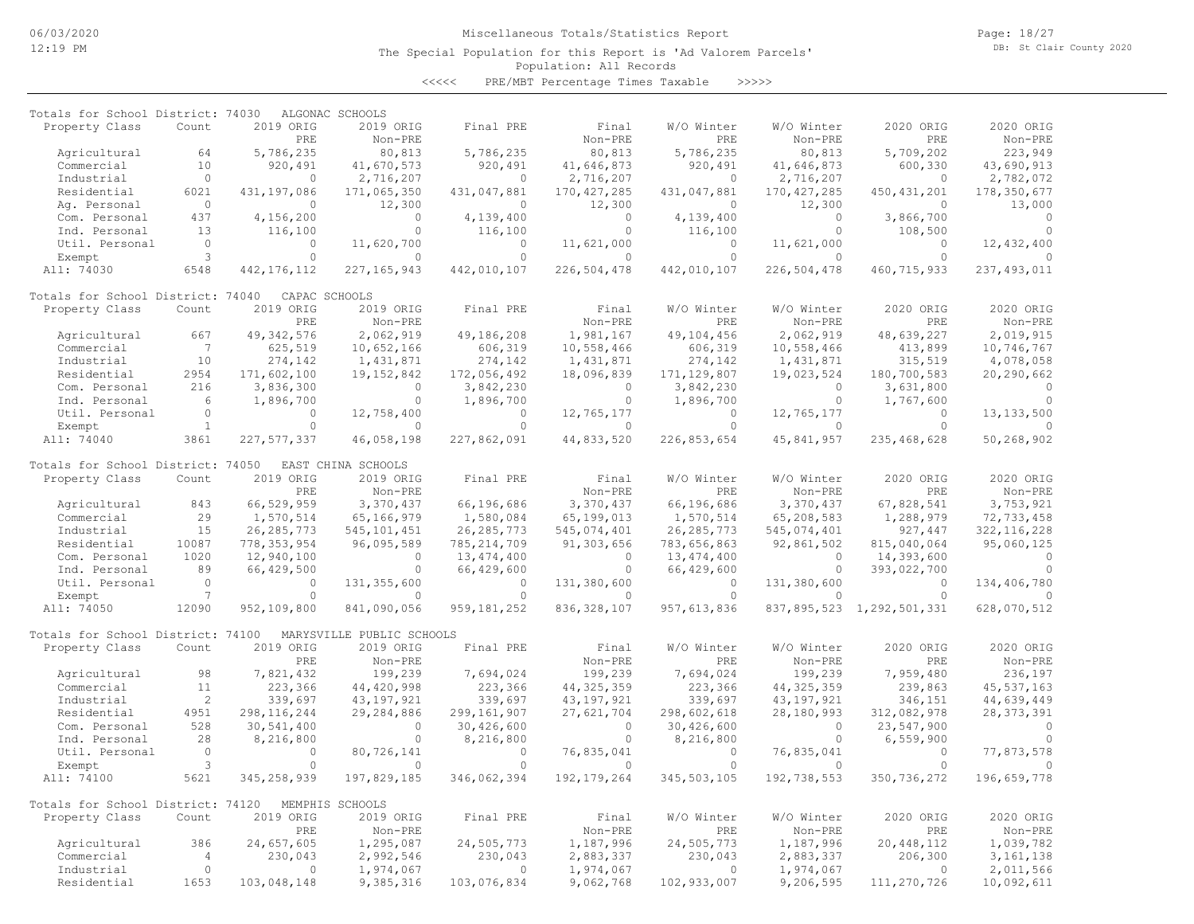Miscellaneous Totals/Statistics Report

The Special Population for this Report is 'Ad Valorem Parcels'

Population: All Records

<<<<< PRE/MBT Percentage Times Taxable >>>>>

**Totals for School District: 74030 ALGONAC SCHOOLS**

| Property Class | Count | 2019 ORIG PRE | 2019 ORIG Non-PRE | Final PRE | Final Non-PRE | W/O Winter PRE | W/O Winter Non-PRE | 2020 ORIG PRE | 2020 ORIG Non-PRE |
|---|---|---|---|---|---|---|---|---|---|
| Agricultural | 64 | 5,786,235 | 80,813 | 5,786,235 | 80,813 | 5,786,235 | 80,813 | 5,709,202 | 223,949 |
| Commercial | 10 | 920,491 | 41,670,573 | 920,491 | 41,646,873 | 920,491 | 41,646,873 | 600,330 | 43,690,913 |
| Industrial | 0 | 0 | 2,716,207 | 0 | 2,716,207 | 0 | 2,716,207 | 0 | 2,782,072 |
| Residential | 6021 | 431,197,086 | 171,065,350 | 431,047,881 | 170,427,285 | 431,047,881 | 170,427,285 | 450,431,201 | 178,350,677 |
| Ag. Personal | 0 | 0 | 12,300 | 0 | 12,300 | 0 | 12,300 | 0 | 13,000 |
| Com. Personal | 437 | 4,156,200 | 0 | 4,139,400 | 0 | 4,139,400 | 0 | 3,866,700 | 0 |
| Ind. Personal | 13 | 116,100 | 0 | 116,100 | 0 | 116,100 | 0 | 108,500 | 0 |
| Util. Personal | 0 | 0 | 11,620,700 | 0 | 11,621,000 | 0 | 11,621,000 | 0 | 12,432,400 |
| Exempt | 3 | 0 | 0 | 0 | 0 | 0 | 0 | 0 | 0 |
| All: 74030 | 6548 | 442,176,112 | 227,165,943 | 442,010,107 | 226,504,478 | 442,010,107 | 226,504,478 | 460,715,933 | 237,493,011 |

**Totals for School District: 74040 CAPAC SCHOOLS**

| Property Class | Count | 2019 ORIG PRE | 2019 ORIG Non-PRE | Final PRE | Final Non-PRE | W/O Winter PRE | W/O Winter Non-PRE | 2020 ORIG PRE | 2020 ORIG Non-PRE |
|---|---|---|---|---|---|---|---|---|---|
| Agricultural | 667 | 49,342,576 | 2,062,919 | 49,186,208 | 1,981,167 | 49,104,456 | 2,062,919 | 48,639,227 | 2,019,915 |
| Commercial | 7 | 625,519 | 10,652,166 | 606,319 | 10,558,466 | 606,319 | 10,558,466 | 413,899 | 10,746,767 |
| Industrial | 10 | 274,142 | 1,431,871 | 274,142 | 1,431,871 | 274,142 | 1,431,871 | 315,519 | 4,078,058 |
| Residential | 2954 | 171,602,100 | 19,152,842 | 172,056,492 | 18,096,839 | 171,129,807 | 19,023,524 | 180,700,583 | 20,290,662 |
| Com. Personal | 216 | 3,836,300 | 0 | 3,842,230 | 0 | 3,842,230 | 0 | 3,631,800 | 0 |
| Ind. Personal | 6 | 1,896,700 | 0 | 1,896,700 | 0 | 1,896,700 | 0 | 1,767,600 | 0 |
| Util. Personal | 0 | 0 | 12,758,400 | 0 | 12,765,177 | 0 | 12,765,177 | 0 | 13,133,500 |
| Exempt | 1 | 0 | 0 | 0 | 0 | 0 | 0 | 0 | 0 |
| All: 74040 | 3861 | 227,577,337 | 46,058,198 | 227,862,091 | 44,833,520 | 226,853,654 | 45,841,957 | 235,468,628 | 50,268,902 |

**Totals for School District: 74050 EAST CHINA SCHOOLS**

| Property Class | Count | 2019 ORIG PRE | 2019 ORIG Non-PRE | Final PRE | Final Non-PRE | W/O Winter PRE | W/O Winter Non-PRE | 2020 ORIG PRE | 2020 ORIG Non-PRE |
|---|---|---|---|---|---|---|---|---|---|
| Agricultural | 843 | 66,529,959 | 3,370,437 | 66,196,686 | 3,370,437 | 66,196,686 | 3,370,437 | 67,828,541 | 3,753,921 |
| Commercial | 29 | 1,570,514 | 65,166,979 | 1,580,084 | 65,199,013 | 1,570,514 | 65,208,583 | 1,288,979 | 72,733,458 |
| Industrial | 15 | 26,285,773 | 545,101,451 | 26,285,773 | 545,074,401 | 26,285,773 | 545,074,401 | 927,447 | 322,116,228 |
| Residential | 10087 | 778,353,954 | 96,095,589 | 785,214,709 | 91,303,656 | 783,656,863 | 92,861,502 | 815,040,064 | 95,060,125 |
| Com. Personal | 1020 | 12,940,100 | 0 | 13,474,400 | 0 | 13,474,400 | 0 | 14,393,600 | 0 |
| Ind. Personal | 89 | 66,429,500 | 0 | 66,429,600 | 0 | 66,429,600 | 0 | 393,022,700 | 0 |
| Util. Personal | 0 | 0 | 131,355,600 | 0 | 131,380,600 | 0 | 131,380,600 | 0 | 134,406,780 |
| Exempt | 7 | 0 | 0 | 0 | 0 | 0 | 0 | 0 | 0 |
| All: 74050 | 12090 | 952,109,800 | 841,090,056 | 959,181,252 | 836,328,107 | 957,613,836 | 837,895,523 | 1,292,501,331 | 628,070,512 |

**Totals for School District: 74100 MARYSVILLE PUBLIC SCHOOLS**

| Property Class | Count | 2019 ORIG PRE | 2019 ORIG Non-PRE | Final PRE | Final Non-PRE | W/O Winter PRE | W/O Winter Non-PRE | 2020 ORIG PRE | 2020 ORIG Non-PRE |
|---|---|---|---|---|---|---|---|---|---|
| Agricultural | 98 | 7,821,432 | 199,239 | 7,694,024 | 199,239 | 7,694,024 | 199,239 | 7,959,480 | 236,197 |
| Commercial | 11 | 223,366 | 44,420,998 | 223,366 | 44,325,359 | 223,366 | 44,325,359 | 239,863 | 45,537,163 |
| Industrial | 2 | 339,697 | 43,197,921 | 339,697 | 43,197,921 | 339,697 | 43,197,921 | 346,151 | 44,639,449 |
| Residential | 4951 | 298,116,244 | 29,284,886 | 299,161,907 | 27,621,704 | 298,602,618 | 28,180,993 | 312,082,978 | 28,373,391 |
| Com. Personal | 528 | 30,541,400 | 0 | 30,426,600 | 0 | 30,426,600 | 0 | 23,547,900 | 0 |
| Ind. Personal | 28 | 8,216,800 | 0 | 8,216,800 | 0 | 8,216,800 | 0 | 6,559,900 | 0 |
| Util. Personal | 0 | 0 | 80,726,141 | 0 | 76,835,041 | 0 | 76,835,041 | 0 | 77,873,578 |
| Exempt | 3 | 0 | 0 | 0 | 0 | 0 | 0 | 0 | 0 |
| All: 74100 | 5621 | 345,258,939 | 197,829,185 | 346,062,394 | 192,179,264 | 345,503,105 | 192,738,553 | 350,736,272 | 196,659,778 |

**Totals for School District: 74120 MEMPHIS SCHOOLS**

| Property Class | Count | 2019 ORIG PRE | 2019 ORIG Non-PRE | Final PRE | Final Non-PRE | W/O Winter PRE | W/O Winter Non-PRE | 2020 ORIG PRE | 2020 ORIG Non-PRE |
|---|---|---|---|---|---|---|---|---|---|
| Agricultural | 386 | 24,657,605 | 1,295,087 | 24,505,773 | 1,187,996 | 24,505,773 | 1,187,996 | 20,448,112 | 1,039,782 |
| Commercial | 4 | 230,043 | 2,992,546 | 230,043 | 2,883,337 | 230,043 | 2,883,337 | 206,300 | 3,161,138 |
| Industrial | 0 | 0 | 1,974,067 | 0 | 1,974,067 | 0 | 1,974,067 | 0 | 2,011,566 |
| Residential | 1653 | 103,048,148 | 9,385,316 | 103,076,834 | 9,062,768 | 102,933,007 | 9,206,595 | 111,270,726 | 10,092,611 |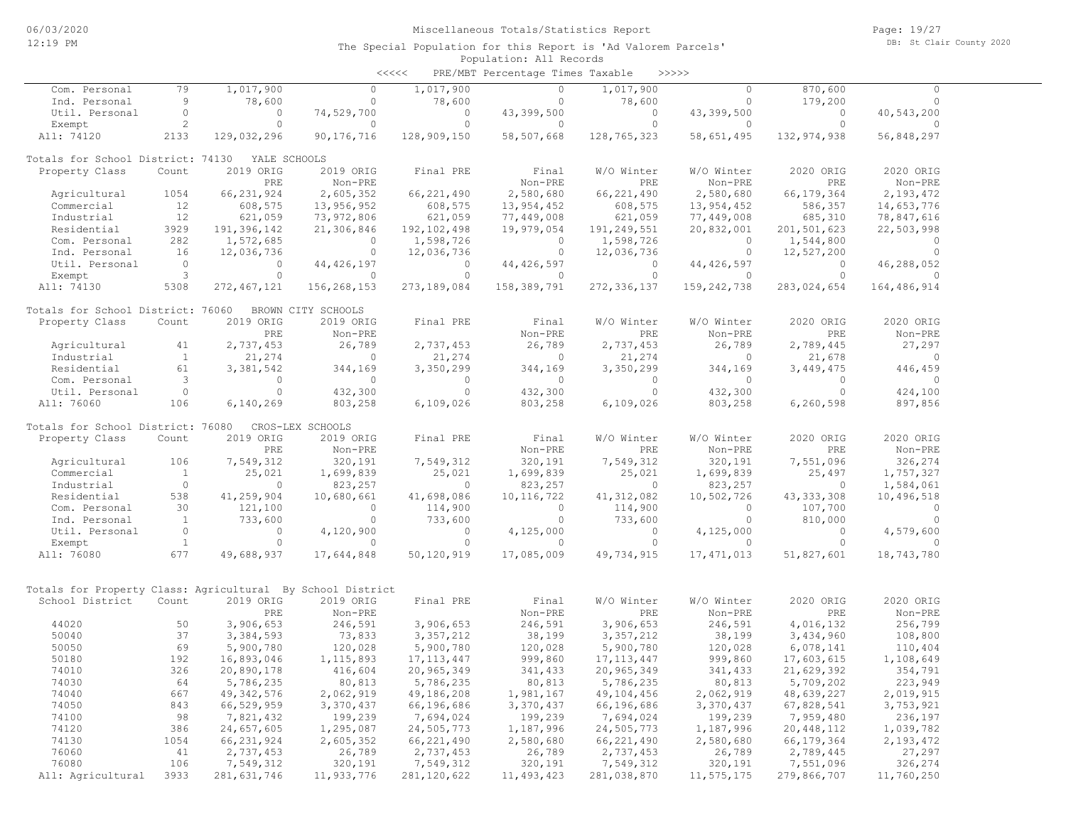Miscellaneous Totals/Statistics Report

The Special Population for this Report is 'Ad Valorem Parcels'

Population: All Records

<<<<< PRE/MBT Percentage Times Taxable >>>>>

| Property Class | Count | 2019 ORIG PRE | 2019 ORIG Non-PRE | Final PRE | Final Non-PRE | W/O Winter PRE | W/O Winter Non-PRE | 2020 ORIG PRE | 2020 ORIG Non-PRE |
|---|---|---|---|---|---|---|---|---|---|
| Com. Personal | 79 | 1,017,900 | 0 | 1,017,900 | 0 | 1,017,900 | 0 | 870,600 | 0 |
| Ind. Personal | 9 | 78,600 | 0 | 78,600 | 0 | 78,600 | 0 | 179,200 | 0 |
| Util. Personal | 0 | 0 | 74,529,700 | 0 | 43,399,500 | 0 | 43,399,500 | 0 | 40,543,200 |
| Exempt | 2 | 0 | 0 | 0 | 0 | 0 | 0 | 0 | 0 |
| All: 74120 | 2133 | 129,032,296 | 90,176,716 | 128,909,150 | 58,507,668 | 128,765,323 | 58,651,495 | 132,974,938 | 56,848,297 |

Totals for School District: 74130 YALE SCHOOLS

| Property Class | Count | 2019 ORIG PRE | 2019 ORIG Non-PRE | Final PRE | Final Non-PRE | W/O Winter PRE | W/O Winter Non-PRE | 2020 ORIG PRE | 2020 ORIG Non-PRE |
|---|---|---|---|---|---|---|---|---|---|
| Agricultural | 1054 | 66,231,924 | 2,605,352 | 66,221,490 | 2,580,680 | 66,221,490 | 2,580,680 | 66,179,364 | 2,193,472 |
| Commercial | 12 | 608,575 | 13,956,952 | 608,575 | 13,954,452 | 608,575 | 13,954,452 | 586,357 | 14,653,776 |
| Industrial | 12 | 621,059 | 73,972,806 | 621,059 | 77,449,008 | 621,059 | 77,449,008 | 685,310 | 78,847,616 |
| Residential | 3929 | 191,396,142 | 21,306,846 | 192,102,498 | 19,979,054 | 191,249,551 | 20,832,001 | 201,501,623 | 22,503,998 |
| Com. Personal | 282 | 1,572,685 | 0 | 1,598,726 | 0 | 1,598,726 | 0 | 1,544,800 | 0 |
| Ind. Personal | 16 | 12,036,736 | 0 | 12,036,736 | 0 | 12,036,736 | 0 | 12,527,200 | 0 |
| Util. Personal | 0 | 0 | 44,426,197 | 0 | 44,426,597 | 0 | 44,426,597 | 0 | 46,288,052 |
| Exempt | 3 | 0 | 0 | 0 | 0 | 0 | 0 | 0 | 0 |
| All: 74130 | 5308 | 272,467,121 | 156,268,153 | 273,189,084 | 158,389,791 | 272,336,137 | 159,242,738 | 283,024,654 | 164,486,914 |

Totals for School District: 76060 BROWN CITY SCHOOLS

| Property Class | Count | 2019 ORIG PRE | 2019 ORIG Non-PRE | Final PRE | Final Non-PRE | W/O Winter PRE | W/O Winter Non-PRE | 2020 ORIG PRE | 2020 ORIG Non-PRE |
|---|---|---|---|---|---|---|---|---|---|
| Agricultural | 41 | 2,737,453 | 26,789 | 2,737,453 | 26,789 | 2,737,453 | 26,789 | 2,789,445 | 27,297 |
| Industrial | 1 | 21,274 | 0 | 21,274 | 0 | 21,274 | 0 | 21,678 | 0 |
| Residential | 61 | 3,381,542 | 344,169 | 3,350,299 | 344,169 | 3,350,299 | 344,169 | 3,449,475 | 446,459 |
| Com. Personal | 3 | 0 | 0 | 0 | 0 | 0 | 0 | 0 | 0 |
| Util. Personal | 0 | 0 | 432,300 | 0 | 432,300 | 0 | 432,300 | 0 | 424,100 |
| All: 76060 | 106 | 6,140,269 | 803,258 | 6,109,026 | 803,258 | 6,109,026 | 803,258 | 6,260,598 | 897,856 |

Totals for School District: 76080 CROS-LEX SCHOOLS

| Property Class | Count | 2019 ORIG PRE | 2019 ORIG Non-PRE | Final PRE | Final Non-PRE | W/O Winter PRE | W/O Winter Non-PRE | 2020 ORIG PRE | 2020 ORIG Non-PRE |
|---|---|---|---|---|---|---|---|---|---|
| Agricultural | 106 | 7,549,312 | 320,191 | 7,549,312 | 320,191 | 7,549,312 | 320,191 | 7,551,096 | 326,274 |
| Commercial | 1 | 25,021 | 1,699,839 | 25,021 | 1,699,839 | 25,021 | 1,699,839 | 25,497 | 1,757,327 |
| Industrial | 0 | 0 | 823,257 | 0 | 823,257 | 0 | 823,257 | 0 | 1,584,061 |
| Residential | 538 | 41,259,904 | 10,680,661 | 41,698,086 | 10,116,722 | 41,312,082 | 10,502,726 | 43,333,308 | 10,496,518 |
| Com. Personal | 30 | 121,100 | 0 | 114,900 | 0 | 114,900 | 0 | 107,700 | 0 |
| Ind. Personal | 1 | 733,600 | 0 | 733,600 | 0 | 733,600 | 0 | 810,000 | 0 |
| Util. Personal | 0 | 0 | 4,120,900 | 0 | 4,125,000 | 0 | 4,125,000 | 0 | 4,579,600 |
| Exempt | 1 | 0 | 0 | 0 | 0 | 0 | 0 | 0 | 0 |
| All: 76080 | 677 | 49,688,937 | 17,644,848 | 50,120,919 | 17,085,009 | 49,734,915 | 17,471,013 | 51,827,601 | 18,743,780 |

Totals for Property Class: Agricultural By School District

| School District | Count | 2019 ORIG PRE | 2019 ORIG Non-PRE | Final PRE | Final Non-PRE | W/O Winter PRE | W/O Winter Non-PRE | 2020 ORIG PRE | 2020 ORIG Non-PRE |
|---|---|---|---|---|---|---|---|---|---|
| 44020 | 50 | 3,906,653 | 246,591 | 3,906,653 | 246,591 | 3,906,653 | 246,591 | 4,016,132 | 256,799 |
| 50040 | 37 | 3,384,593 | 73,833 | 3,357,212 | 38,199 | 3,357,212 | 38,199 | 3,434,960 | 108,800 |
| 50050 | 69 | 5,900,780 | 120,028 | 5,900,780 | 120,028 | 5,900,780 | 120,028 | 6,078,141 | 110,404 |
| 50180 | 192 | 16,893,046 | 1,115,893 | 17,113,447 | 999,860 | 17,113,447 | 999,860 | 17,603,615 | 1,108,649 |
| 74010 | 326 | 20,890,178 | 416,604 | 20,965,349 | 341,433 | 20,965,349 | 341,433 | 21,629,392 | 354,791 |
| 74030 | 64 | 5,786,235 | 80,813 | 5,786,235 | 80,813 | 5,786,235 | 80,813 | 5,709,202 | 223,949 |
| 74040 | 667 | 49,342,576 | 2,062,919 | 49,186,208 | 1,981,167 | 49,104,456 | 2,062,919 | 48,639,227 | 2,019,915 |
| 74050 | 843 | 66,529,959 | 3,370,437 | 66,196,686 | 3,370,437 | 66,196,686 | 3,370,437 | 67,828,541 | 3,753,921 |
| 74100 | 98 | 7,821,432 | 199,239 | 7,694,024 | 199,239 | 7,694,024 | 199,239 | 7,959,480 | 236,197 |
| 74120 | 386 | 24,657,605 | 1,295,087 | 24,505,773 | 1,187,996 | 24,505,773 | 1,187,996 | 20,448,112 | 1,039,782 |
| 74130 | 1054 | 66,231,924 | 2,605,352 | 66,221,490 | 2,580,680 | 66,221,490 | 2,580,680 | 66,179,364 | 2,193,472 |
| 76060 | 41 | 2,737,453 | 26,789 | 2,737,453 | 26,789 | 2,737,453 | 26,789 | 2,789,445 | 27,297 |
| 76080 | 106 | 7,549,312 | 320,191 | 7,549,312 | 320,191 | 7,549,312 | 320,191 | 7,551,096 | 326,274 |
| All: Agricultural | 3933 | 281,631,746 | 11,933,776 | 281,120,622 | 11,493,423 | 281,038,870 | 11,575,175 | 279,866,707 | 11,760,250 |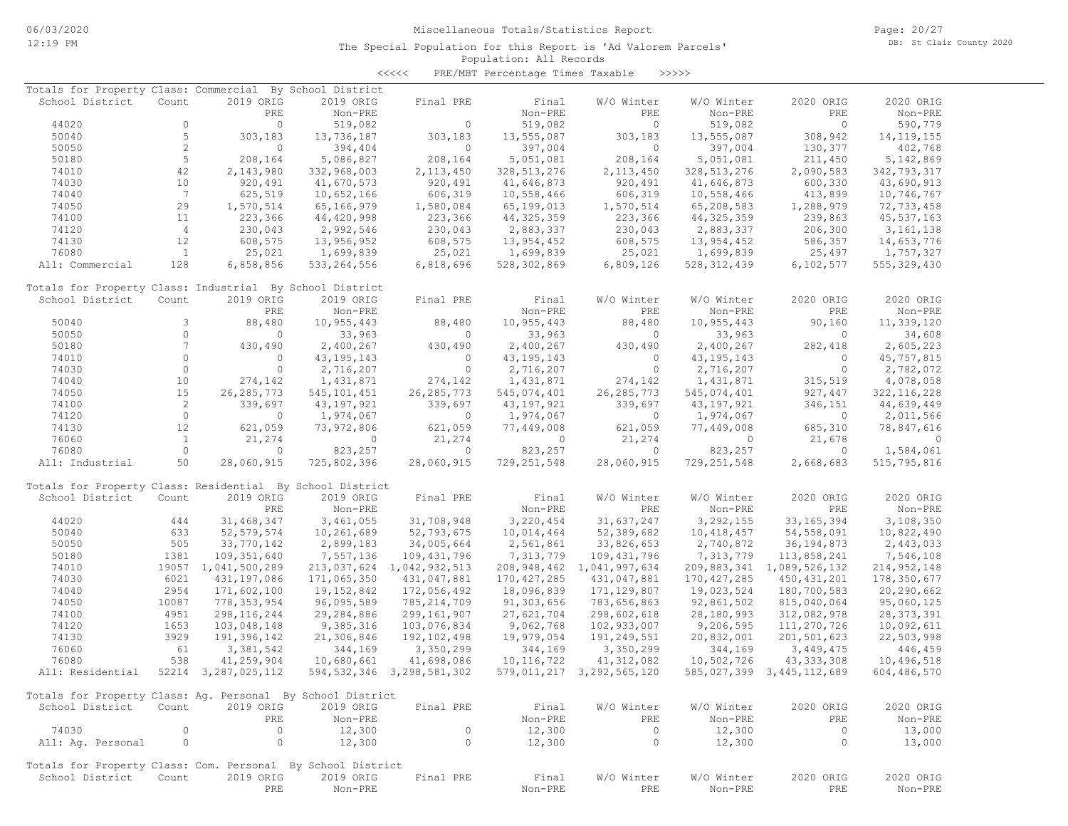Miscellaneous Totals/Statistics Report

The Special Population for this Report is 'Ad Valorem Parcels'

Population: All Records

<<<<< PRE/MBT Percentage Times Taxable >>>>>

Totals for Property Class: Commercial By School District

| School District | Count | 2019 ORIG PRE | 2019 ORIG Non-PRE | Final PRE | Final Non-PRE | W/O Winter PRE | W/O Winter Non-PRE | 2020 ORIG PRE | 2020 ORIG Non-PRE |
|---|---|---|---|---|---|---|---|---|---|
| 44020 | 0 | 0 | 519,082 | 0 | 519,082 | 0 | 519,082 | 0 | 590,779 |
| 50040 | 5 | 303,183 | 13,736,187 | 303,183 | 13,555,087 | 303,183 | 13,555,087 | 308,942 | 14,119,155 |
| 50050 | 2 | 0 | 394,404 | 0 | 397,004 | 0 | 397,004 | 130,377 | 402,768 |
| 50180 | 5 | 208,164 | 5,086,827 | 208,164 | 5,051,081 | 208,164 | 5,051,081 | 211,450 | 5,142,869 |
| 74010 | 42 | 2,143,980 | 332,968,003 | 2,113,450 | 328,513,276 | 2,113,450 | 328,513,276 | 2,090,583 | 342,793,317 |
| 74030 | 10 | 920,491 | 41,670,573 | 920,491 | 41,646,873 | 920,491 | 41,646,873 | 600,330 | 43,690,913 |
| 74040 | 7 | 625,519 | 10,652,166 | 606,319 | 10,558,466 | 606,319 | 10,558,466 | 413,899 | 10,746,767 |
| 74050 | 29 | 1,570,514 | 65,166,979 | 1,580,084 | 65,199,013 | 1,570,514 | 65,208,583 | 1,288,979 | 72,733,458 |
| 74100 | 11 | 223,366 | 44,420,998 | 223,366 | 44,325,359 | 223,366 | 44,325,359 | 239,863 | 45,537,163 |
| 74120 | 4 | 230,043 | 2,992,546 | 230,043 | 2,883,337 | 230,043 | 2,883,337 | 206,300 | 3,161,138 |
| 74130 | 12 | 608,575 | 13,956,952 | 608,575 | 13,954,452 | 608,575 | 13,954,452 | 586,357 | 14,653,776 |
| 76080 | 1 | 25,021 | 1,699,839 | 25,021 | 1,699,839 | 25,021 | 1,699,839 | 25,497 | 1,757,327 |
| All: Commercial | 128 | 6,858,856 | 533,264,556 | 6,818,696 | 528,302,869 | 6,809,126 | 528,312,439 | 6,102,577 | 555,329,430 |

Totals for Property Class: Industrial By School District

| School District | Count | 2019 ORIG PRE | 2019 ORIG Non-PRE | Final PRE | Final Non-PRE | W/O Winter PRE | W/O Winter Non-PRE | 2020 ORIG PRE | 2020 ORIG Non-PRE |
|---|---|---|---|---|---|---|---|---|---|
| 50040 | 3 | 88,480 | 10,955,443 | 88,480 | 10,955,443 | 88,480 | 10,955,443 | 90,160 | 11,339,120 |
| 50050 | 0 | 0 | 33,963 | 0 | 33,963 | 0 | 33,963 | 0 | 34,608 |
| 50180 | 7 | 430,490 | 2,400,267 | 430,490 | 2,400,267 | 430,490 | 2,400,267 | 282,418 | 2,605,223 |
| 74010 | 0 | 0 | 43,195,143 | 0 | 43,195,143 | 0 | 43,195,143 | 0 | 45,757,815 |
| 74030 | 0 | 0 | 2,716,207 | 0 | 2,716,207 | 0 | 2,716,207 | 0 | 2,782,072 |
| 74040 | 10 | 274,142 | 1,431,871 | 274,142 | 1,431,871 | 274,142 | 1,431,871 | 315,519 | 4,078,058 |
| 74050 | 15 | 26,285,773 | 545,101,451 | 26,285,773 | 545,074,401 | 26,285,773 | 545,074,401 | 927,447 | 322,116,228 |
| 74100 | 2 | 339,697 | 43,197,921 | 339,697 | 43,197,921 | 339,697 | 43,197,921 | 346,151 | 44,639,449 |
| 74120 | 0 | 0 | 1,974,067 | 0 | 1,974,067 | 0 | 1,974,067 | 0 | 2,011,566 |
| 74130 | 12 | 621,059 | 73,972,806 | 621,059 | 77,449,008 | 621,059 | 77,449,008 | 685,310 | 78,847,616 |
| 76060 | 1 | 21,274 | 0 | 21,274 | 0 | 21,274 | 0 | 21,678 | 0 |
| 76080 | 0 | 0 | 823,257 | 0 | 823,257 | 0 | 823,257 | 0 | 1,584,061 |
| All: Industrial | 50 | 28,060,915 | 725,802,396 | 28,060,915 | 729,251,548 | 28,060,915 | 729,251,548 | 2,668,683 | 515,795,816 |

Totals for Property Class: Residential By School District

| School District | Count | 2019 ORIG PRE | 2019 ORIG Non-PRE | Final PRE | Final Non-PRE | W/O Winter PRE | W/O Winter Non-PRE | 2020 ORIG PRE | 2020 ORIG Non-PRE |
|---|---|---|---|---|---|---|---|---|---|
| 44020 | 444 | 31,468,347 | 3,461,055 | 31,708,948 | 3,220,454 | 31,637,247 | 3,292,155 | 33,165,394 | 3,108,350 |
| 50040 | 633 | 52,579,574 | 10,261,689 | 52,793,675 | 10,014,464 | 52,389,682 | 10,418,457 | 54,558,091 | 10,822,490 |
| 50050 | 505 | 33,770,142 | 2,899,183 | 34,005,664 | 2,561,861 | 33,826,653 | 2,740,872 | 36,194,873 | 2,443,033 |
| 50180 | 1381 | 109,351,640 | 7,557,136 | 109,431,796 | 7,313,779 | 109,431,796 | 7,313,779 | 113,858,241 | 7,546,108 |
| 74010 | 19057 | 1,041,500,289 | 213,037,624 | 1,042,932,513 | 208,948,462 | 1,041,997,634 | 209,883,341 | 1,089,526,132 | 214,952,148 |
| 74030 | 6021 | 431,197,086 | 171,065,350 | 431,047,881 | 170,427,285 | 431,047,881 | 170,427,285 | 450,431,201 | 178,350,677 |
| 74040 | 2954 | 171,602,100 | 19,152,842 | 172,056,492 | 18,096,839 | 171,129,807 | 19,023,524 | 180,700,583 | 20,290,662 |
| 74050 | 10087 | 778,353,954 | 96,095,589 | 785,214,709 | 91,303,656 | 783,656,863 | 92,861,502 | 815,040,064 | 95,060,125 |
| 74100 | 4951 | 298,116,244 | 29,284,886 | 299,161,907 | 27,621,704 | 298,602,618 | 28,180,993 | 312,082,978 | 28,373,391 |
| 74120 | 1653 | 103,048,148 | 9,385,316 | 103,076,834 | 9,062,768 | 102,933,007 | 9,206,595 | 111,270,726 | 10,092,611 |
| 74130 | 3929 | 191,396,142 | 21,306,846 | 192,102,498 | 19,979,054 | 191,249,551 | 20,832,001 | 201,501,623 | 22,503,998 |
| 76060 | 61 | 3,381,542 | 344,169 | 3,350,299 | 344,169 | 3,350,299 | 344,169 | 3,449,475 | 446,459 |
| 76080 | 538 | 41,259,904 | 10,680,661 | 41,698,086 | 10,116,722 | 41,312,082 | 10,502,726 | 43,333,308 | 10,496,518 |
| All: Residential | 52214 | 3,287,025,112 | 594,532,346 | 3,298,581,302 | 579,011,217 | 3,292,565,120 | 585,027,399 | 3,445,112,689 | 604,486,570 |

Totals for Property Class: Ag. Personal By School District

| School District | Count | 2019 ORIG PRE | 2019 ORIG Non-PRE | Final PRE | Final Non-PRE | W/O Winter PRE | W/O Winter Non-PRE | 2020 ORIG PRE | 2020 ORIG Non-PRE |
|---|---|---|---|---|---|---|---|---|---|
| 74030 | 0 | 0 | 12,300 | 0 | 12,300 | 0 | 12,300 | 0 | 13,000 |
| All: Ag. Personal | 0 | 0 | 12,300 | 0 | 12,300 | 0 | 12,300 | 0 | 13,000 |

Totals for Property Class: Com. Personal By School District

| School District | Count | 2019 ORIG PRE | 2019 ORIG Non-PRE | Final PRE | Final Non-PRE | W/O Winter PRE | W/O Winter Non-PRE | 2020 ORIG PRE | 2020 ORIG Non-PRE |
|---|---|---|---|---|---|---|---|---|---|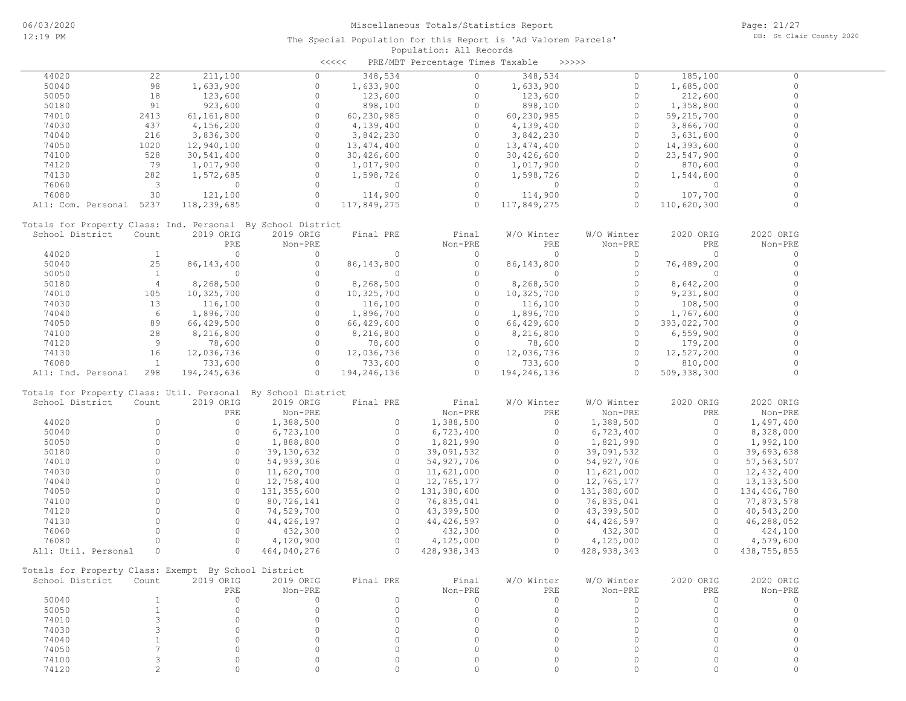Miscellaneous Totals/Statistics Report

The Special Population for this Report is 'Ad Valorem Parcels'

Population: All Records

<<<<< PRE/MBT Percentage Times Taxable >>>>>

| School District | Count | 2019 ORIG PRE | 2019 ORIG Non-PRE | Final PRE | Final Non-PRE | W/O Winter PRE | W/O Winter Non-PRE | 2020 ORIG PRE | 2020 ORIG Non-PRE |
|---|---|---|---|---|---|---|---|---|---|
| 44020 | 22 | 211,100 | 0 | 348,534 | 0 | 348,534 | 0 | 185,100 | 0 |
| 50040 | 98 | 1,633,900 | 0 | 1,633,900 | 0 | 1,633,900 | 0 | 1,685,000 | 0 |
| 50050 | 18 | 123,600 | 0 | 123,600 | 0 | 123,600 | 0 | 212,600 | 0 |
| 50180 | 91 | 923,600 | 0 | 898,100 | 0 | 898,100 | 0 | 1,358,800 | 0 |
| 74010 | 2413 | 61,161,800 | 0 | 60,230,985 | 0 | 60,230,985 | 0 | 59,215,700 | 0 |
| 74030 | 437 | 4,156,200 | 0 | 4,139,400 | 0 | 4,139,400 | 0 | 3,866,700 | 0 |
| 74040 | 216 | 3,836,300 | 0 | 3,842,230 | 0 | 3,842,230 | 0 | 3,631,800 | 0 |
| 74050 | 1020 | 12,940,100 | 0 | 13,474,400 | 0 | 13,474,400 | 0 | 14,393,600 | 0 |
| 74100 | 528 | 30,541,400 | 0 | 30,426,600 | 0 | 30,426,600 | 0 | 23,547,900 | 0 |
| 74120 | 79 | 1,017,900 | 0 | 1,017,900 | 0 | 1,017,900 | 0 | 870,600 | 0 |
| 74130 | 282 | 1,572,685 | 0 | 1,598,726 | 0 | 1,598,726 | 0 | 1,544,800 | 0 |
| 76060 | 3 | 0 | 0 | 0 | 0 | 0 | 0 | 0 | 0 |
| 76080 | 30 | 121,100 | 0 | 114,900 | 0 | 114,900 | 0 | 107,700 | 0 |
| All: Com. Personal | 5237 | 118,239,685 | 0 | 117,849,275 | 0 | 117,849,275 | 0 | 110,620,300 | 0 |

Totals for Property Class: Ind. Personal By School District

| School District | Count | 2019 ORIG PRE | 2019 ORIG Non-PRE | Final PRE | Final Non-PRE | W/O Winter PRE | W/O Winter Non-PRE | 2020 ORIG PRE | 2020 ORIG Non-PRE |
|---|---|---|---|---|---|---|---|---|---|
| 44020 | 1 | 0 | 0 | 0 | 0 | 0 | 0 | 0 | 0 |
| 50040 | 25 | 86,143,400 | 0 | 86,143,800 | 0 | 86,143,800 | 0 | 76,489,200 | 0 |
| 50050 | 1 | 0 | 0 | 0 | 0 | 0 | 0 | 0 | 0 |
| 50180 | 4 | 8,268,500 | 0 | 8,268,500 | 0 | 8,268,500 | 0 | 8,642,200 | 0 |
| 74010 | 105 | 10,325,700 | 0 | 10,325,700 | 0 | 10,325,700 | 0 | 9,231,800 | 0 |
| 74030 | 13 | 116,100 | 0 | 116,100 | 0 | 116,100 | 0 | 108,500 | 0 |
| 74040 | 6 | 1,896,700 | 0 | 1,896,700 | 0 | 1,896,700 | 0 | 1,767,600 | 0 |
| 74050 | 89 | 66,429,500 | 0 | 66,429,600 | 0 | 66,429,600 | 0 | 393,022,700 | 0 |
| 74100 | 28 | 8,216,800 | 0 | 8,216,800 | 0 | 8,216,800 | 0 | 6,559,900 | 0 |
| 74120 | 9 | 78,600 | 0 | 78,600 | 0 | 78,600 | 0 | 179,200 | 0 |
| 74130 | 16 | 12,036,736 | 0 | 12,036,736 | 0 | 12,036,736 | 0 | 12,527,200 | 0 |
| 76080 | 1 | 733,600 | 0 | 733,600 | 0 | 733,600 | 0 | 810,000 | 0 |
| All: Ind. Personal | 298 | 194,245,636 | 0 | 194,246,136 | 0 | 194,246,136 | 0 | 509,338,300 | 0 |

Totals for Property Class: Util. Personal By School District

| School District | Count | 2019 ORIG PRE | 2019 ORIG Non-PRE | Final PRE | Final Non-PRE | W/O Winter PRE | W/O Winter Non-PRE | 2020 ORIG PRE | 2020 ORIG Non-PRE |
|---|---|---|---|---|---|---|---|---|---|
| 44020 | 0 | 0 | 1,388,500 | 0 | 1,388,500 | 0 | 1,388,500 | 0 | 1,497,400 |
| 50040 | 0 | 0 | 6,723,100 | 0 | 6,723,400 | 0 | 6,723,400 | 0 | 8,328,000 |
| 50050 | 0 | 0 | 1,888,800 | 0 | 1,821,990 | 0 | 1,821,990 | 0 | 1,992,100 |
| 50180 | 0 | 0 | 39,130,632 | 0 | 39,091,532 | 0 | 39,091,532 | 0 | 39,693,638 |
| 74010 | 0 | 0 | 54,939,306 | 0 | 54,927,706 | 0 | 54,927,706 | 0 | 57,563,507 |
| 74030 | 0 | 0 | 11,620,700 | 0 | 11,621,000 | 0 | 11,621,000 | 0 | 12,432,400 |
| 74040 | 0 | 0 | 12,758,400 | 0 | 12,765,177 | 0 | 12,765,177 | 0 | 13,133,500 |
| 74050 | 0 | 0 | 131,355,600 | 0 | 131,380,600 | 0 | 131,380,600 | 0 | 134,406,780 |
| 74100 | 0 | 0 | 80,726,141 | 0 | 76,835,041 | 0 | 76,835,041 | 0 | 77,873,578 |
| 74120 | 0 | 0 | 74,529,700 | 0 | 43,399,500 | 0 | 43,399,500 | 0 | 40,543,200 |
| 74130 | 0 | 0 | 44,426,197 | 0 | 44,426,597 | 0 | 44,426,597 | 0 | 46,288,052 |
| 76060 | 0 | 0 | 432,300 | 0 | 432,300 | 0 | 432,300 | 0 | 424,100 |
| 76080 | 0 | 0 | 4,120,900 | 0 | 4,125,000 | 0 | 4,125,000 | 0 | 4,579,600 |
| All: Util. Personal | 0 | 0 | 464,040,276 | 0 | 428,938,343 | 0 | 428,938,343 | 0 | 438,755,855 |

Totals for Property Class: Exempt By School District

| School District | Count | 2019 ORIG PRE | 2019 ORIG Non-PRE | Final PRE | Final Non-PRE | W/O Winter PRE | W/O Winter Non-PRE | 2020 ORIG PRE | 2020 ORIG Non-PRE |
|---|---|---|---|---|---|---|---|---|---|
| 50040 | 1 | 0 | 0 | 0 | 0 | 0 | 0 | 0 | 0 |
| 50050 | 1 | 0 | 0 | 0 | 0 | 0 | 0 | 0 | 0 |
| 74010 | 3 | 0 | 0 | 0 | 0 | 0 | 0 | 0 | 0 |
| 74030 | 3 | 0 | 0 | 0 | 0 | 0 | 0 | 0 | 0 |
| 74040 | 1 | 0 | 0 | 0 | 0 | 0 | 0 | 0 | 0 |
| 74050 | 7 | 0 | 0 | 0 | 0 | 0 | 0 | 0 | 0 |
| 74100 | 3 | 0 | 0 | 0 | 0 | 0 | 0 | 0 | 0 |
| 74120 | 2 | 0 | 0 | 0 | 0 | 0 | 0 | 0 | 0 |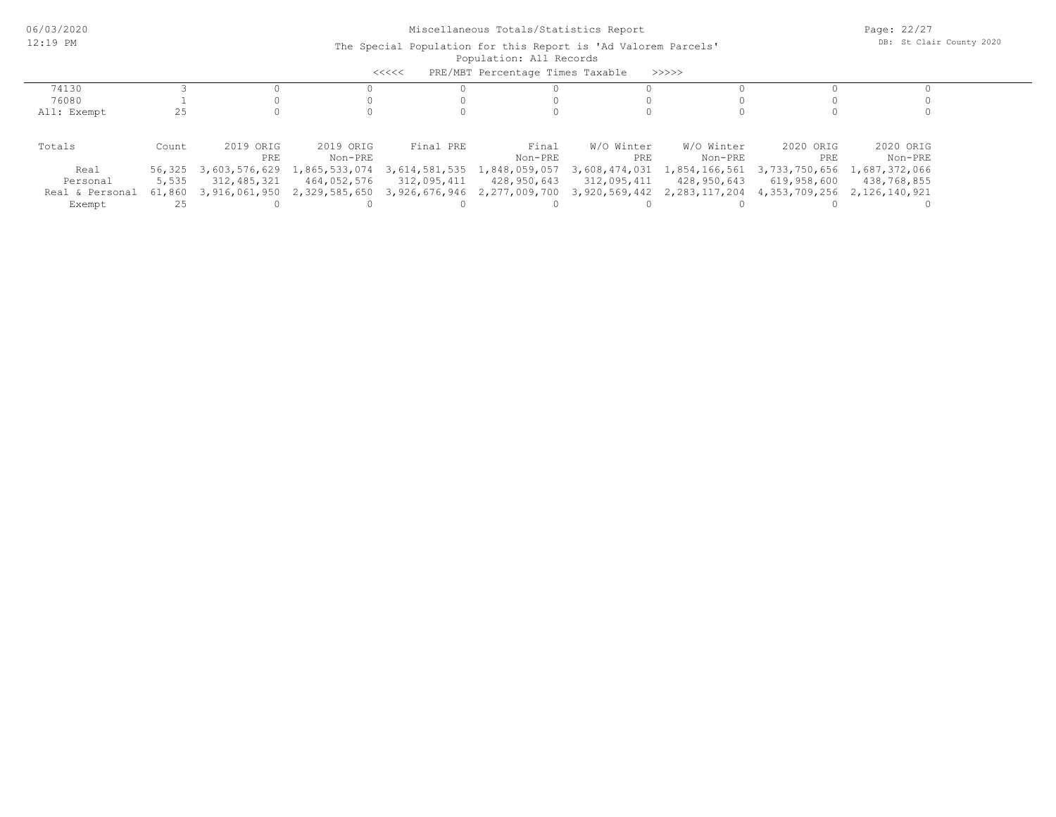Miscellaneous Totals/Statistics Report

The Special Population for this Report is 'Ad Valorem Parcels'

Population: All Records

<<<<< PRE/MBT Percentage Times Taxable >>>>>

| | | | | | | | | | |
|---|---|---|---|---|---|---|---|---|---|
| 74130 | 3 | 0 | 0 | 0 | 0 | 0 | 0 | 0 | 0 |
| 76080 | 1 | 0 | 0 | 0 | 0 | 0 | 0 | 0 | 0 |
| All: Exempt | 25 | 0 | 0 | 0 | 0 | 0 | 0 | 0 | 0 |

| Totals | Count | 2019 ORIG PRE | 2019 ORIG Non-PRE | Final PRE | Final Non-PRE | W/O Winter PRE | W/O Winter Non-PRE | 2020 ORIG PRE | 2020 ORIG Non-PRE |
|---|---|---|---|---|---|---|---|---|---|
| Real | 56,325 | 3,603,576,629 | 1,865,533,074 | 3,614,581,535 | 1,848,059,057 | 3,608,474,031 | 1,854,166,561 | 3,733,750,656 | 1,687,372,066 |
| Personal | 5,535 | 312,485,321 | 464,052,576 | 312,095,411 | 428,950,643 | 312,095,411 | 428,950,643 | 619,958,600 | 438,768,855 |
| Real & Personal | 61,860 | 3,916,061,950 | 2,329,585,650 | 3,926,676,946 | 2,277,009,700 | 3,920,569,442 | 2,283,117,204 | 4,353,709,256 | 2,126,140,921 |
| Exempt | 25 | 0 | 0 | 0 | 0 | 0 | 0 | 0 | 0 |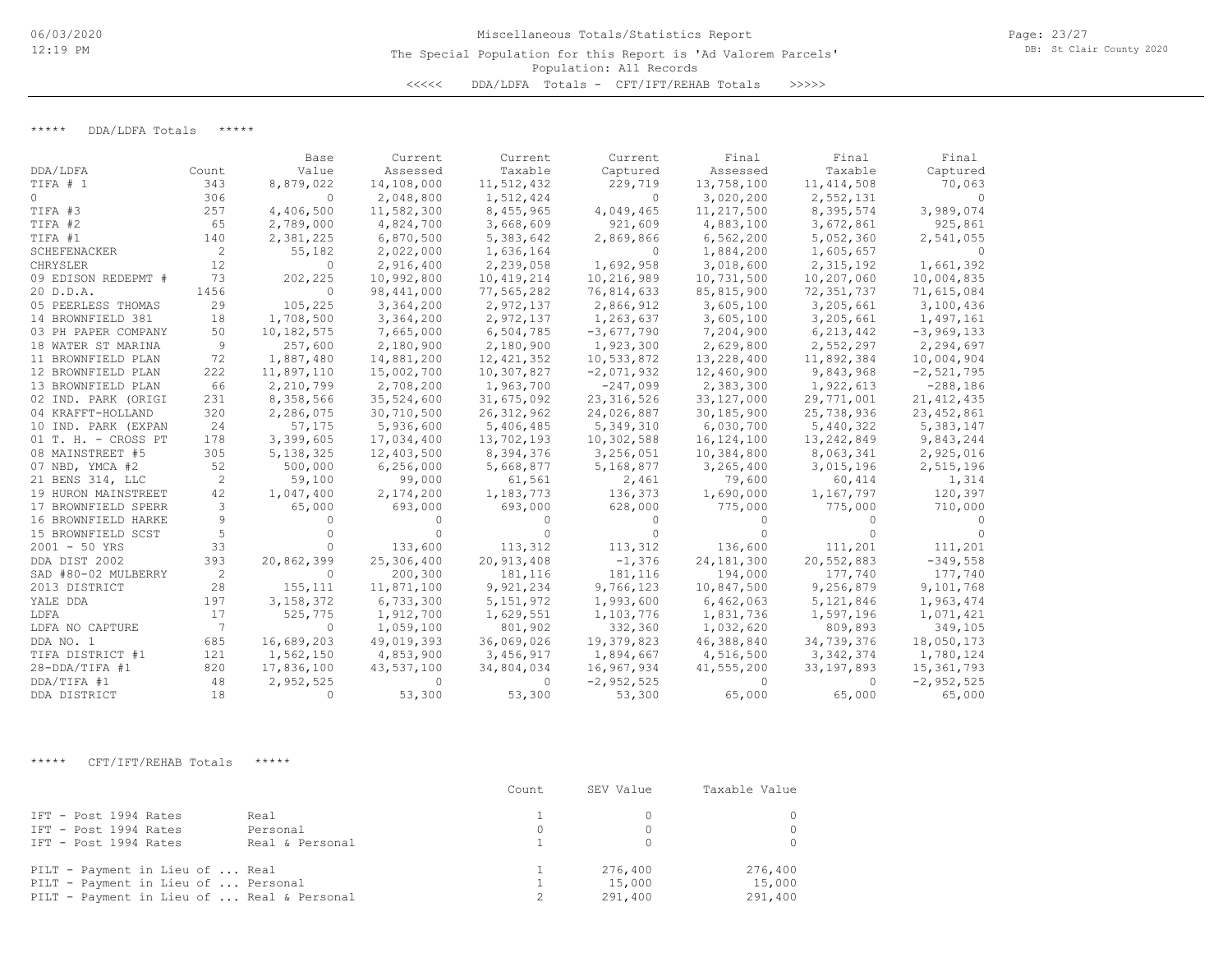Miscellaneous Totals/Statistics Report

The Special Population for this Report is 'Ad Valorem Parcels'

Population: All Records

<<<<< DDA/LDFA Totals - CFT/IFT/REHAB Totals >>>>>

***** DDA/LDFA Totals *****

| DDA/LDFA | Count | Base Value | Current Assessed | Current Taxable | Current Captured | Final Assessed | Final Taxable | Final Captured |
|---|---|---|---|---|---|---|---|---|
| TIFA # 1 | 343 | 8,879,022 | 14,108,000 | 11,512,432 | 229,719 | 13,758,100 | 11,414,508 | 70,063 |
| 0 | 306 | 0 | 2,048,800 | 1,512,424 | 0 | 3,020,200 | 2,552,131 | 0 |
| TIFA #3 | 257 | 4,406,500 | 11,582,300 | 8,455,965 | 4,049,465 | 11,217,500 | 8,395,574 | 3,989,074 |
| TIFA #2 | 65 | 2,789,000 | 4,824,700 | 3,668,609 | 921,609 | 4,883,100 | 3,672,861 | 925,861 |
| TIFA #1 | 140 | 2,381,225 | 6,870,500 | 5,383,642 | 2,869,866 | 6,562,200 | 5,052,360 | 2,541,055 |
| SCHEFENACKER | 2 | 55,182 | 2,022,000 | 1,636,164 | 0 | 1,884,200 | 1,605,657 | 0 |
| CHRYSLER | 12 | 0 | 2,916,400 | 2,239,058 | 1,692,958 | 3,018,600 | 2,315,192 | 1,661,392 |
| 09 EDISON REDEPMT # | 73 | 202,225 | 10,992,800 | 10,419,214 | 10,216,989 | 10,731,500 | 10,207,060 | 10,004,835 |
| 20 D.D.A. | 1456 | 0 | 98,441,000 | 77,565,282 | 76,814,633 | 85,815,900 | 72,351,737 | 71,615,084 |
| 05 PEERLESS THOMAS | 29 | 105,225 | 3,364,200 | 2,972,137 | 2,866,912 | 3,605,100 | 3,205,661 | 3,100,436 |
| 14 BROWNFIELD 381 | 18 | 1,708,500 | 3,364,200 | 2,972,137 | 1,263,637 | 3,605,100 | 3,205,661 | 1,497,161 |
| 03 PH PAPER COMPANY | 50 | 10,182,575 | 7,665,000 | 6,504,785 | -3,677,790 | 7,204,900 | 6,213,442 | -3,969,133 |
| 18 WATER ST MARINA | 9 | 257,600 | 2,180,900 | 2,180,900 | 1,923,300 | 2,629,800 | 2,552,297 | 2,294,697 |
| 11 BROWNFIELD PLAN | 72 | 1,887,480 | 14,881,200 | 12,421,352 | 10,533,872 | 13,228,400 | 11,892,384 | 10,004,904 |
| 12 BROWNFIELD PLAN | 222 | 11,897,110 | 15,002,700 | 10,307,827 | -2,071,932 | 12,460,900 | 9,843,968 | -2,521,795 |
| 13 BROWNFIELD PLAN | 66 | 2,210,799 | 2,708,200 | 1,963,700 | -247,099 | 2,383,300 | 1,922,613 | -288,186 |
| 02 IND. PARK (ORIGI | 231 | 8,358,566 | 35,524,600 | 31,675,092 | 23,316,526 | 33,127,000 | 29,771,001 | 21,412,435 |
| 04 KRAFFT-HOLLAND | 320 | 2,286,075 | 30,710,500 | 26,312,962 | 24,026,887 | 30,185,900 | 25,738,936 | 23,452,861 |
| 10 IND. PARK (EXPAN | 24 | 57,175 | 5,936,600 | 5,406,485 | 5,349,310 | 6,030,700 | 5,440,322 | 5,383,147 |
| 01 T. H. - CROSS PT | 178 | 3,399,605 | 17,034,400 | 13,702,193 | 10,302,588 | 16,124,100 | 13,242,849 | 9,843,244 |
| 08 MAINSTREET #5 | 305 | 5,138,325 | 12,403,500 | 8,394,376 | 3,256,051 | 10,384,800 | 8,063,341 | 2,925,016 |
| 07 NBD, YMCA #2 | 52 | 500,000 | 6,256,000 | 5,668,877 | 5,168,877 | 3,265,400 | 3,015,196 | 2,515,196 |
| 21 BENS 314, LLC | 2 | 59,100 | 99,000 | 61,561 | 2,461 | 79,600 | 60,414 | 1,314 |
| 19 HURON MAINSTREET | 42 | 1,047,400 | 2,174,200 | 1,183,773 | 136,373 | 1,690,000 | 1,167,797 | 120,397 |
| 17 BROWNFIELD SPERR | 3 | 65,000 | 693,000 | 693,000 | 628,000 | 775,000 | 775,000 | 710,000 |
| 16 BROWNFIELD HARKE | 9 | 0 | 0 | 0 | 0 | 0 | 0 | 0 |
| 15 BROWNFIELD SCST | 5 | 0 | 0 | 0 | 0 | 0 | 0 | 0 |
| 2001 - 50 YRS | 33 | 0 | 133,600 | 113,312 | 113,312 | 136,600 | 111,201 | 111,201 |
| DDA DIST 2002 | 393 | 20,862,399 | 25,306,400 | 20,913,408 | -1,376 | 24,181,300 | 20,552,883 | -349,558 |
| SAD #80-02 MULBERRY | 2 | 0 | 200,300 | 181,116 | 181,116 | 194,000 | 177,740 | 177,740 |
| 2013 DISTRICT | 28 | 155,111 | 11,871,100 | 9,921,234 | 9,766,123 | 10,847,500 | 9,256,879 | 9,101,768 |
| YALE DDA | 197 | 3,158,372 | 6,733,300 | 5,151,972 | 1,993,600 | 6,462,063 | 5,121,846 | 1,963,474 |
| LDFA | 17 | 525,775 | 1,912,700 | 1,629,551 | 1,103,776 | 1,831,736 | 1,597,196 | 1,071,421 |
| LDFA NO CAPTURE | 7 | 0 | 1,059,100 | 801,902 | 332,360 | 1,032,620 | 809,893 | 349,105 |
| DDA NO. 1 | 685 | 16,689,203 | 49,019,393 | 36,069,026 | 19,379,823 | 46,388,840 | 34,739,376 | 18,050,173 |
| TIFA DISTRICT #1 | 121 | 1,562,150 | 4,853,900 | 3,456,917 | 1,894,667 | 4,516,500 | 3,342,374 | 1,780,124 |
| 28-DDA/TIFA #1 | 820 | 17,836,100 | 43,537,100 | 34,804,034 | 16,967,934 | 41,555,200 | 33,197,893 | 15,361,793 |
| DDA/TIFA #1 | 48 | 2,952,525 | 0 | 0 | -2,952,525 | 0 | 0 | -2,952,525 |
| DDA DISTRICT | 18 | 0 | 53,300 | 53,300 | 53,300 | 65,000 | 65,000 | 65,000 |

***** CFT/IFT/REHAB Totals *****

| | | Count | SEV Value | Taxable Value |
|---|---|---|---|---|
| IFT - Post 1994 Rates | Real | 1 | 0 | 0 |
| IFT - Post 1994 Rates | Personal | 0 | 0 | 0 |
| IFT - Post 1994 Rates | Real & Personal | 1 | 0 | 0 |
| PILT - Payment in Lieu of ... | Real | 1 | 276,400 | 276,400 |
| PILT - Payment in Lieu of ... | Personal | 1 | 15,000 | 15,000 |
| PILT - Payment in Lieu of ... | Real & Personal | 2 | 291,400 | 291,400 |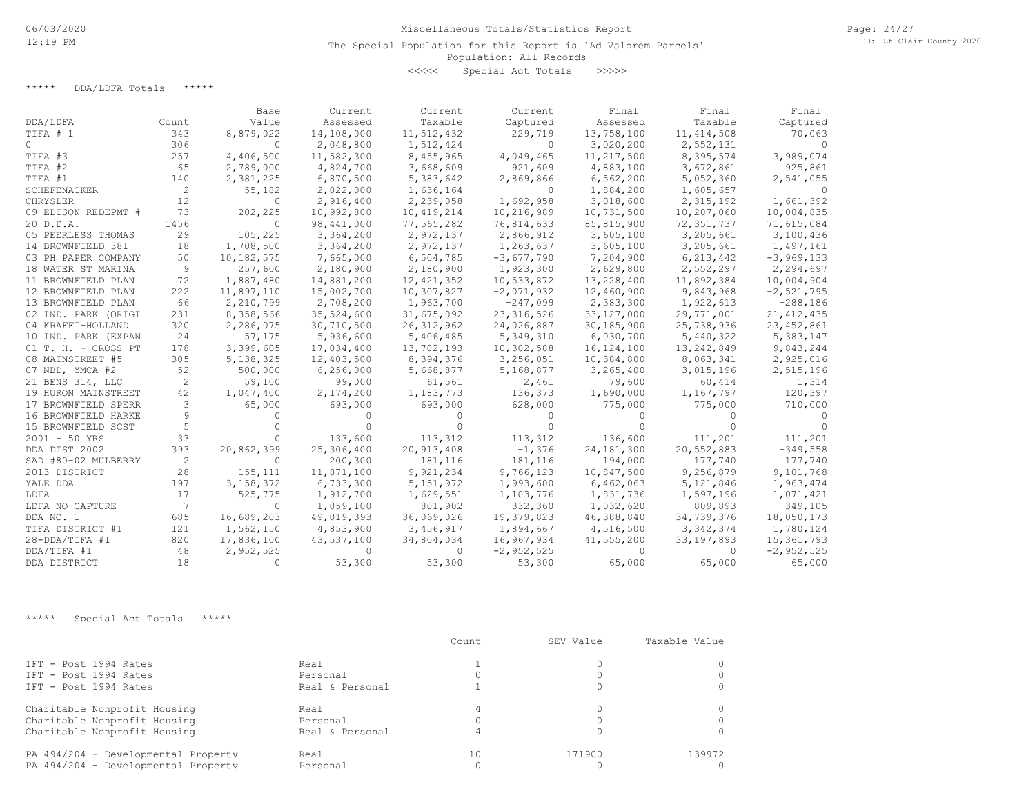Miscellaneous Totals/Statistics Report

The Special Population for this Report is 'Ad Valorem Parcels'

Population: All Records

<<<<< Special Act Totals >>>>>

***** DDA/LDFA Totals *****

| DDA/LDFA | Count | Base Value | Current Assessed | Current Taxable | Current Captured | Final Assessed | Final Taxable | Final Captured |
|---|---|---|---|---|---|---|---|---|
| TIFA # 1 | 343 | 8,879,022 | 14,108,000 | 11,512,432 | 229,719 | 13,758,100 | 11,414,508 | 70,063 |
| 0 | 306 | 0 | 2,048,800 | 1,512,424 | 0 | 3,020,200 | 2,552,131 | 0 |
| TIFA #3 | 257 | 4,406,500 | 11,582,300 | 8,455,965 | 4,049,465 | 11,217,500 | 8,395,574 | 3,989,074 |
| TIFA #2 | 65 | 2,789,000 | 4,824,700 | 3,668,609 | 921,609 | 4,883,100 | 3,672,861 | 925,861 |
| TIFA #1 | 140 | 2,381,225 | 6,870,500 | 5,383,642 | 2,869,866 | 6,562,200 | 5,052,360 | 2,541,055 |
| SCHEFENACKER | 2 | 55,182 | 2,022,000 | 1,636,164 | 0 | 1,884,200 | 1,605,657 | 0 |
| CHRYSLER | 12 | 0 | 2,916,400 | 2,239,058 | 1,692,958 | 3,018,600 | 2,315,192 | 1,661,392 |
| 09 EDISON REDEPMT # | 73 | 202,225 | 10,992,800 | 10,419,214 | 10,216,989 | 10,731,500 | 10,207,060 | 10,004,835 |
| 20 D.D.A. | 1456 | 0 | 98,441,000 | 77,565,282 | 76,814,633 | 85,815,900 | 72,351,737 | 71,615,084 |
| 05 PEERLESS THOMAS | 29 | 105,225 | 3,364,200 | 2,972,137 | 2,866,912 | 3,605,100 | 3,205,661 | 3,100,436 |
| 14 BROWNFIELD 381 | 18 | 1,708,500 | 3,364,200 | 2,972,137 | 1,263,637 | 3,605,100 | 3,205,661 | 1,497,161 |
| 03 PH PAPER COMPANY | 50 | 10,182,575 | 7,665,000 | 6,504,785 | -3,677,790 | 7,204,900 | 6,213,442 | -3,969,133 |
| 18 WATER ST MARINA | 9 | 257,600 | 2,180,900 | 2,180,900 | 1,923,300 | 2,629,800 | 2,552,297 | 2,294,697 |
| 11 BROWNFIELD PLAN | 72 | 1,887,480 | 14,881,200 | 12,421,352 | 10,533,872 | 13,228,400 | 11,892,384 | 10,004,904 |
| 12 BROWNFIELD PLAN | 222 | 11,897,110 | 15,002,700 | 10,307,827 | -2,071,932 | 12,460,900 | 9,843,968 | -2,521,795 |
| 13 BROWNFIELD PLAN | 66 | 2,210,799 | 2,708,200 | 1,963,700 | -247,099 | 2,383,300 | 1,922,613 | -288,186 |
| 02 IND. PARK (ORIGI | 231 | 8,358,566 | 35,524,600 | 31,675,092 | 23,316,526 | 33,127,000 | 29,771,001 | 21,412,435 |
| 04 KRAFFT-HOLLAND | 320 | 2,286,075 | 30,710,500 | 26,312,962 | 24,026,887 | 30,185,900 | 25,738,936 | 23,452,861 |
| 10 IND. PARK (EXPAN | 24 | 57,175 | 5,936,600 | 5,406,485 | 5,349,310 | 6,030,700 | 5,440,322 | 5,383,147 |
| 01 T. H. - CROSS PT | 178 | 3,399,605 | 17,034,400 | 13,702,193 | 10,302,588 | 16,124,100 | 13,242,849 | 9,843,244 |
| 08 MAINSTREET #5 | 305 | 5,138,325 | 12,403,500 | 8,394,376 | 3,256,051 | 10,384,800 | 8,063,341 | 2,925,016 |
| 07 NBD, YMCA #2 | 52 | 500,000 | 6,256,000 | 5,668,877 | 5,168,877 | 3,265,400 | 3,015,196 | 2,515,196 |
| 21 BENS 314, LLC | 2 | 59,100 | 99,000 | 61,561 | 2,461 | 79,600 | 60,414 | 1,314 |
| 19 HURON MAINSTREET | 42 | 1,047,400 | 2,174,200 | 1,183,773 | 136,373 | 1,690,000 | 1,167,797 | 120,397 |
| 17 BROWNFIELD SPERR | 3 | 65,000 | 693,000 | 693,000 | 628,000 | 775,000 | 775,000 | 710,000 |
| 16 BROWNFIELD HARKE | 9 | 0 | 0 | 0 | 0 | 0 | 0 | 0 |
| 15 BROWNFIELD SCST | 5 | 0 | 0 | 0 | 0 | 0 | 0 | 0 |
| 2001 - 50 YRS | 33 | 0 | 133,600 | 113,312 | 113,312 | 136,600 | 111,201 | 111,201 |
| DDA DIST 2002 | 393 | 20,862,399 | 25,306,400 | 20,913,408 | -1,376 | 24,181,300 | 20,552,883 | -349,558 |
| SAD #80-02 MULBERRY | 2 | 0 | 200,300 | 181,116 | 181,116 | 194,000 | 177,740 | 177,740 |
| 2013 DISTRICT | 28 | 155,111 | 11,871,100 | 9,921,234 | 9,766,123 | 10,847,500 | 9,256,879 | 9,101,768 |
| YALE DDA | 197 | 3,158,372 | 6,733,300 | 5,151,972 | 1,993,600 | 6,462,063 | 5,121,846 | 1,963,474 |
| LDFA | 17 | 525,775 | 1,912,700 | 1,629,551 | 1,103,776 | 1,831,736 | 1,597,196 | 1,071,421 |
| LDFA NO CAPTURE | 7 | 0 | 1,059,100 | 801,902 | 332,360 | 1,032,620 | 809,893 | 349,105 |
| DDA NO. 1 | 685 | 16,689,203 | 49,019,393 | 36,069,026 | 19,379,823 | 46,388,840 | 34,739,376 | 18,050,173 |
| TIFA DISTRICT #1 | 121 | 1,562,150 | 4,853,900 | 3,456,917 | 1,894,667 | 4,516,500 | 3,342,374 | 1,780,124 |
| 28-DDA/TIFA #1 | 820 | 17,836,100 | 43,537,100 | 34,804,034 | 16,967,934 | 41,555,200 | 33,197,893 | 15,361,793 |
| DDA/TIFA #1 | 48 | 2,952,525 | 0 | 0 | -2,952,525 | 0 | 0 | -2,952,525 |
| DDA DISTRICT | 18 | 0 | 53,300 | 53,300 | 53,300 | 65,000 | 65,000 | 65,000 |

***** Special Act Totals *****

| | | Count | SEV Value | Taxable Value |
|---|---|---|---|---|
| IFT - Post 1994 Rates | Real | 1 | 0 | 0 |
| IFT - Post 1994 Rates | Personal | 0 | 0 | 0 |
| IFT - Post 1994 Rates | Real & Personal | 1 | 0 | 0 |
| Charitable Nonprofit Housing | Real | 4 | 0 | 0 |
| Charitable Nonprofit Housing | Personal | 0 | 0 | 0 |
| Charitable Nonprofit Housing | Real & Personal | 4 | 0 | 0 |
| PA 494/204 - Developmental Property | Real | 10 | 171900 | 139972 |
| PA 494/204 - Developmental Property | Personal | 0 | 0 | 0 |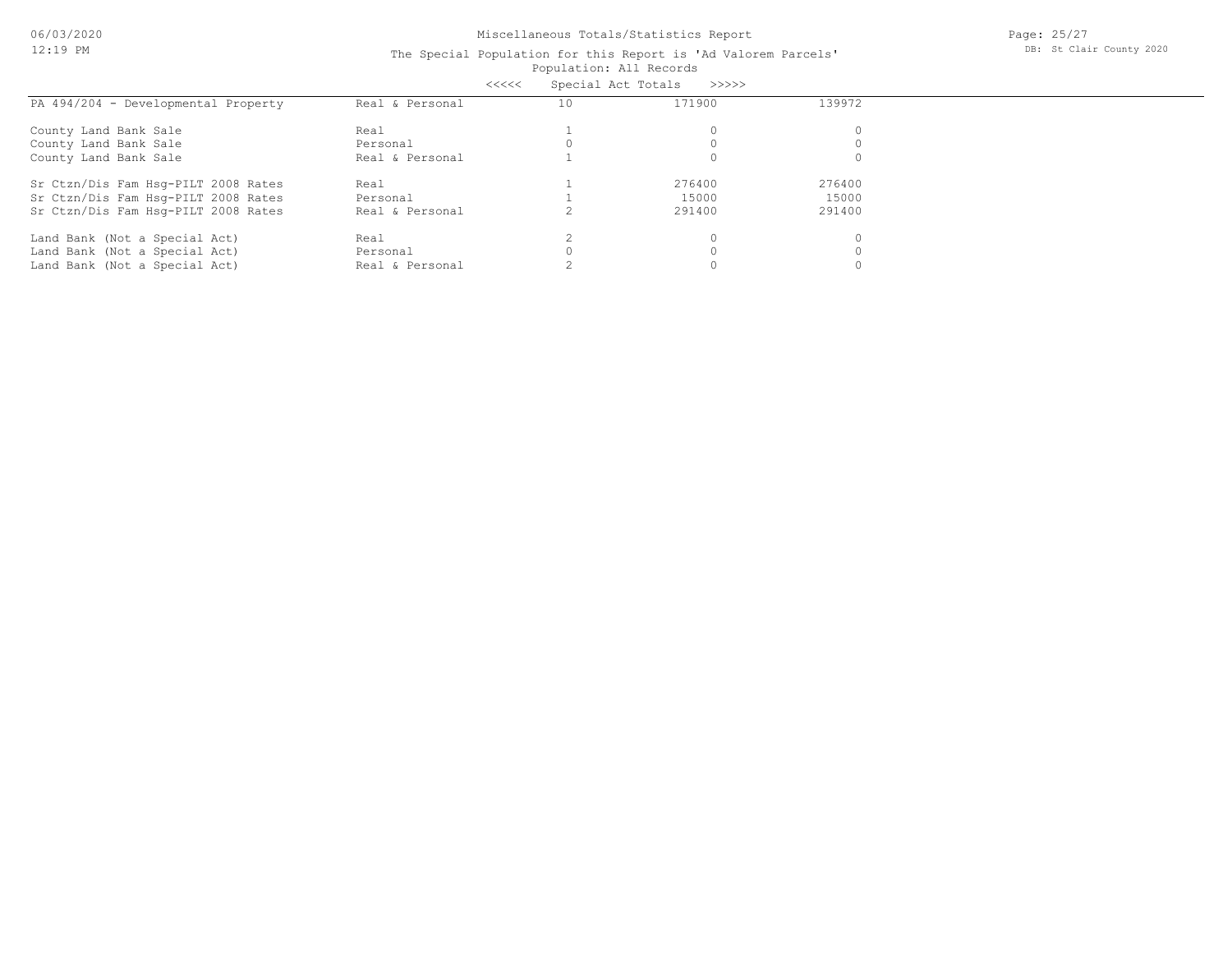# Miscellaneous Totals/Statistics Report

## The Special Population for this Report is 'Ad Valorem Parcels'

### Population: All Records

<<<<< Special Act Totals >>>>>

| | | | | |
|---|---|---|---|---|
| PA 494/204 - Developmental Property | Real & Personal | 10 | 171900 | 139972 |
| County Land Bank Sale | Real | 1 | 0 | 0 |
| County Land Bank Sale | Personal | 0 | 0 | 0 |
| County Land Bank Sale | Real & Personal | 1 | 0 | 0 |
| Sr Ctzn/Dis Fam Hsg-PILT 2008 Rates | Real | 1 | 276400 | 276400 |
| Sr Ctzn/Dis Fam Hsg-PILT 2008 Rates | Personal | 1 | 15000 | 15000 |
| Sr Ctzn/Dis Fam Hsg-PILT 2008 Rates | Real & Personal | 2 | 291400 | 291400 |
| Land Bank (Not a Special Act) | Real | 2 | 0 | 0 |
| Land Bank (Not a Special Act) | Personal | 0 | 0 | 0 |
| Land Bank (Not a Special Act) | Real & Personal | 2 | 0 | 0 |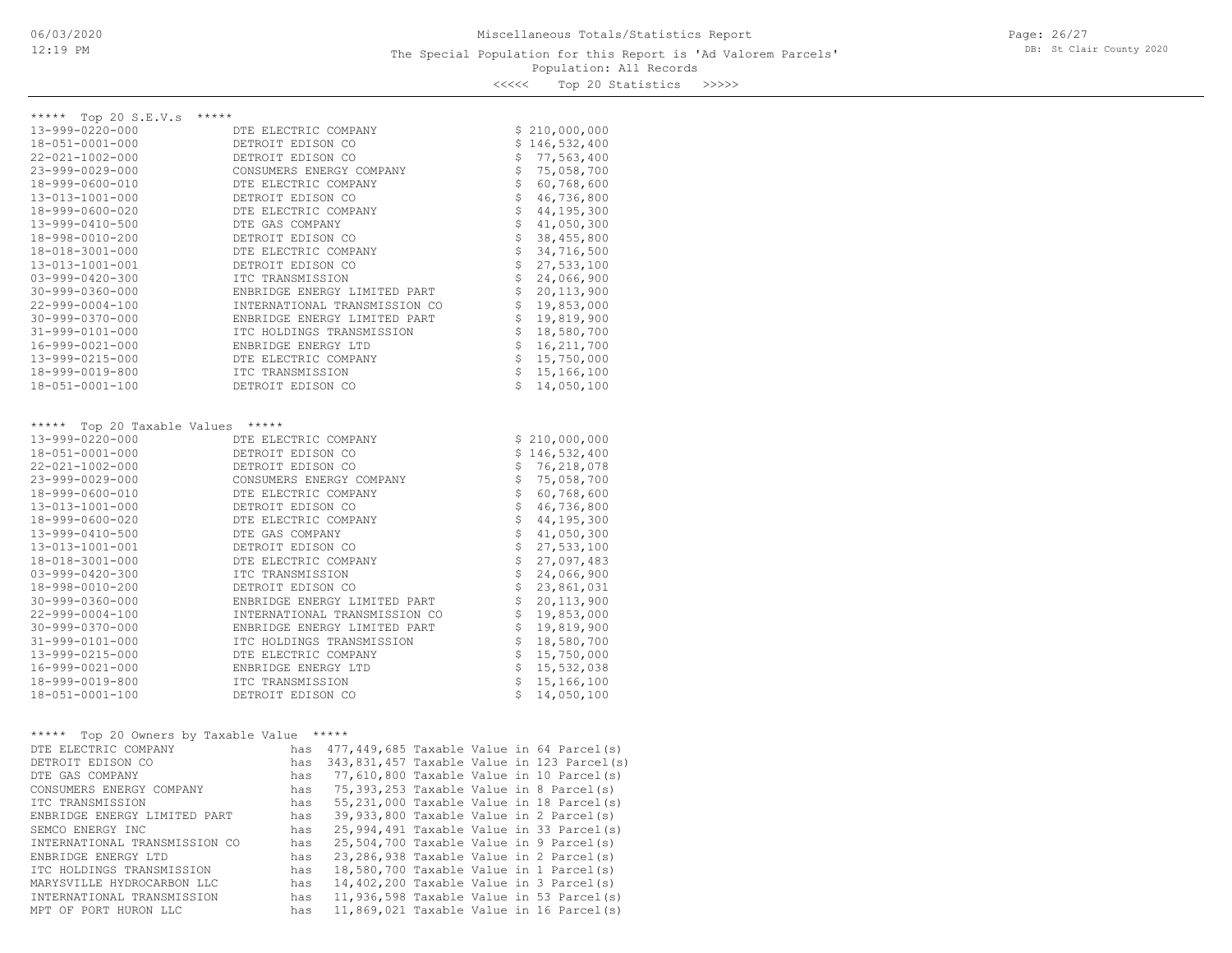Miscellaneous Totals/Statistics Report

The Special Population for this Report is 'Ad Valorem Parcels'

Population: All Records

<<<<< Top 20 Statistics >>>>>

***** Top 20 S.E.V.s *****

| Parcel | Owner | S.E.V. |
|---|---|---|
| 13-999-0220-000 | DTE ELECTRIC COMPANY | $ 210,000,000 |
| 18-051-0001-000 | DETROIT EDISON CO | $ 146,532,400 |
| 22-021-1002-000 | DETROIT EDISON CO | $ 77,563,400 |
| 23-999-0029-000 | CONSUMERS ENERGY COMPANY | $ 75,058,700 |
| 18-999-0600-010 | DTE ELECTRIC COMPANY | $ 60,768,600 |
| 13-013-1001-000 | DETROIT EDISON CO | $ 46,736,800 |
| 18-999-0600-020 | DTE ELECTRIC COMPANY | $ 44,195,300 |
| 13-999-0410-500 | DTE GAS COMPANY | $ 41,050,300 |
| 18-998-0010-200 | DETROIT EDISON CO | $ 38,455,800 |
| 18-018-3001-000 | DTE ELECTRIC COMPANY | $ 34,716,500 |
| 13-013-1001-001 | DETROIT EDISON CO | $ 27,533,100 |
| 03-999-0420-300 | ITC TRANSMISSION | $ 24,066,900 |
| 30-999-0360-000 | ENBRIDGE ENERGY LIMITED PART | $ 20,113,900 |
| 22-999-0004-100 | INTERNATIONAL TRANSMISSION CO | $ 19,853,000 |
| 30-999-0370-000 | ENBRIDGE ENERGY LIMITED PART | $ 19,819,900 |
| 31-999-0101-000 | ITC HOLDINGS TRANSMISSION | $ 18,580,700 |
| 16-999-0021-000 | ENBRIDGE ENERGY LTD | $ 16,211,700 |
| 13-999-0215-000 | DTE ELECTRIC COMPANY | $ 15,750,000 |
| 18-999-0019-800 | ITC TRANSMISSION | $ 15,166,100 |
| 18-051-0001-100 | DETROIT EDISON CO | $ 14,050,100 |

***** Top 20 Taxable Values *****

| Parcel | Owner | Taxable Value |
|---|---|---|
| 13-999-0220-000 | DTE ELECTRIC COMPANY | $ 210,000,000 |
| 18-051-0001-000 | DETROIT EDISON CO | $ 146,532,400 |
| 22-021-1002-000 | DETROIT EDISON CO | $ 76,218,078 |
| 23-999-0029-000 | CONSUMERS ENERGY COMPANY | $ 75,058,700 |
| 18-999-0600-010 | DTE ELECTRIC COMPANY | $ 60,768,600 |
| 13-013-1001-000 | DETROIT EDISON CO | $ 46,736,800 |
| 18-999-0600-020 | DTE ELECTRIC COMPANY | $ 44,195,300 |
| 13-999-0410-500 | DTE GAS COMPANY | $ 41,050,300 |
| 13-013-1001-001 | DETROIT EDISON CO | $ 27,533,100 |
| 18-018-3001-000 | DTE ELECTRIC COMPANY | $ 27,097,483 |
| 03-999-0420-300 | ITC TRANSMISSION | $ 24,066,900 |
| 18-998-0010-200 | DETROIT EDISON CO | $ 23,861,031 |
| 30-999-0360-000 | ENBRIDGE ENERGY LIMITED PART | $ 20,113,900 |
| 22-999-0004-100 | INTERNATIONAL TRANSMISSION CO | $ 19,853,000 |
| 30-999-0370-000 | ENBRIDGE ENERGY LIMITED PART | $ 19,819,900 |
| 31-999-0101-000 | ITC HOLDINGS TRANSMISSION | $ 18,580,700 |
| 13-999-0215-000 | DTE ELECTRIC COMPANY | $ 15,750,000 |
| 16-999-0021-000 | ENBRIDGE ENERGY LTD | $ 15,532,038 |
| 18-999-0019-800 | ITC TRANSMISSION | $ 15,166,100 |
| 18-051-0001-100 | DETROIT EDISON CO | $ 14,050,100 |

***** Top 20 Owners by Taxable Value *****

```
DTE ELECTRIC COMPANY            has  477,449,685 Taxable Value in 64 Parcel(s)
DETROIT EDISON CO               has  343,831,457 Taxable Value in 123 Parcel(s)
DTE GAS COMPANY                 has   77,610,800 Taxable Value in 10 Parcel(s)
CONSUMERS ENERGY COMPANY        has   75,393,253 Taxable Value in 8 Parcel(s)
ITC TRANSMISSION                has   55,231,000 Taxable Value in 18 Parcel(s)
ENBRIDGE ENERGY LIMITED PART    has   39,933,800 Taxable Value in 2 Parcel(s)
SEMCO ENERGY INC                has   25,994,491 Taxable Value in 33 Parcel(s)
INTERNATIONAL TRANSMISSION CO   has   25,504,700 Taxable Value in 9 Parcel(s)
ENBRIDGE ENERGY LTD             has   23,286,938 Taxable Value in 2 Parcel(s)
ITC HOLDINGS TRANSMISSION       has   18,580,700 Taxable Value in 1 Parcel(s)
MARYSVILLE HYDROCARBON LLC      has   14,402,200 Taxable Value in 3 Parcel(s)
INTERNATIONAL TRANSMISSION      has   11,936,598 Taxable Value in 53 Parcel(s)
MPT OF PORT HURON LLC           has   11,869,021 Taxable Value in 16 Parcel(s)
```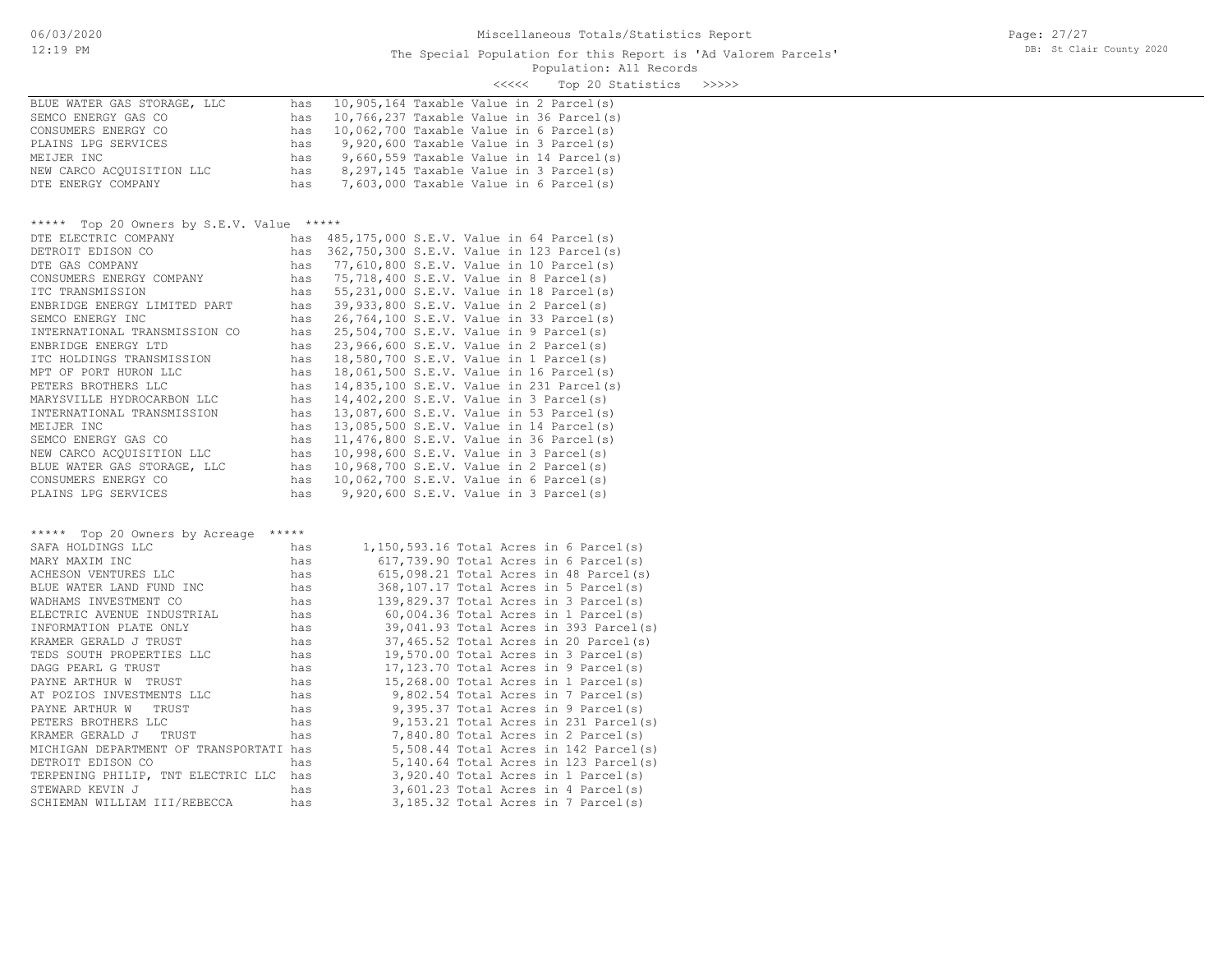Miscellaneous Totals/Statistics Report

The Special Population for this Report is 'Ad Valorem Parcels'

Population: All Records

<<<<< Top 20 Statistics >>>>>

```
BLUE WATER GAS STORAGE, LLC        has   10,905,164 Taxable Value in 2 Parcel(s)
SEMCO ENERGY GAS CO                has   10,766,237 Taxable Value in 36 Parcel(s)
CONSUMERS ENERGY CO                has   10,062,700 Taxable Value in 6 Parcel(s)
PLAINS LPG SERVICES                has    9,920,600 Taxable Value in 3 Parcel(s)
MEIJER INC                         has    9,660,559 Taxable Value in 14 Parcel(s)
NEW CARCO ACQUISITION LLC          has    8,297,145 Taxable Value in 3 Parcel(s)
DTE ENERGY COMPANY                 has    7,603,000 Taxable Value in 6 Parcel(s)
```

```
***** Top 20 Owners by S.E.V. Value *****
DTE ELECTRIC COMPANY               has  485,175,000 S.E.V. Value in 64 Parcel(s)
DETROIT EDISON CO                  has  362,750,300 S.E.V. Value in 123 Parcel(s)
DTE GAS COMPANY                    has   77,610,800 S.E.V. Value in 10 Parcel(s)
CONSUMERS ENERGY COMPANY           has   75,718,400 S.E.V. Value in 8 Parcel(s)
ITC TRANSMISSION                   has   55,231,000 S.E.V. Value in 18 Parcel(s)
ENBRIDGE ENERGY LIMITED PART       has   39,933,800 S.E.V. Value in 2 Parcel(s)
SEMCO ENERGY INC                   has   26,764,100 S.E.V. Value in 33 Parcel(s)
INTERNATIONAL TRANSMISSION CO      has   25,504,700 S.E.V. Value in 9 Parcel(s)
ENBRIDGE ENERGY LTD                has   23,966,600 S.E.V. Value in 2 Parcel(s)
ITC HOLDINGS TRANSMISSION          has   18,580,700 S.E.V. Value in 1 Parcel(s)
MPT OF PORT HURON LLC              has   18,061,500 S.E.V. Value in 16 Parcel(s)
PETERS BROTHERS LLC                has   14,835,100 S.E.V. Value in 231 Parcel(s)
MARYSVILLE HYDROCARBON LLC         has   14,402,200 S.E.V. Value in 3 Parcel(s)
INTERNATIONAL TRANSMISSION         has   13,087,600 S.E.V. Value in 53 Parcel(s)
MEIJER INC                         has   13,085,500 S.E.V. Value in 14 Parcel(s)
SEMCO ENERGY GAS CO                has   11,476,800 S.E.V. Value in 36 Parcel(s)
NEW CARCO ACQUISITION LLC          has   10,998,600 S.E.V. Value in 3 Parcel(s)
BLUE WATER GAS STORAGE, LLC        has   10,968,700 S.E.V. Value in 2 Parcel(s)
CONSUMERS ENERGY CO                has   10,062,700 S.E.V. Value in 6 Parcel(s)
PLAINS LPG SERVICES                has    9,920,600 S.E.V. Value in 3 Parcel(s)
```

```
***** Top 20 Owners by Acreage *****
SAFA HOLDINGS LLC                      has      1,150,593.16 Total Acres in 6 Parcel(s)
MARY MAXIM INC                         has        617,739.90 Total Acres in 6 Parcel(s)
ACHESON VENTURES LLC                   has        615,098.21 Total Acres in 48 Parcel(s)
BLUE WATER LAND FUND INC               has        368,107.17 Total Acres in 5 Parcel(s)
WADHAMS INVESTMENT CO                  has        139,829.37 Total Acres in 3 Parcel(s)
ELECTRIC AVENUE INDUSTRIAL             has         60,004.36 Total Acres in 1 Parcel(s)
INFORMATION PLATE ONLY                 has         39,041.93 Total Acres in 393 Parcel(s)
KRAMER GERALD J TRUST                  has         37,465.52 Total Acres in 20 Parcel(s)
TEDS SOUTH PROPERTIES LLC              has         19,570.00 Total Acres in 3 Parcel(s)
DAGG PEARL G TRUST                     has         17,123.70 Total Acres in 9 Parcel(s)
PAYNE ARTHUR W  TRUST                  has         15,268.00 Total Acres in 1 Parcel(s)
AT POZIOS INVESTMENTS LLC              has          9,802.54 Total Acres in 7 Parcel(s)
PAYNE ARTHUR W   TRUST                 has          9,395.37 Total Acres in 9 Parcel(s)
PETERS BROTHERS LLC                    has          9,153.21 Total Acres in 231 Parcel(s)
KRAMER GERALD J   TRUST                has          7,840.80 Total Acres in 2 Parcel(s)
MICHIGAN DEPARTMENT OF TRANSPORTATI has          5,508.44 Total Acres in 142 Parcel(s)
DETROIT EDISON CO                      has          5,140.64 Total Acres in 123 Parcel(s)
TERPENING PHILIP, TNT ELECTRIC LLC  has          3,920.40 Total Acres in 1 Parcel(s)
STEWARD KEVIN J                        has          3,601.23 Total Acres in 4 Parcel(s)
SCHIEMAN WILLIAM III/REBECCA           has          3,185.32 Total Acres in 7 Parcel(s)
```